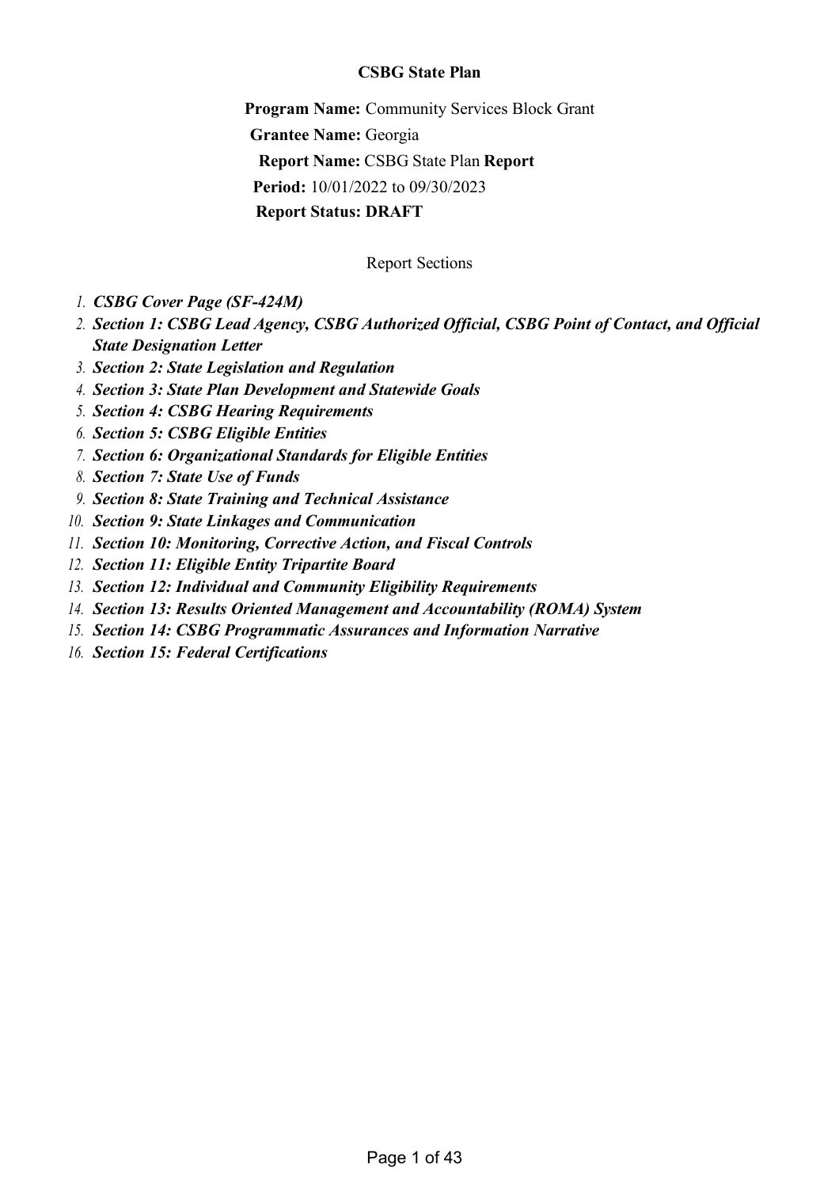# CSBG State Plan

**Program Name:** Community Services Block Grant
**Grantee Name:** Georgia
**Report Name:** CSBG State Plan **Report**
**Period:** 10/01/2022 to 09/30/2023
**Report Status: DRAFT**

Report Sections

1. ***CSBG Cover Page (SF-424M)***
2. ***Section 1: CSBG Lead Agency, CSBG Authorized Official, CSBG Point of Contact, and Official State Designation Letter***
3. ***Section 2: State Legislation and Regulation***
4. ***Section 3: State Plan Development and Statewide Goals***
5. ***Section 4: CSBG Hearing Requirements***
6. ***Section 5: CSBG Eligible Entities***
7. ***Section 6: Organizational Standards for Eligible Entities***
8. ***Section 7: State Use of Funds***
9. ***Section 8: State Training and Technical Assistance***
10. ***Section 9: State Linkages and Communication***
11. ***Section 10: Monitoring, Corrective Action, and Fiscal Controls***
12. ***Section 11: Eligible Entity Tripartite Board***
13. ***Section 12: Individual and Community Eligibility Requirements***
14. ***Section 13: Results Oriented Management and Accountability (ROMA) System***
15. ***Section 14: CSBG Programmatic Assurances and Information Narrative***
16. ***Section 15: Federal Certifications***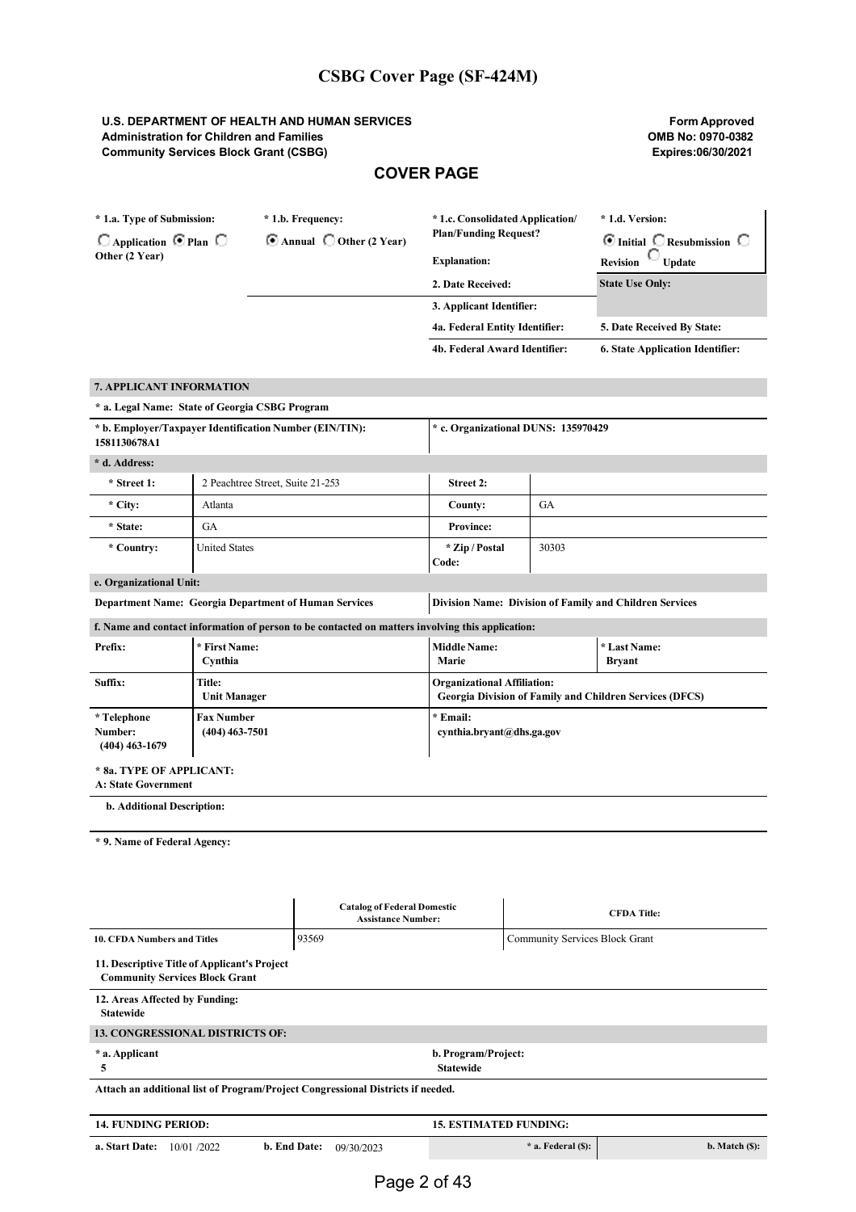# CSBG Cover Page (SF-424M)

**U.S. DEPARTMENT OF HEALTH AND HUMAN SERVICES**
**Administration for Children and Families**
**Community Services Block Grant (CSBG)**

**Form Approved**
**OMB No: 0970-0382**
**Expires:06/30/2021**

## COVER PAGE

| * 1.a. Type of Submission: | * 1.b. Frequency: | * 1.c. Consolidated Application/ Plan/Funding Request? | * 1.d. Version: |
|---|---|---|---|
| ◯ Application ◉ Plan ◯ Other (2 Year) | ◉ Annual ◯ Other (2 Year) | Explanation: | ◉ Initial ◯ Resubmission ◯ Revision ◯ Update |
| | | 2. Date Received: | State Use Only: |
| | | 3. Applicant Identifier: | |
| | | 4a. Federal Entity Identifier: | 5. Date Received By State: |
| | | 4b. Federal Award Identifier: | 6. State Application Identifier: |

**7. APPLICANT INFORMATION**

**\* a. Legal Name: State of Georgia CSBG Program**

| * b. Employer/Taxpayer Identification Number (EIN/TIN): 1581130678A1 | * c. Organizational DUNS: 135970429 |
|---|---|

**\* d. Address:**

| | | | |
|---|---|---|---|
| * Street 1: | 2 Peachtree Street, Suite 21-253 | Street 2: | |
| * City: | Atlanta | County: | GA |
| * State: | GA | Province: | |
| * Country: | United States | * Zip / Postal Code: | 30303 |

**e. Organizational Unit:**

| Department Name: Georgia Department of Human Services | Division Name: Division of Family and Children Services |
|---|---|

**f. Name and contact information of person to be contacted on matters involving this application:**

| Prefix: | * First Name: Cynthia | Middle Name: Marie | * Last Name: Bryant |
|---|---|---|---|
| Suffix: | Title: Unit Manager | Organizational Affiliation: Georgia Division of Family and Children Services (DFCS) | |
| * Telephone Number: (404) 463-1679 | Fax Number (404) 463-7501 | * Email: cynthia.bryant@dhs.ga.gov | |

**\* 8a. TYPE OF APPLICANT:**
**A: State Government**

**b. Additional Description:**

**\* 9. Name of Federal Agency:**

| | Catalog of Federal Domestic Assistance Number: | CFDA Title: |
|---|---|---|
| 10. CFDA Numbers and Titles | 93569 | Community Services Block Grant |

**11. Descriptive Title of Applicant's Project**
**Community Services Block Grant**

**12. Areas Affected by Funding:**
**Statewide**

**13. CONGRESSIONAL DISTRICTS OF:**

| * a. Applicant | b. Program/Project: |
|---|---|
| 5 | Statewide |

**Attach an additional list of Program/Project Congressional Districts if needed.**

| 14. FUNDING PERIOD: | | 15. ESTIMATED FUNDING: | |
|---|---|---|---|
| a. Start Date: 10/01 /2022 | b. End Date: 09/30/2023 | * a. Federal ($): | b. Match ($): |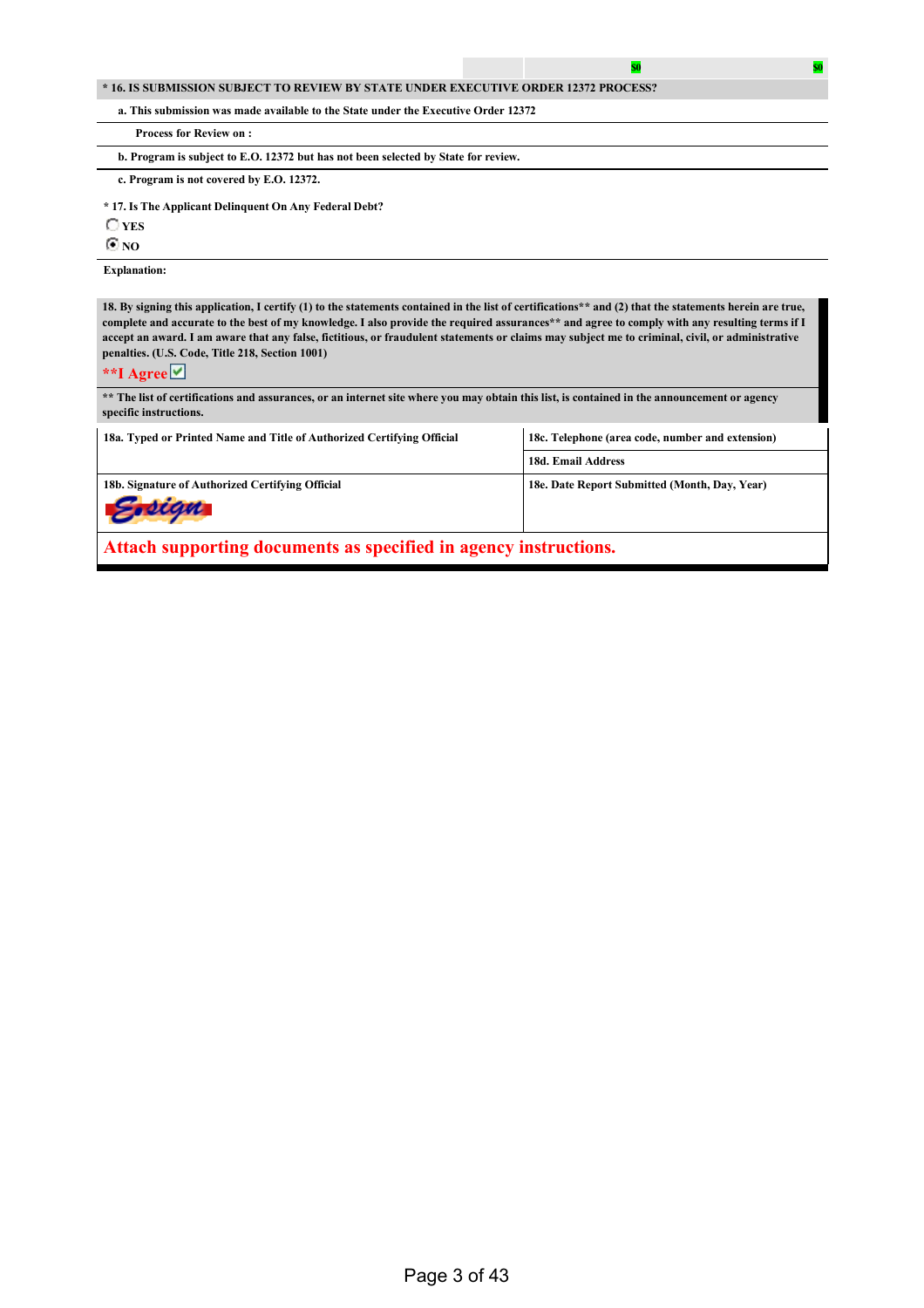| | | $0 | $0 |
|---|---|---|---|

**\* 16. IS SUBMISSION SUBJECT TO REVIEW BY STATE UNDER EXECUTIVE ORDER 12372 PROCESS?**

**a. This submission was made available to the State under the Executive Order 12372**

**Process for Review on :**

**b. Program is subject to E.O. 12372 but has not been selected by State for review.**

**c. Program is not covered by E.O. 12372.**

**\* 17. Is The Applicant Delinquent On Any Federal Debt?**

○ YES

◉ NO

**Explanation:**

**18. By signing this application, I certify (1) to the statements contained in the list of certifications\*\* and (2) that the statements herein are true, complete and accurate to the best of my knowledge. I also provide the required assurances\*\* and agree to comply with any resulting terms if I accept an award. I am aware that any false, fictitious, or fraudulent statements or claims may subject me to criminal, civil, or administrative penalties. (U.S. Code, Title 218, Section 1001)**

**\*\*I Agree** ☑

**\*\* The list of certifications and assurances, or an internet site where you may obtain this list, is contained in the announcement or agency specific instructions.**

| 18a. Typed or Printed Name and Title of Authorized Certifying Official | 18c. Telephone (area code, number and extension) |
|---|---|
| | 18d. Email Address |
| 18b. Signature of Authorized Certifying Official<br>E-sign | 18e. Date Report Submitted (Month, Day, Year) |

**Attach supporting documents as specified in agency instructions.**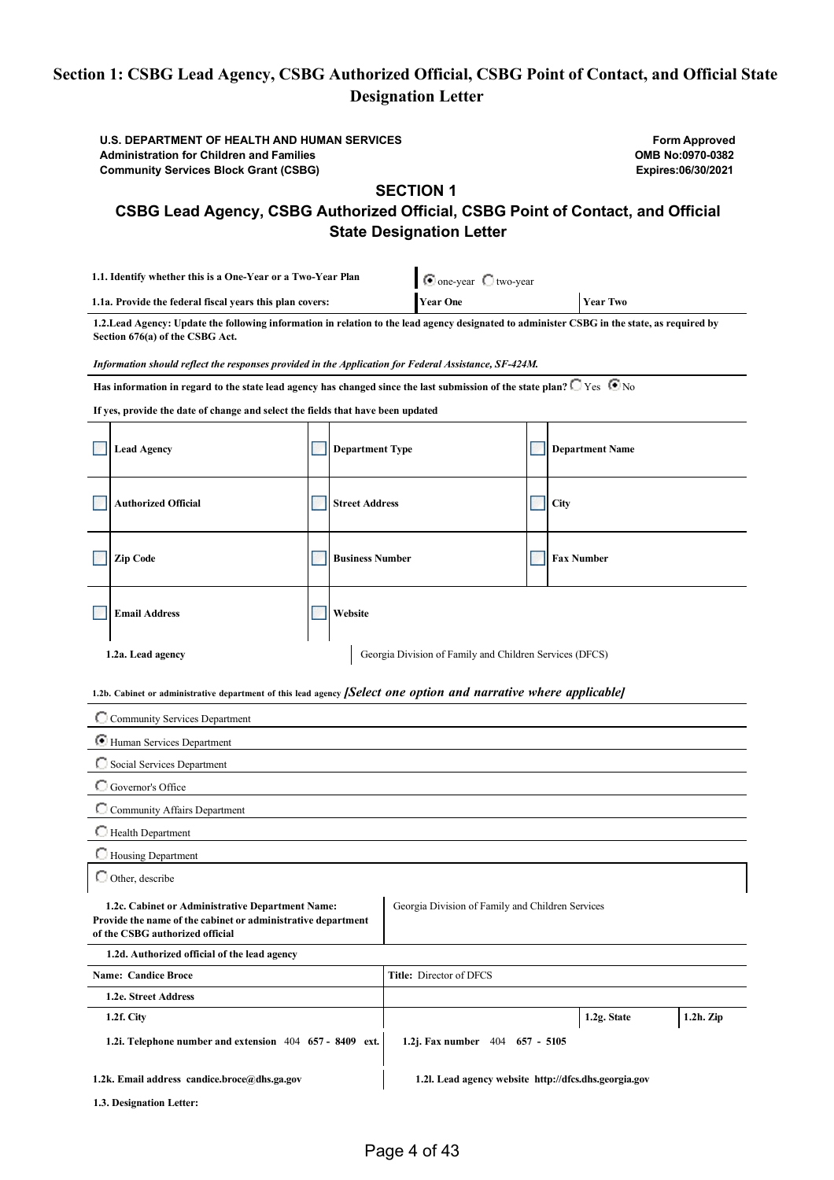## Section 1: CSBG Lead Agency, CSBG Authorized Official, CSBG Point of Contact, and Official State Designation Letter

**U.S. DEPARTMENT OF HEALTH AND HUMAN SERVICES**
**Administration for Children and Families**
**Community Services Block Grant (CSBG)**

**Form Approved**
**OMB No:0970-0382**
**Expires:06/30/2021**

### SECTION 1

### CSBG Lead Agency, CSBG Authorized Official, CSBG Point of Contact, and Official State Designation Letter

| | | |
|---|---|---|
| **1.1. Identify whether this is a One-Year or a Two-Year Plan** | ◉ one-year ○ two-year | |
| **1.1a. Provide the federal fiscal years this plan covers:** | **Year One** | **Year Two** |

**1.2.Lead Agency: Update the following information in relation to the lead agency designated to administer CSBG in the state, as required by Section 676(a) of the CSBG Act.**

***Information should reflect the responses provided in the Application for Federal Assistance, SF-424M.***

**Has information in regard to the state lead agency has changed since the last submission of the state plan?** ○ Yes ◉ No

**If yes, provide the date of change and select the fields that have been updated**

| | | |
|---|---|---|
| ☐ **Lead Agency** | ☐ **Department Type** | ☐ **Department Name** |
| ☐ **Authorized Official** | ☐ **Street Address** | ☐ **City** |
| ☐ **Zip Code** | ☐ **Business Number** | ☐ **Fax Number** |
| ☐ **Email Address** | ☐ **Website** | |

**1.2a. Lead agency**: Georgia Division of Family and Children Services (DFCS)

**1.2b. Cabinet or administrative department of this lead agency** ***[Select one option and narrative where applicable]***

- ○ Community Services Department
- ◉ Human Services Department
- ○ Social Services Department
- ○ Governor's Office
- ○ Community Affairs Department
- ○ Health Department
- ○ Housing Department
- ○ Other, describe

| | | | |
|---|---|---|---|
| **1.2c. Cabinet or Administrative Department Name: Provide the name of the cabinet or administrative department of the CSBG authorized official** | Georgia Division of Family and Children Services | | |
| **1.2d. Authorized official of the lead agency** | | | |
| **Name: Candice Broce** | **Title:** Director of DFCS | | |
| **1.2e. Street Address** | | | |
| **1.2f. City** | | **1.2g. State** | **1.2h. Zip** |
| **1.2i. Telephone number and extension** 404 **657 - 8409 ext.** | **1.2j. Fax number** 404 **657 - 5105** | | |
| **1.2k. Email address candice.broce@dhs.ga.gov** | **1.2l. Lead agency website http://dfcs.dhs.georgia.gov** | | |

**1.3. Designation Letter:**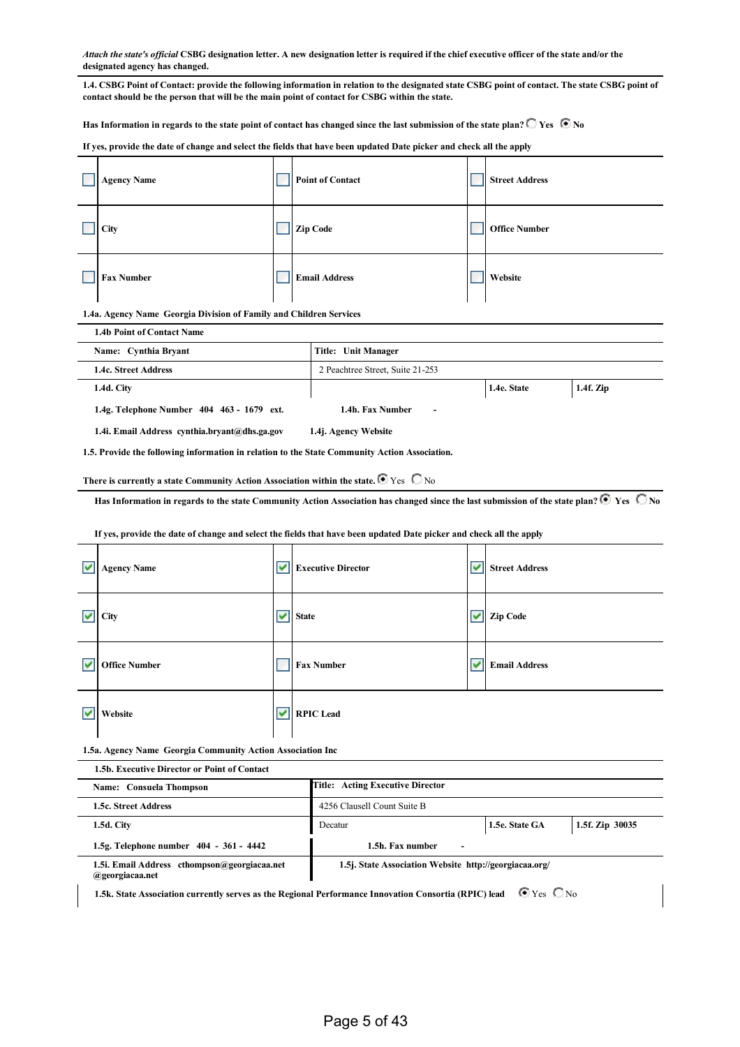*Attach the state's official* **CSBG designation letter. A new designation letter is required if the chief executive officer of the state and/or the designated agency has changed.**

**1.4. CSBG Point of Contact: provide the following information in relation to the designated state CSBG point of contact. The state CSBG point of contact should be the person that will be the main point of contact for CSBG within the state.**

**Has Information in regards to the state point of contact has changed since the last submission of the state plan?** ○ Yes ● No

**If yes, provide the date of change and select the fields that have been updated Date picker and check all the apply**

| | | | | | |
|---|---|---|---|---|---|
| ☐ | **Agency Name** | ☐ | **Point of Contact** | ☐ | **Street Address** |
| ☐ | **City** | ☐ | **Zip Code** | ☐ | **Office Number** |
| ☐ | **Fax Number** | ☐ | **Email Address** | ☐ | **Website** |

**1.4a. Agency Name Georgia Division of Family and Children Services**

| **1.4b Point of Contact Name** | | | |
|---|---|---|---|
| **Name: Cynthia Bryant** | **Title: Unit Manager** | | |
| **1.4c. Street Address** | 2 Peachtree Street, Suite 21-253 | | |
| **1.4d. City** | | **1.4e. State** | **1.4f. Zip** |

**1.4g. Telephone Number 404 463 - 1679 ext.** **1.4h. Fax Number -**

**1.4i. Email Address cynthia.bryant@dhs.ga.gov** **1.4j. Agency Website**

**1.5. Provide the following information in relation to the State Community Action Association.**

**There is currently a state Community Action Association within the state.** ● Yes ○ No

**Has Information in regards to the state Community Action Association has changed since the last submission of the state plan?** ● Yes ○ No

**If yes, provide the date of change and select the fields that have been updated Date picker and check all the apply**

| | | | | | |
|---|---|---|---|---|---|
| ☑ | **Agency Name** | ☑ | **Executive Director** | ☑ | **Street Address** |
| ☑ | **City** | ☑ | **State** | ☑ | **Zip Code** |
| ☑ | **Office Number** | ☐ | **Fax Number** | ☑ | **Email Address** |
| ☑ | **Website** | ☑ | **RPIC Lead** | | |

**1.5a. Agency Name Georgia Community Action Association Inc**

| **1.5b. Executive Director or Point of Contact** | | | |
|---|---|---|---|
| **Name: Consuela Thompson** | **Title: Acting Executive Director** | | |
| **1.5c. Street Address** | 4256 Clausell Count Suite B | | |
| **1.5d. City** | Decatur | **1.5e. State GA** | **1.5f. Zip 30035** |
| **1.5g. Telephone number 404 - 361 - 4442** | **1.5h. Fax number -** | | |
| **1.5i. Email Address cthompson@georgiacaa.net @georgiacaa.net** | **1.5j. State Association Website http://georgiacaa.org/** | | |

**1.5k. State Association currently serves as the Regional Performance Innovation Consortia (RPIC) lead** ● Yes ○ No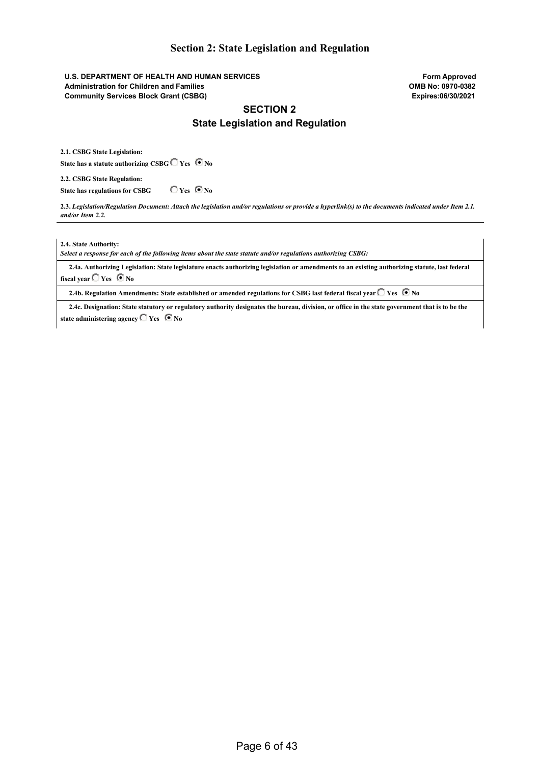## Section 2: State Legislation and Regulation

**U.S. DEPARTMENT OF HEALTH AND HUMAN SERVICES**
**Administration for Children and Families**
**Community Services Block Grant (CSBG)**

**Form Approved**
**OMB No: 0970-0382**
**Expires:06/30/2021**

# SECTION 2

## State Legislation and Regulation

**2.1. CSBG State Legislation:**

**State has a statute authorizing CSBG** ○ Yes ◉ No

**2.2. CSBG State Regulation:**

**State has regulations for CSBG** ○ Yes ◉ No

**2.3.** ***Legislation/Regulation Document: Attach the legislation and/or regulations or provide a hyperlink(s) to the documents indicated under Item 2.1. and/or Item 2.2.***

**2.4. State Authority:**

***Select a response for each of the following items about the state statute and/or regulations authorizing CSBG:***

**2.4a. Authorizing Legislation: State legislature enacts authorizing legislation or amendments to an existing authorizing statute, last federal fiscal year** ○ Yes ◉ No

**2.4b. Regulation Amendments: State established or amended regulations for CSBG last federal fiscal year** ○ Yes ◉ No

**2.4c. Designation: State statutory or regulatory authority designates the bureau, division, or office in the state government that is to be the state administering agency** ○ Yes ◉ No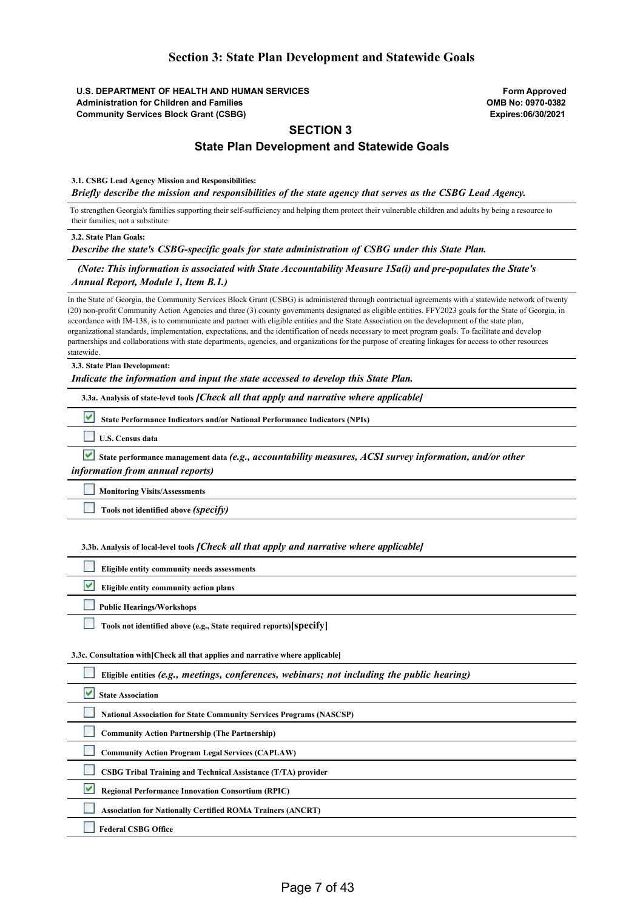## Section 3: State Plan Development and Statewide Goals

**U.S. DEPARTMENT OF HEALTH AND HUMAN SERVICES**
**Administration for Children and Families**
**Community Services Block Grant (CSBG)**

**Form Approved**
**OMB No: 0970-0382**
**Expires:06/30/2021**

### SECTION 3

### State Plan Development and Statewide Goals

**3.1. CSBG Lead Agency Mission and Responsibilities:**
***Briefly describe the mission and responsibilities of the state agency that serves as the CSBG Lead Agency.***

To strengthen Georgia's families supporting their self-sufficiency and helping them protect their vulnerable children and adults by being a resource to their families, not a substitute.

**3.2. State Plan Goals:**
***Describe the state's CSBG-specific goals for state administration of CSBG under this State Plan.***

***(Note: This information is associated with State Accountability Measure 1Sa(i) and pre-populates the State's Annual Report, Module 1, Item B.1.)***

In the State of Georgia, the Community Services Block Grant (CSBG) is administered through contractual agreements with a statewide network of twenty (20) non-profit Community Action Agencies and three (3) county governments designated as eligible entities. FFY2023 goals for the State of Georgia, in accordance with IM-138, is to communicate and partner with eligible entities and the State Association on the development of the state plan, organizational standards, implementation, expectations, and the identification of needs necessary to meet program goals. To facilitate and develop partnerships and collaborations with state departments, agencies, and organizations for the purpose of creating linkages for access to other resources statewide.

**3.3. State Plan Development:**
***Indicate the information and input the state accessed to develop this State Plan.***

**3.3a. Analysis of state-level tools** ***[Check all that apply and narrative where applicable]***

- [x] **State Performance Indicators and/or National Performance Indicators (NPIs)**
- [ ] **U.S. Census data**
- [x] **State performance management data** ***(e.g., accountability measures, ACSI survey information, and/or other information from annual reports)***
- [ ] **Monitoring Visits/Assessments**
- [ ] **Tools not identified above** ***(specify)***

**3.3b. Analysis of local-level tools** ***[Check all that apply and narrative where applicable]***

- [ ] **Eligible entity community needs assessments**
- [x] **Eligible entity community action plans**
- [ ] **Public Hearings/Workshops**
- [ ] **Tools not identified above (e.g., State required reports)[specify]**

**3.3c. Consultation with[Check all that applies and narrative where applicable]**

- [ ] **Eligible entities** ***(e.g., meetings, conferences, webinars; not including the public hearing)***
- [x] **State Association**
- [ ] **National Association for State Community Services Programs (NASCSP)**
- [ ] **Community Action Partnership (The Partnership)**
- [ ] **Community Action Program Legal Services (CAPLAW)**
- [ ] **CSBG Tribal Training and Technical Assistance (T/TA) provider**
- [x] **Regional Performance Innovation Consortium (RPIC)**
- [ ] **Association for Nationally Certified ROMA Trainers (ANCRT)**
- [ ] **Federal CSBG Office**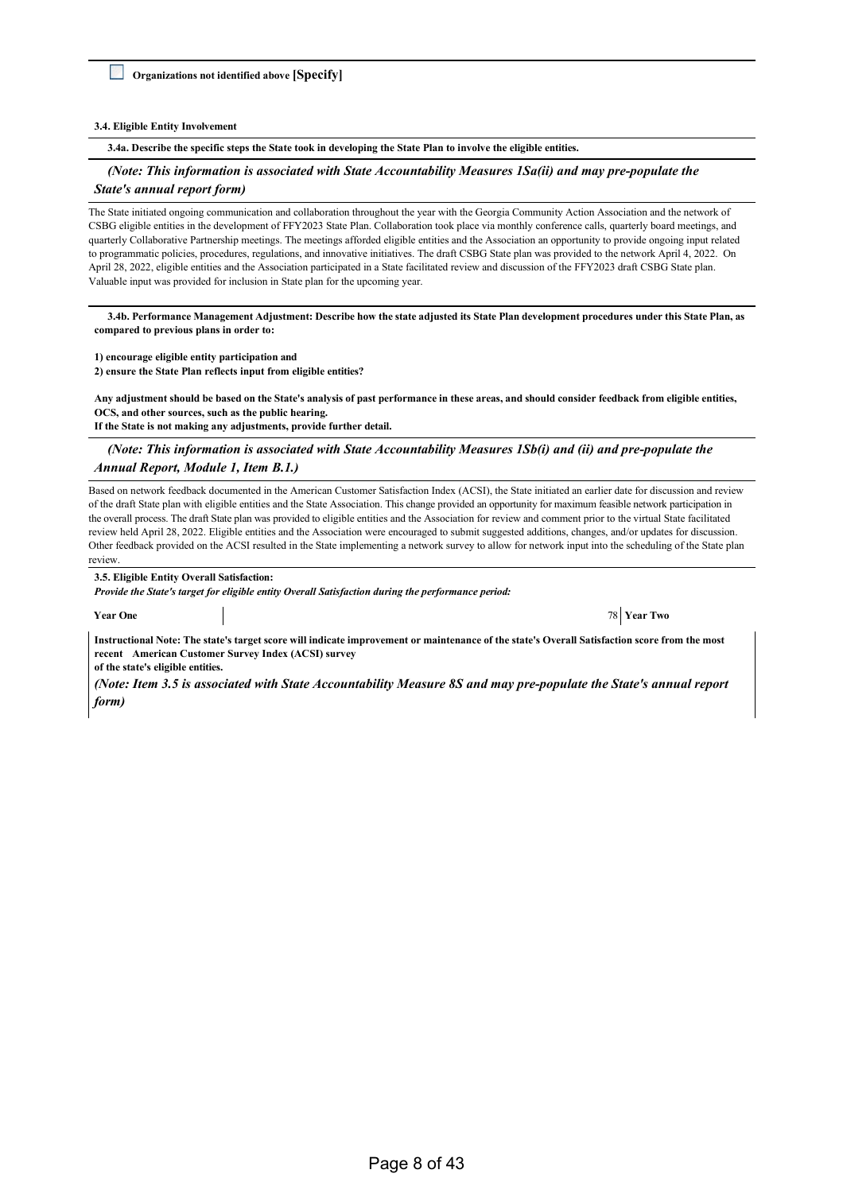☐ **Organizations not identified above [Specify]**

**3.4. Eligible Entity Involvement**

**3.4a. Describe the specific steps the State took in developing the State Plan to involve the eligible entities.**

***(Note: This information is associated with State Accountability Measures 1Sa(ii) and may pre-populate the State's annual report form)***

The State initiated ongoing communication and collaboration throughout the year with the Georgia Community Action Association and the network of CSBG eligible entities in the development of FFY2023 State Plan. Collaboration took place via monthly conference calls, quarterly board meetings, and quarterly Collaborative Partnership meetings. The meetings afforded eligible entities and the Association an opportunity to provide ongoing input related to programmatic policies, procedures, regulations, and innovative initiatives. The draft CSBG State plan was provided to the network April 4, 2022. On April 28, 2022, eligible entities and the Association participated in a State facilitated review and discussion of the FFY2023 draft CSBG State plan. Valuable input was provided for inclusion in State plan for the upcoming year.

**3.4b. Performance Management Adjustment: Describe how the state adjusted its State Plan development procedures under this State Plan, as compared to previous plans in order to:**

**1) encourage eligible entity participation and**
**2) ensure the State Plan reflects input from eligible entities?**

**Any adjustment should be based on the State's analysis of past performance in these areas, and should consider feedback from eligible entities, OCS, and other sources, such as the public hearing.**
**If the State is not making any adjustments, provide further detail.**

***(Note: This information is associated with State Accountability Measures 1Sb(i) and (ii) and pre-populate the Annual Report, Module 1, Item B.1.)***

Based on network feedback documented in the American Customer Satisfaction Index (ACSI), the State initiated an earlier date for discussion and review of the draft State plan with eligible entities and the State Association. This change provided an opportunity for maximum feasible network participation in the overall process. The draft State plan was provided to eligible entities and the Association for review and comment prior to the virtual State facilitated review held April 28, 2022. Eligible entities and the Association were encouraged to submit suggested additions, changes, and/or updates for discussion. Other feedback provided on the ACSI resulted in the State implementing a network survey to allow for network input into the scheduling of the State plan review.

**3.5. Eligible Entity Overall Satisfaction:**
***Provide the State's target for eligible entity Overall Satisfaction during the performance period:***

| **Year One** | 78 | **Year Two** | |
|---|---|---|---|

**Instructional Note: The state's target score will indicate improvement or maintenance of the state's Overall Satisfaction score from the most recent American Customer Survey Index (ACSI) survey of the state's eligible entities.**

***(Note: Item 3.5 is associated with State Accountability Measure 8S and may pre-populate the State's annual report form)***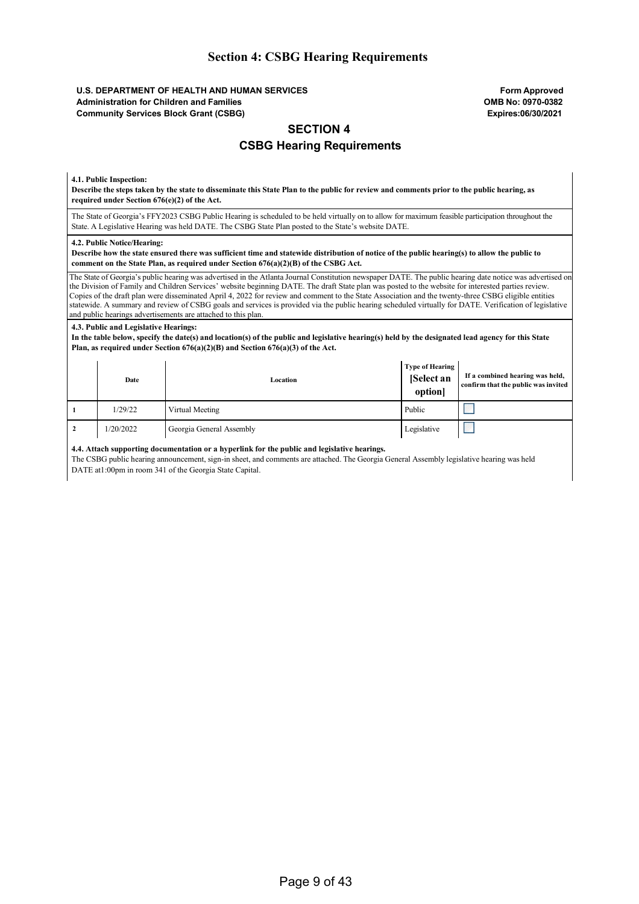# Section 4: CSBG Hearing Requirements

**U.S. DEPARTMENT OF HEALTH AND HUMAN SERVICES**
**Administration for Children and Families**
**Community Services Block Grant (CSBG)**

**Form Approved**
**OMB No: 0970-0382**
**Expires:06/30/2021**

## SECTION 4

## CSBG Hearing Requirements

**4.1. Public Inspection:**
**Describe the steps taken by the state to disseminate this State Plan to the public for review and comments prior to the public hearing, as required under Section 676(e)(2) of the Act.**

The State of Georgia's FFY2023 CSBG Public Hearing is scheduled to be held virtually on to allow for maximum feasible participation throughout the State. A Legislative Hearing was held DATE. The CSBG State Plan posted to the State's website DATE.

**4.2. Public Notice/Hearing:**
**Describe how the state ensured there was sufficient time and statewide distribution of notice of the public hearing(s) to allow the public to comment on the State Plan, as required under Section 676(a)(2)(B) of the CSBG Act.**

The State of Georgia's public hearing was advertised in the Atlanta Journal Constitution newspaper DATE. The public hearing date notice was advertised on the Division of Family and Children Services' website beginning DATE. The draft State plan was posted to the website for interested parties review. Copies of the draft plan were disseminated April 4, 2022 for review and comment to the State Association and the twenty-three CSBG eligible entities statewide. A summary and review of CSBG goals and services is provided via the public hearing scheduled virtually for DATE. Verification of legislative and public hearings advertisements are attached to this plan.

**4.3. Public and Legislative Hearings:**
**In the table below, specify the date(s) and location(s) of the public and legislative hearing(s) held by the designated lead agency for this State Plan, as required under Section 676(a)(2)(B) and Section 676(a)(3) of the Act.**

| | Date | Location | Type of Hearing [Select an option] | If a combined hearing was held, confirm that the public was invited |
|---|---|---|---|---|
| 1 | 1/29/22 | Virtual Meeting | Public | ☐ |
| 2 | 1/20/2022 | Georgia General Assembly | Legislative | ☐ |

**4.4. Attach supporting documentation or a hyperlink for the public and legislative hearings.**

The CSBG public hearing announcement, sign-in sheet, and comments are attached. The Georgia General Assembly legislative hearing was held DATE at1:00pm in room 341 of the Georgia State Capital.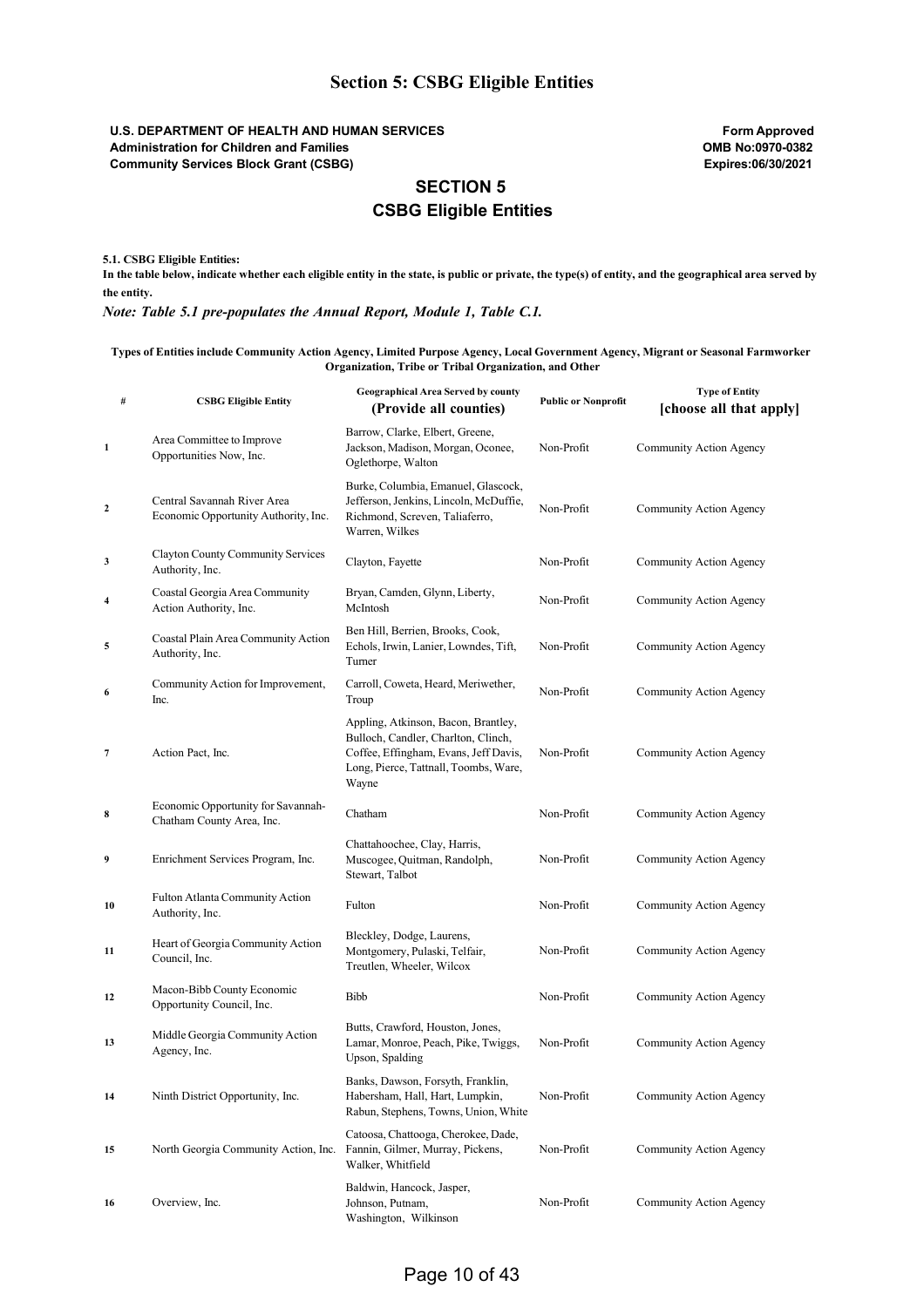# Section 5: CSBG Eligible Entities

**U.S. DEPARTMENT OF HEALTH AND HUMAN SERVICES**
**Administration for Children and Families**
**Community Services Block Grant (CSBG)**

**Form Approved**
**OMB No:0970-0382**
**Expires:06/30/2021**

## SECTION 5
## CSBG Eligible Entities

**5.1. CSBG Eligible Entities:**

**In the table below, indicate whether each eligible entity in the state, is public or private, the type(s) of entity, and the geographical area served by the entity.**

***Note: Table 5.1 pre-populates the Annual Report, Module 1, Table C.1.***

**Types of Entities include Community Action Agency, Limited Purpose Agency, Local Government Agency, Migrant or Seasonal Farmworker Organization, Tribe or Tribal Organization, and Other**

| # | CSBG Eligible Entity | Geographical Area Served by county (Provide all counties) | Public or Nonprofit | Type of Entity [choose all that apply] |
|---|---|---|---|---|
| 1 | Area Committee to Improve Opportunities Now, Inc. | Barrow, Clarke, Elbert, Greene, Jackson, Madison, Morgan, Oconee, Oglethorpe, Walton | Non-Profit | Community Action Agency |
| 2 | Central Savannah River Area Economic Opportunity Authority, Inc. | Burke, Columbia, Emanuel, Glascock, Jefferson, Jenkins, Lincoln, McDuffie, Richmond, Screven, Taliaferro, Warren, Wilkes | Non-Profit | Community Action Agency |
| 3 | Clayton County Community Services Authority, Inc. | Clayton, Fayette | Non-Profit | Community Action Agency |
| 4 | Coastal Georgia Area Community Action Authority, Inc. | Bryan, Camden, Glynn, Liberty, McIntosh | Non-Profit | Community Action Agency |
| 5 | Coastal Plain Area Community Action Authority, Inc. | Ben Hill, Berrien, Brooks, Cook, Echols, Irwin, Lanier, Lowndes, Tift, Turner | Non-Profit | Community Action Agency |
| 6 | Community Action for Improvement, Inc. | Carroll, Coweta, Heard, Meriwether, Troup | Non-Profit | Community Action Agency |
| 7 | Action Pact, Inc. | Appling, Atkinson, Bacon, Brantley, Bulloch, Candler, Charlton, Clinch, Coffee, Effingham, Evans, Jeff Davis, Long, Pierce, Tattnall, Toombs, Ware, Wayne | Non-Profit | Community Action Agency |
| 8 | Economic Opportunity for Savannah-Chatham County Area, Inc. | Chatham | Non-Profit | Community Action Agency |
| 9 | Enrichment Services Program, Inc. | Chattahoochee, Clay, Harris, Muscogee, Quitman, Randolph, Stewart, Talbot | Non-Profit | Community Action Agency |
| 10 | Fulton Atlanta Community Action Authority, Inc. | Fulton | Non-Profit | Community Action Agency |
| 11 | Heart of Georgia Community Action Council, Inc. | Bleckley, Dodge, Laurens, Montgomery, Pulaski, Telfair, Treutlen, Wheeler, Wilcox | Non-Profit | Community Action Agency |
| 12 | Macon-Bibb County Economic Opportunity Council, Inc. | Bibb | Non-Profit | Community Action Agency |
| 13 | Middle Georgia Community Action Agency, Inc. | Butts, Crawford, Houston, Jones, Lamar, Monroe, Peach, Pike, Twiggs, Upson, Spalding | Non-Profit | Community Action Agency |
| 14 | Ninth District Opportunity, Inc. | Banks, Dawson, Forsyth, Franklin, Habersham, Hall, Hart, Lumpkin, Rabun, Stephens, Towns, Union, White | Non-Profit | Community Action Agency |
| 15 | North Georgia Community Action, Inc. | Catoosa, Chattooga, Cherokee, Dade, Fannin, Gilmer, Murray, Pickens, Walker, Whitfield | Non-Profit | Community Action Agency |
| 16 | Overview, Inc. | Baldwin, Hancock, Jasper, Johnson, Putnam, Washington, Wilkinson | Non-Profit | Community Action Agency |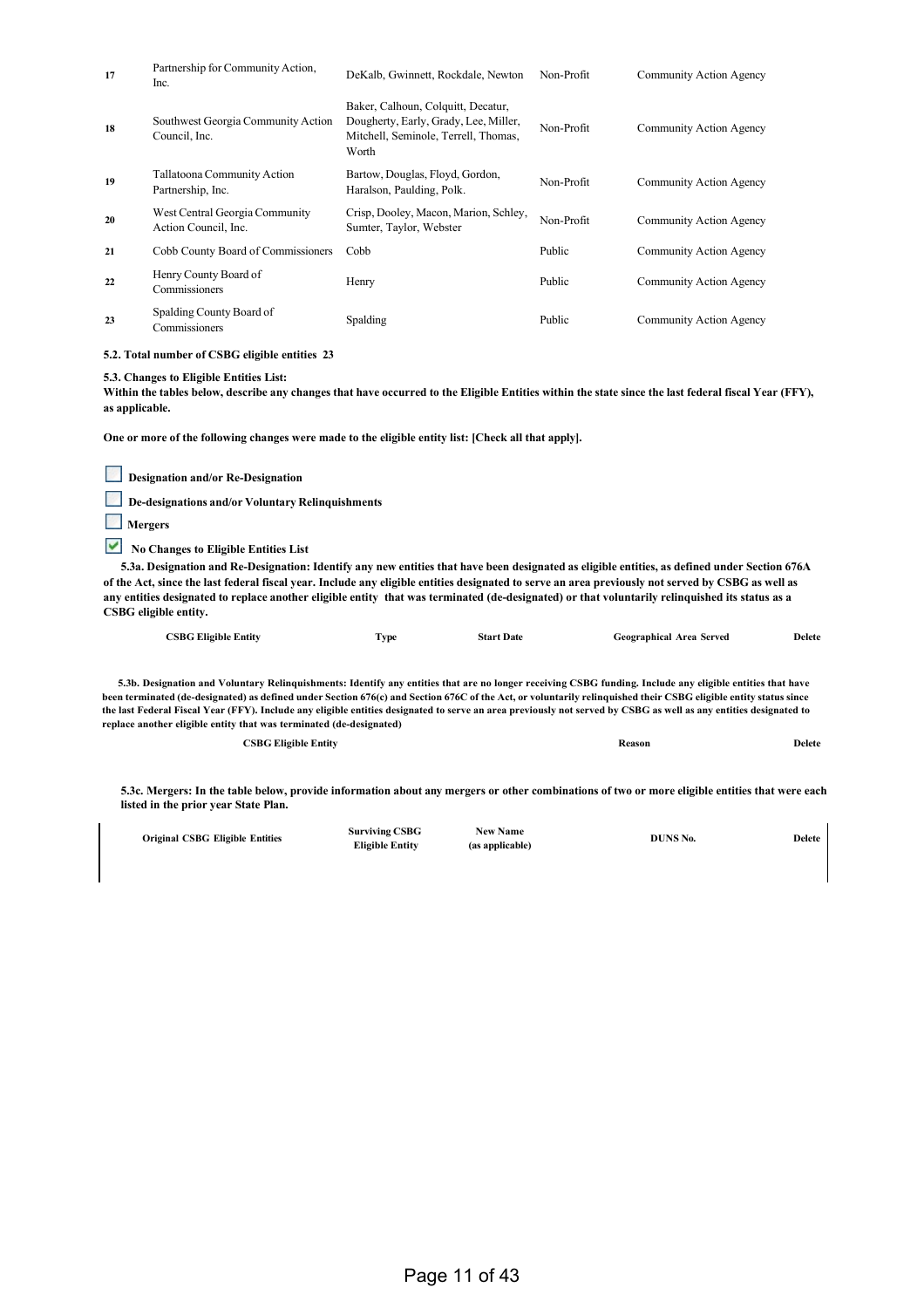| 17 | Partnership for Community Action, Inc. | DeKalb, Gwinnett, Rockdale, Newton | Non-Profit | Community Action Agency |
|---|---|---|---|---|
| 18 | Southwest Georgia Community Action Council, Inc. | Baker, Calhoun, Colquitt, Decatur, Dougherty, Early, Grady, Lee, Miller, Mitchell, Seminole, Terrell, Thomas, Worth | Non-Profit | Community Action Agency |
| 19 | Tallatoona Community Action Partnership, Inc. | Bartow, Douglas, Floyd, Gordon, Haralson, Paulding, Polk. | Non-Profit | Community Action Agency |
| 20 | West Central Georgia Community Action Council, Inc. | Crisp, Dooley, Macon, Marion, Schley, Sumter, Taylor, Webster | Non-Profit | Community Action Agency |
| 21 | Cobb County Board of Commissioners | Cobb | Public | Community Action Agency |
| 22 | Henry County Board of Commissioners | Henry | Public | Community Action Agency |
| 23 | Spalding County Board of Commissioners | Spalding | Public | Community Action Agency |

**5.2. Total number of CSBG eligible entities 23**

**5.3. Changes to Eligible Entities List:**
**Within the tables below, describe any changes that have occurred to the Eligible Entities within the state since the last federal fiscal Year (FFY), as applicable.**

**One or more of the following changes were made to the eligible entity list: [Check all that apply].**

- [ ] **Designation and/or Re-Designation**
- [ ] **De-designations and/or Voluntary Relinquishments**
- [ ] **Mergers**
- [x] **No Changes to Eligible Entities List**

**5.3a. Designation and Re-Designation: Identify any new entities that have been designated as eligible entities, as defined under Section 676A of the Act, since the last federal fiscal year. Include any eligible entities designated to serve an area previously not served by CSBG as well as any entities designated to replace another eligible entity that was terminated (de-designated) or that voluntarily relinquished its status as a CSBG eligible entity.**

| CSBG Eligible Entity | Type | Start Date | Geographical Area Served | Delete |
|---|---|---|---|---|

**5.3b. Designation and Voluntary Relinquishments: Identify any entities that are no longer receiving CSBG funding. Include any eligible entities that have been terminated (de-designated) as defined under Section 676(c) and Section 676C of the Act, or voluntarily relinquished their CSBG eligible entity status since the last Federal Fiscal Year (FFY). Include any eligible entities designated to serve an area previously not served by CSBG as well as any entities designated to replace another eligible entity that was terminated (de-designated)**

| CSBG Eligible Entity | Reason | Delete |
|---|---|---|

**5.3c. Mergers: In the table below, provide information about any mergers or other combinations of two or more eligible entities that were each listed in the prior year State Plan.**

| Original CSBG Eligible Entities | Surviving CSBG Eligible Entity | New Name (as applicable) | DUNS No. | Delete |
|---|---|---|---|---|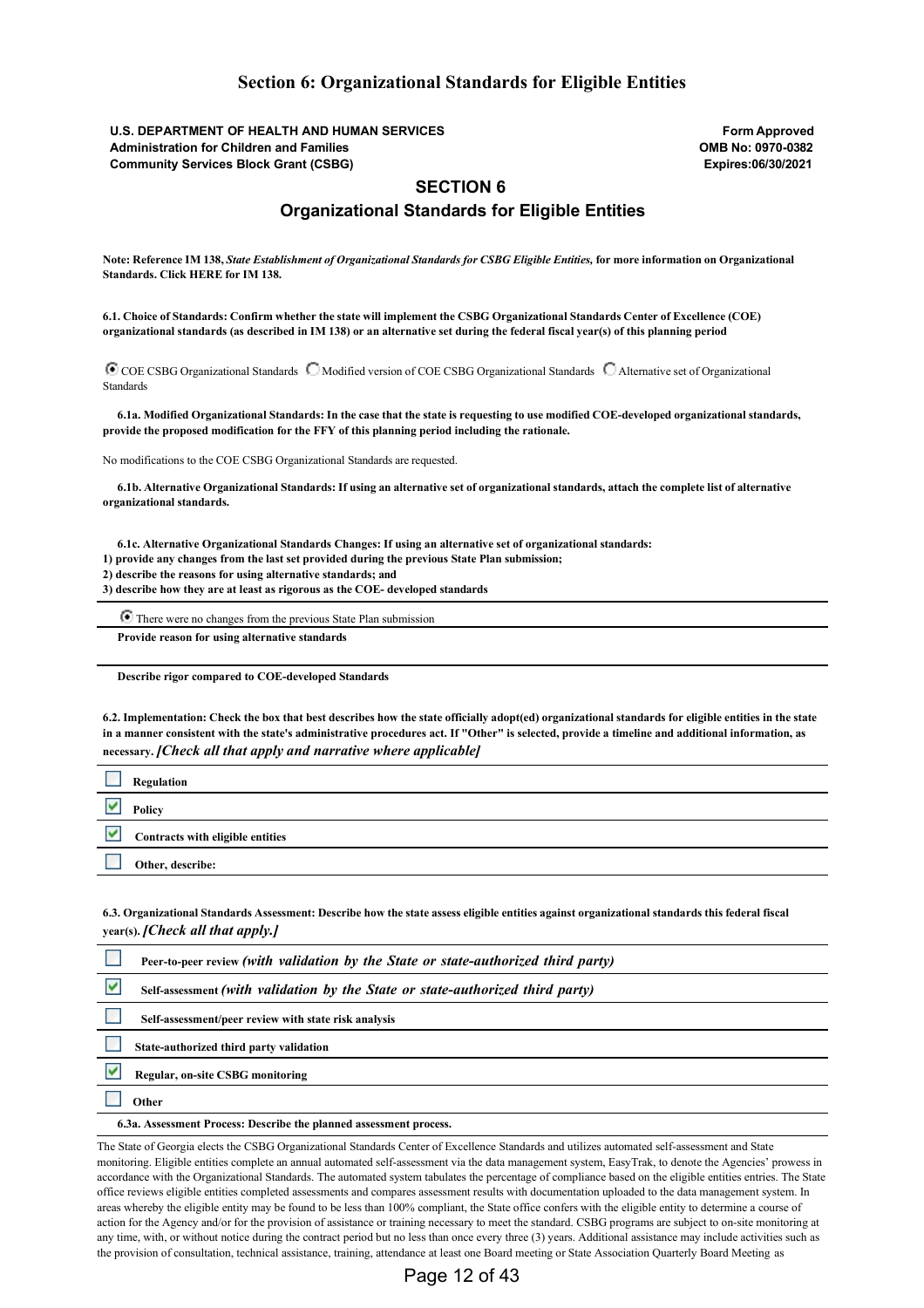# Section 6: Organizational Standards for Eligible Entities

**U.S. DEPARTMENT OF HEALTH AND HUMAN SERVICES**
**Administration for Children and Families**
**Community Services Block Grant (CSBG)**

**Form Approved**
**OMB No: 0970-0382**
**Expires:06/30/2021**

## SECTION 6

## Organizational Standards for Eligible Entities

**Note: Reference IM 138, *State Establishment of Organizational Standards for CSBG Eligible Entities,* for more information on Organizational Standards. Click HERE for IM 138.**

**6.1. Choice of Standards: Confirm whether the state will implement the CSBG Organizational Standards Center of Excellence (COE) organizational standards (as described in IM 138) or an alternative set during the federal fiscal year(s) of this planning period**

- (●) COE CSBG Organizational Standards
- ( ) Modified version of COE CSBG Organizational Standards
- ( ) Alternative set of Organizational Standards

**6.1a. Modified Organizational Standards: In the case that the state is requesting to use modified COE-developed organizational standards, provide the proposed modification for the FFY of this planning period including the rationale.**

No modifications to the COE CSBG Organizational Standards are requested.

**6.1b. Alternative Organizational Standards: If using an alternative set of organizational standards, attach the complete list of alternative organizational standards.**

**6.1c. Alternative Organizational Standards Changes: If using an alternative set of organizational standards:**
**1) provide any changes from the last set provided during the previous State Plan submission;**
**2) describe the reasons for using alternative standards; and**
**3) describe how they are at least as rigorous as the COE- developed standards**

(●) There were no changes from the previous State Plan submission

**Provide reason for using alternative standards**

**Describe rigor compared to COE-developed Standards**

**6.2. Implementation: Check the box that best describes how the state officially adopt(ed) organizational standards for eligible entities in the state in a manner consistent with the state's administrative procedures act. If "Other" is selected, provide a timeline and additional information, as necessary.** ***[Check all that apply and narrative where applicable]***

- [ ] Regulation
- [x] Policy
- [x] Contracts with eligible entities
- [ ] Other, describe:

**6.3. Organizational Standards Assessment: Describe how the state assess eligible entities against organizational standards this federal fiscal year(s).** ***[Check all that apply.]***

- [ ] Peer-to-peer review *(with validation by the State or state-authorized third party)*
- [x] Self-assessment *(with validation by the State or state-authorized third party)*
- [ ] Self-assessment/peer review with state risk analysis
- [ ] State-authorized third party validation
- [x] Regular, on-site CSBG monitoring
- [ ] Other

**6.3a. Assessment Process: Describe the planned assessment process.**

The State of Georgia elects the CSBG Organizational Standards Center of Excellence Standards and utilizes automated self-assessment and State monitoring. Eligible entities complete an annual automated self-assessment via the data management system, EasyTrak, to denote the Agencies' prowess in accordance with the Organizational Standards. The automated system tabulates the percentage of compliance based on the eligible entities entries. The State office reviews eligible entities completed assessments and compares assessment results with documentation uploaded to the data management system. In areas whereby the eligible entity may be found to be less than 100% compliant, the State office confers with the eligible entity to determine a course of action for the Agency and/or for the provision of assistance or training necessary to meet the standard. CSBG programs are subject to on-site monitoring at any time, with, or without notice during the contract period but no less than once every three (3) years. Additional assistance may include activities such as the provision of consultation, technical assistance, training, attendance at least one Board meeting or State Association Quarterly Board Meeting as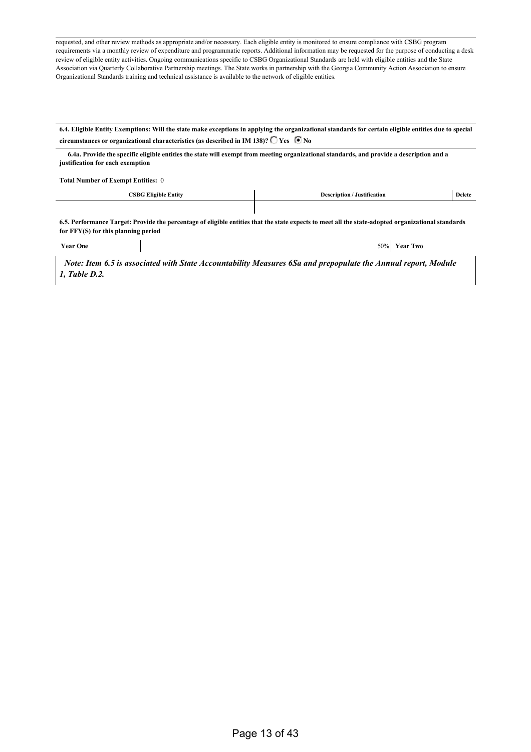requested, and other review methods as appropriate and/or necessary. Each eligible entity is monitored to ensure compliance with CSBG program requirements via a monthly review of expenditure and programmatic reports. Additional information may be requested for the purpose of conducting a desk review of eligible entity activities. Ongoing communications specific to CSBG Organizational Standards are held with eligible entities and the State Association via Quarterly Collaborative Partnership meetings. The State works in partnership with the Georgia Community Action Association to ensure Organizational Standards training and technical assistance is available to the network of eligible entities.

**6.4. Eligible Entity Exemptions: Will the state make exceptions in applying the organizational standards for certain eligible entities due to special circumstances or organizational characteristics (as described in IM 138)?** ○ Yes ◉ No

**6.4a. Provide the specific eligible entities the state will exempt from meeting organizational standards, and provide a description and a justification for each exemption**

**Total Number of Exempt Entities:** 0

| CSBG Eligible Entity | Description / Justification | Delete |
| --- | --- | --- |
| | | |

**6.5. Performance Target: Provide the percentage of eligible entities that the state expects to meet all the state-adopted organizational standards for FFY(S) for this planning period**

| Year One | | Year Two |
| --- | --- | --- |
| | 50% | |

*Note: Item 6.5 is associated with State Accountability Measures 6Sa and prepopulate the Annual report, Module 1, Table D.2.*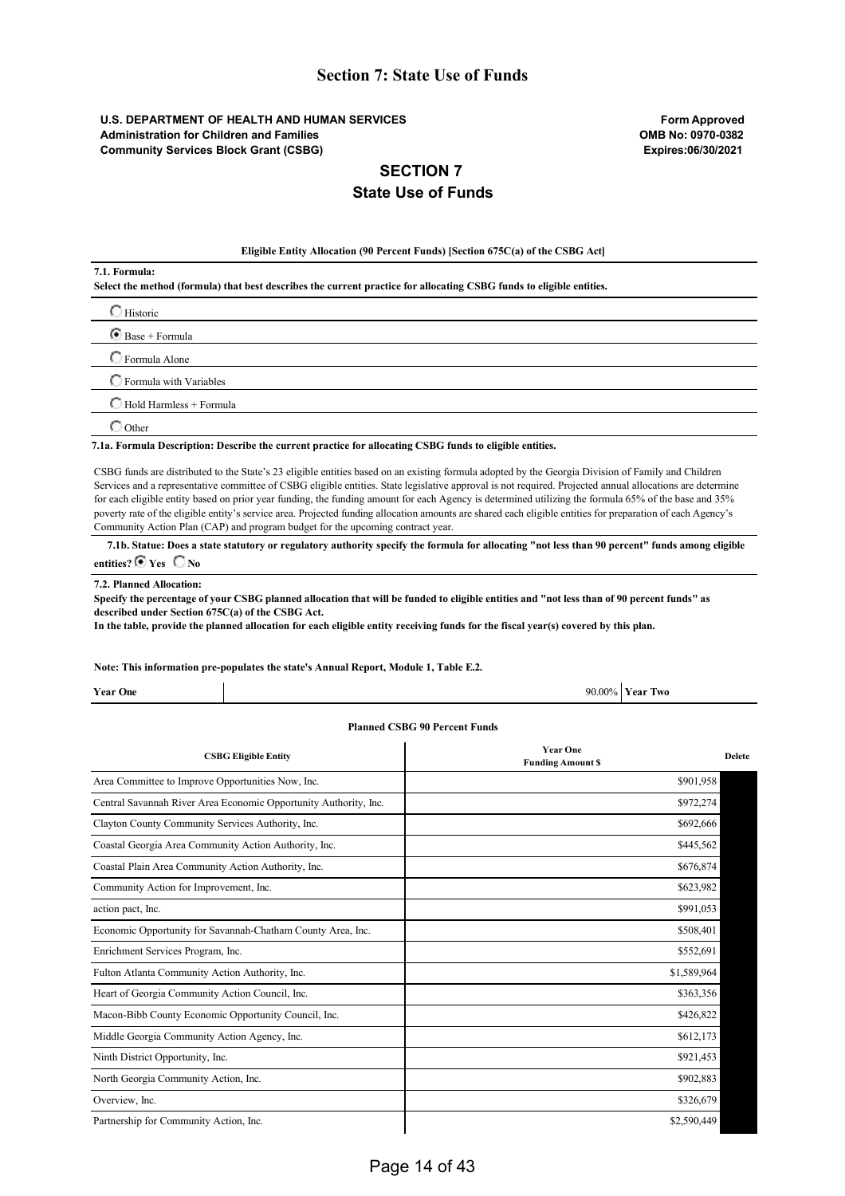# Section 7: State Use of Funds

**U.S. DEPARTMENT OF HEALTH AND HUMAN SERVICES**
**Administration for Children and Families**
**Community Services Block Grant (CSBG)**

**Form Approved**
**OMB No: 0970-0382**
**Expires:06/30/2021**

## SECTION 7
## State Use of Funds

**Eligible Entity Allocation (90 Percent Funds) [Section 675C(a) of the CSBG Act]**

**7.1. Formula:**
**Select the method (formula) that best describes the current practice for allocating CSBG funds to eligible entities.**

- ○ Historic
- ◉ Base + Formula
- ○ Formula Alone
- ○ Formula with Variables
- ○ Hold Harmless + Formula
- ○ Other

**7.1a. Formula Description: Describe the current practice for allocating CSBG funds to eligible entities.**

CSBG funds are distributed to the State's 23 eligible entities based on an existing formula adopted by the Georgia Division of Family and Children Services and a representative committee of CSBG eligible entities. State legislative approval is not required. Projected annual allocations are determine for each eligible entity based on prior year funding, the funding amount for each Agency is determined utilizing the formula 65% of the base and 35% poverty rate of the eligible entity's service area. Projected funding allocation amounts are shared each eligible entities for preparation of each Agency's Community Action Plan (CAP) and program budget for the upcoming contract year.

**7.1b. Statue: Does a state statutory or regulatory authority specify the formula for allocating "not less than 90 percent" funds among eligible entities?** ◉ **Yes** ○ **No**

**7.2. Planned Allocation:**
**Specify the percentage of your CSBG planned allocation that will be funded to eligible entities and "not less than of 90 percent funds" as described under Section 675C(a) of the CSBG Act.**
**In the table, provide the planned allocation for each eligible entity receiving funds for the fiscal year(s) covered by this plan.**

**Note: This information pre-populates the state's Annual Report, Module 1, Table E.2.**

| **Year One** | 90.00% | **Year Two** |
|---|---|---|

**Planned CSBG 90 Percent Funds**

| CSBG Eligible Entity | Year One Funding Amount $ | Delete |
|---|---|---|
| Area Committee to Improve Opportunities Now, Inc. | $901,958 | |
| Central Savannah River Area Economic Opportunity Authority, Inc. | $972,274 | |
| Clayton County Community Services Authority, Inc. | $692,666 | |
| Coastal Georgia Area Community Action Authority, Inc. | $445,562 | |
| Coastal Plain Area Community Action Authority, Inc. | $676,874 | |
| Community Action for Improvement, Inc. | $623,982 | |
| action pact, Inc. | $991,053 | |
| Economic Opportunity for Savannah-Chatham County Area, Inc. | $508,401 | |
| Enrichment Services Program, Inc. | $552,691 | |
| Fulton Atlanta Community Action Authority, Inc. | $1,589,964 | |
| Heart of Georgia Community Action Council, Inc. | $363,356 | |
| Macon-Bibb County Economic Opportunity Council, Inc. | $426,822 | |
| Middle Georgia Community Action Agency, Inc. | $612,173 | |
| Ninth District Opportunity, Inc. | $921,453 | |
| North Georgia Community Action, Inc. | $902,883 | |
| Overview, Inc. | $326,679 | |
| Partnership for Community Action, Inc. | $2,590,449 | |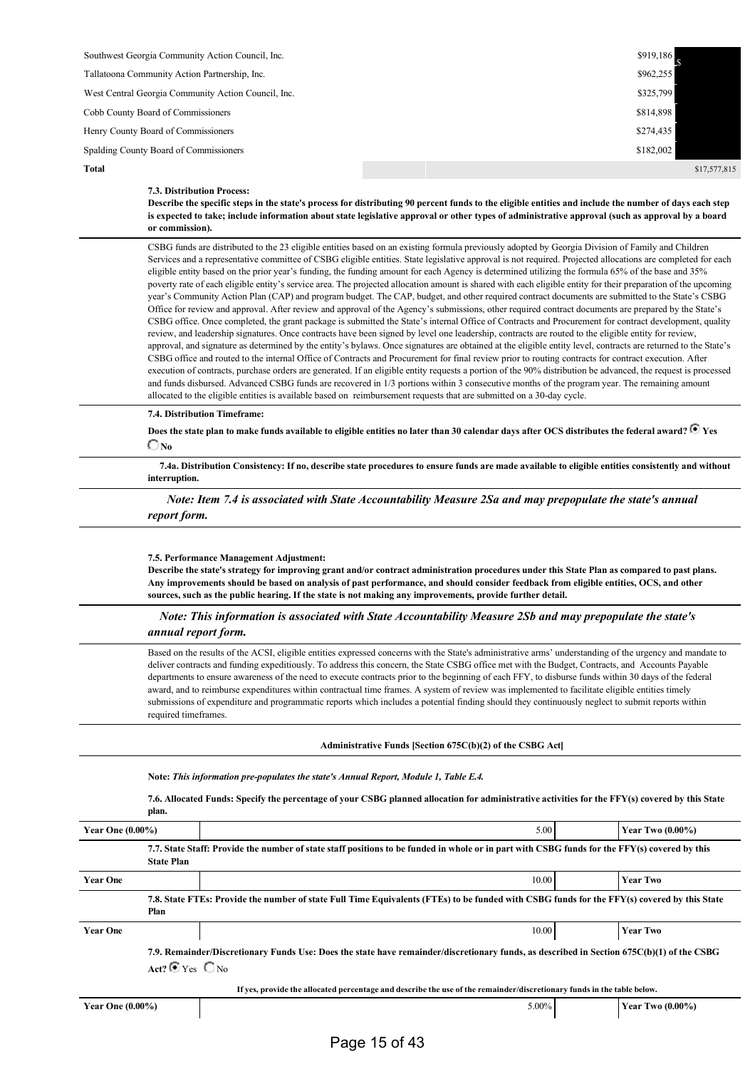| | | |
|---|---|---|
| Southwest Georgia Community Action Council, Inc. | $919,186 | $ |
| Tallatoona Community Action Partnership, Inc. | $962,255 | |
| West Central Georgia Community Action Council, Inc. | $325,799 | |
| Cobb County Board of Commissioners | $814,898 | |
| Henry County Board of Commissioners | $274,435 | |
| Spalding County Board of Commissioners | $182,002 | |
| **Total** | | $17,577,815 |

**7.3. Distribution Process:**
**Describe the specific steps in the state's process for distributing 90 percent funds to the eligible entities and include the number of days each step is expected to take; include information about state legislative approval or other types of administrative approval (such as approval by a board or commission).**

CSBG funds are distributed to the 23 eligible entities based on an existing formula previously adopted by Georgia Division of Family and Children Services and a representative committee of CSBG eligible entities. State legislative approval is not required. Projected allocations are completed for each eligible entity based on the prior year's funding, the funding amount for each Agency is determined utilizing the formula 65% of the base and 35% poverty rate of each eligible entity's service area. The projected allocation amount is shared with each eligible entity for their preparation of the upcoming year's Community Action Plan (CAP) and program budget. The CAP, budget, and other required contract documents are submitted to the State's CSBG Office for review and approval. After review and approval of the Agency's submissions, other required contract documents are prepared by the State's CSBG office. Once completed, the grant package is submitted the State's internal Office of Contracts and Procurement for contract development, quality review, and leadership signatures. Once contracts have been signed by level one leadership, contracts are routed to the eligible entity for review, approval, and signature as determined by the entity's bylaws. Once signatures are obtained at the eligible entity level, contracts are returned to the State's CSBG office and routed to the internal Office of Contracts and Procurement for final review prior to routing contracts for contract execution. After execution of contracts, purchase orders are generated. If an eligible entity requests a portion of the 90% distribution be advanced, the request is processed and funds disbursed. Advanced CSBG funds are recovered in 1/3 portions within 3 consecutive months of the program year. The remaining amount allocated to the eligible entities is available based on reimbursement requests that are submitted on a 30-day cycle.

**7.4. Distribution Timeframe:**

**Does the state plan to make funds available to eligible entities no later than 30 calendar days after OCS distributes the federal award?** ◉ **Yes** ○ **No**

**7.4a. Distribution Consistency: If no, describe state procedures to ensure funds are made available to eligible entities consistently and without interruption.**

***Note: Item 7.4 is associated with State Accountability Measure 2Sa and may prepopulate the state's annual report form.***

**7.5. Performance Management Adjustment:**
**Describe the state's strategy for improving grant and/or contract administration procedures under this State Plan as compared to past plans. Any improvements should be based on analysis of past performance, and should consider feedback from eligible entities, OCS, and other sources, such as the public hearing. If the state is not making any improvements, provide further detail.**

***Note: This information is associated with State Accountability Measure 2Sb and may prepopulate the state's annual report form.***

Based on the results of the ACSI, eligible entities expressed concerns with the State's administrative arms' understanding of the urgency and mandate to deliver contracts and funding expeditiously. To address this concern, the State CSBG office met with the Budget, Contracts, and Accounts Payable departments to ensure awareness of the need to execute contracts prior to the beginning of each FFY, to disburse funds within 30 days of the federal award, and to reimburse expenditures within contractual time frames. A system of review was implemented to facilitate eligible entities timely submissions of expenditure and programmatic reports which includes a potential finding should they continuously neglect to submit reports within required timeframes.

**Administrative Funds [Section 675C(b)(2) of the CSBG Act]**

**Note:** ***This information pre-populates the state's Annual Report, Module 1, Table E.4.***

**7.6. Allocated Funds: Specify the percentage of your CSBG planned allocation for administrative activities for the FFY(s) covered by this State plan.**

| | | |
|---|---|---|
| **Year One (0.00%)** | 5.00 | **Year Two (0.00%)** |

**7.7. State Staff: Provide the number of state staff positions to be funded in whole or in part with CSBG funds for the FFY(s) covered by this State Plan**

| | | |
|---|---|---|
| **Year One** | 10.00 | **Year Two** |

**7.8. State FTEs: Provide the number of state Full Time Equivalents (FTEs) to be funded with CSBG funds for the FFY(s) covered by this State Plan**

| | | |
|---|---|---|
| **Year One** | 10.00 | **Year Two** |

**7.9. Remainder/Discretionary Funds Use: Does the state have remainder/discretionary funds, as described in Section 675C(b)(1) of the CSBG Act?** ◉ Yes ○ No

**If yes, provide the allocated percentage and describe the use of the remainder/discretionary funds in the table below.**

| | | |
|---|---|---|
| **Year One (0.00%)** | 5.00% | **Year Two (0.00%)** |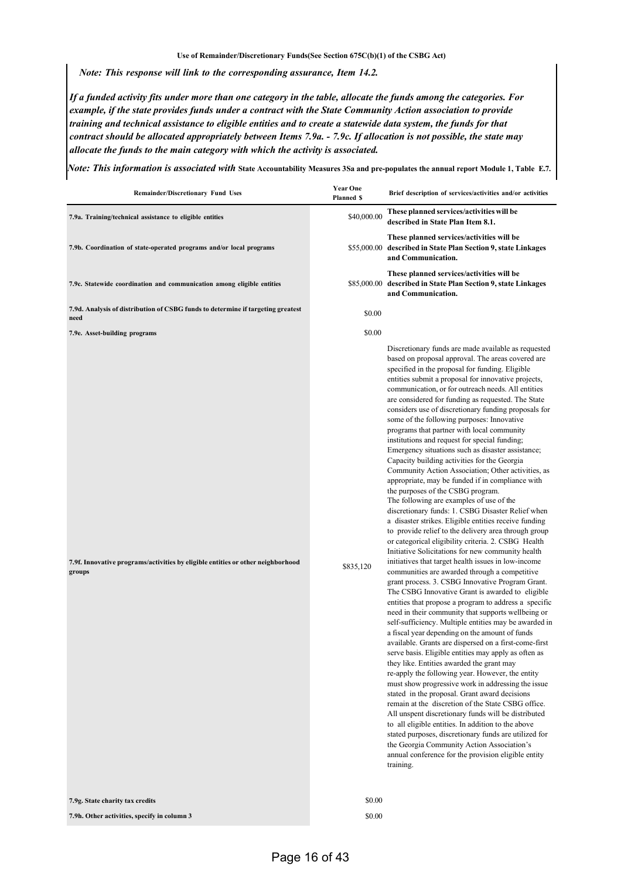**Use of Remainder/Discretionary Funds(See Section 675C(b)(1) of the CSBG Act)**

*Note: This response will link to the corresponding assurance, Item 14.2.*

***If a funded activity fits under more than one category in the table, allocate the funds among the categories. For example, if the state provides funds under a contract with the State Community Action association to provide training and technical assistance to eligible entities and to create a statewide data system, the funds for that contract should be allocated appropriately between Items 7.9a. - 7.9c. If allocation is not possible, the state may allocate the funds to the main category with which the activity is associated.***

***Note: This information is associated with*** **State Accountability Measures 3Sa and pre-populates the annual report Module 1, Table E.7.**

| Remainder/Discretionary Fund Uses | Year One Planned $ | Brief description of services/activities and/or activities |
|---|---|---|
| **7.9a. Training/technical assistance to eligible entities** | $40,000.00 | **These planned services/activities will be described in State Plan Item 8.1.** |
| **7.9b. Coordination of state-operated programs and/or local programs** | $55,000.00 | **These planned services/activities will be described in State Plan Section 9, state Linkages and Communication.** |
| **7.9c. Statewide coordination and communication among eligible entities** | $85,000.00 | **These planned services/activities will be described in State Plan Section 9, state Linkages and Communication.** |
| **7.9d. Analysis of distribution of CSBG funds to determine if targeting greatest need** | $0.00 | |
| **7.9e. Asset-building programs** | $0.00 | |
| **7.9f. Innovative programs/activities by eligible entities or other neighborhood groups** | $835,120 | Discretionary funds are made available as requested based on proposal approval. The areas covered are specified in the proposal for funding. Eligible entities submit a proposal for innovative projects, communication, or for outreach needs. All entities are considered for funding as requested. The State considers use of discretionary funding proposals for some of the following purposes: Innovative programs that partner with local community institutions and request for special funding; Emergency situations such as disaster assistance; Capacity building activities for the Georgia Community Action Association; Other activities, as appropriate, may be funded if in compliance with the purposes of the CSBG program. The following are examples of use of the discretionary funds: 1. CSBG Disaster Relief when a disaster strikes. Eligible entities receive funding to provide relief to the delivery area through group or categorical eligibility criteria. 2. CSBG Health Initiative Solicitations for new community health initiatives that target health issues in low-income communities are awarded through a competitive grant process. 3. CSBG Innovative Program Grant. The CSBG Innovative Grant is awarded to eligible entities that propose a program to address a specific need in their community that supports wellbeing or self-sufficiency. Multiple entities may be awarded in a fiscal year depending on the amount of funds available. Grants are dispersed on a first-come-first serve basis. Eligible entities may apply as often as they like. Entities awarded the grant may re-apply the following year. However, the entity must show progressive work in addressing the issue stated in the proposal. Grant award decisions remain at the discretion of the State CSBG office. All unspent discretionary funds will be distributed to all eligible entities. In addition to the above stated purposes, discretionary funds are utilized for the Georgia Community Action Association's annual conference for the provision eligible entity training. |
| **7.9g. State charity tax credits** | $0.00 | |
| **7.9h. Other activities, specify in column 3** | $0.00 | |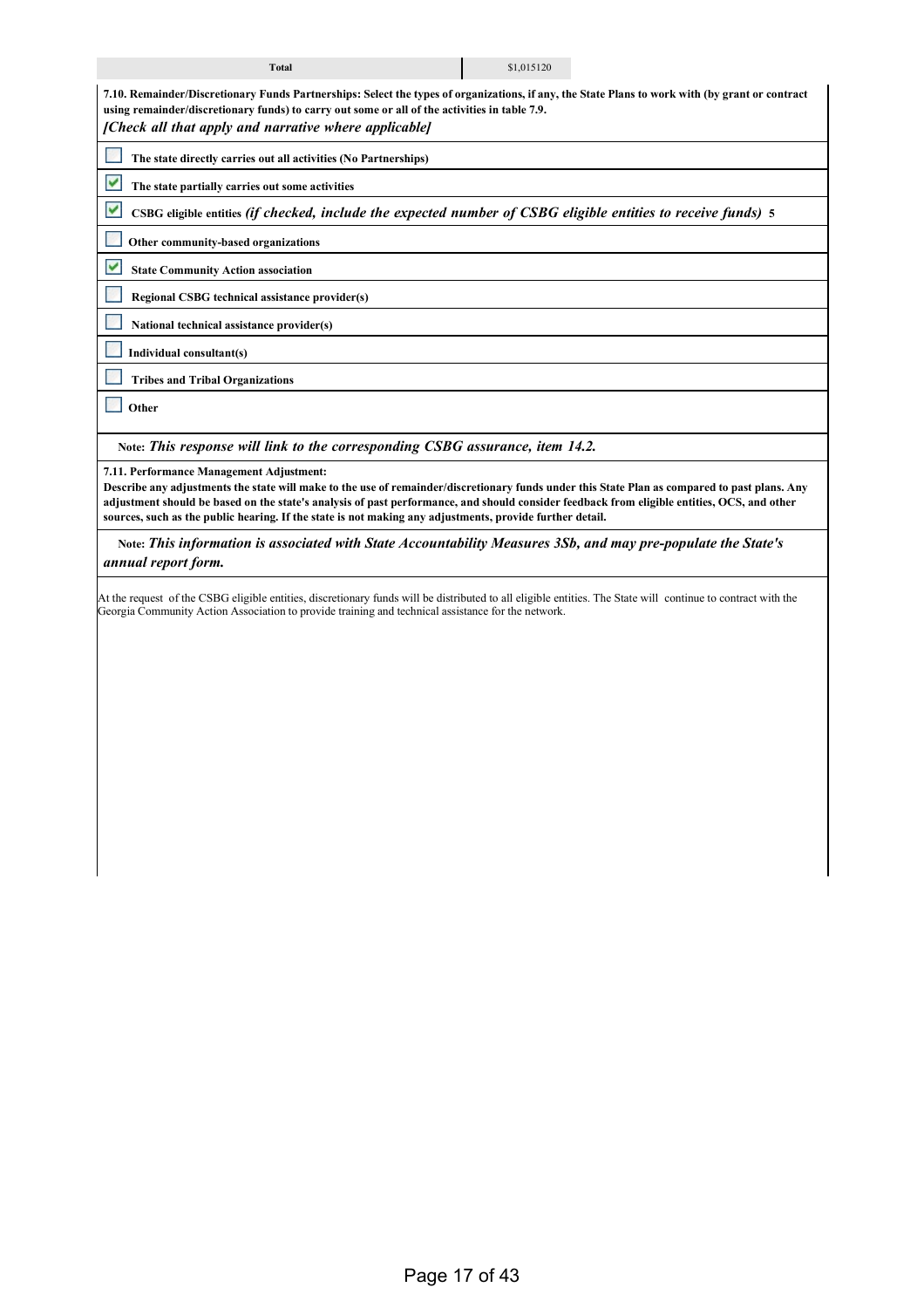| Total | $1,015120 |
|---|---|

**7.10. Remainder/Discretionary Funds Partnerships: Select the types of organizations, if any, the State Plans to work with (by grant or contract using remainder/discretionary funds) to carry out some or all of the activities in table 7.9.**
***[Check all that apply and narrative where applicable]***

- [ ] **The state directly carries out all activities (No Partnerships)**
- [x] **The state partially carries out some activities**
- [x] **CSBG eligible entities** ***(if checked, include the expected number of CSBG eligible entities to receive funds)*** **5**
- [ ] **Other community-based organizations**
- [x] **State Community Action association**
- [ ] **Regional CSBG technical assistance provider(s)**
- [ ] **National technical assistance provider(s)**
- [ ] **Individual consultant(s)**
- [ ] **Tribes and Tribal Organizations**
- [ ] **Other**

**Note:** ***This response will link to the corresponding CSBG assurance, item 14.2.***

**7.11. Performance Management Adjustment:**
**Describe any adjustments the state will make to the use of remainder/discretionary funds under this State Plan as compared to past plans. Any adjustment should be based on the state's analysis of past performance, and should consider feedback from eligible entities, OCS, and other sources, such as the public hearing. If the state is not making any adjustments, provide further detail.**

**Note:** ***This information is associated with State Accountability Measures 3Sb, and may pre-populate the State's annual report form.***

At the request of the CSBG eligible entities, discretionary funds will be distributed to all eligible entities. The State will continue to contract with the Georgia Community Action Association to provide training and technical assistance for the network.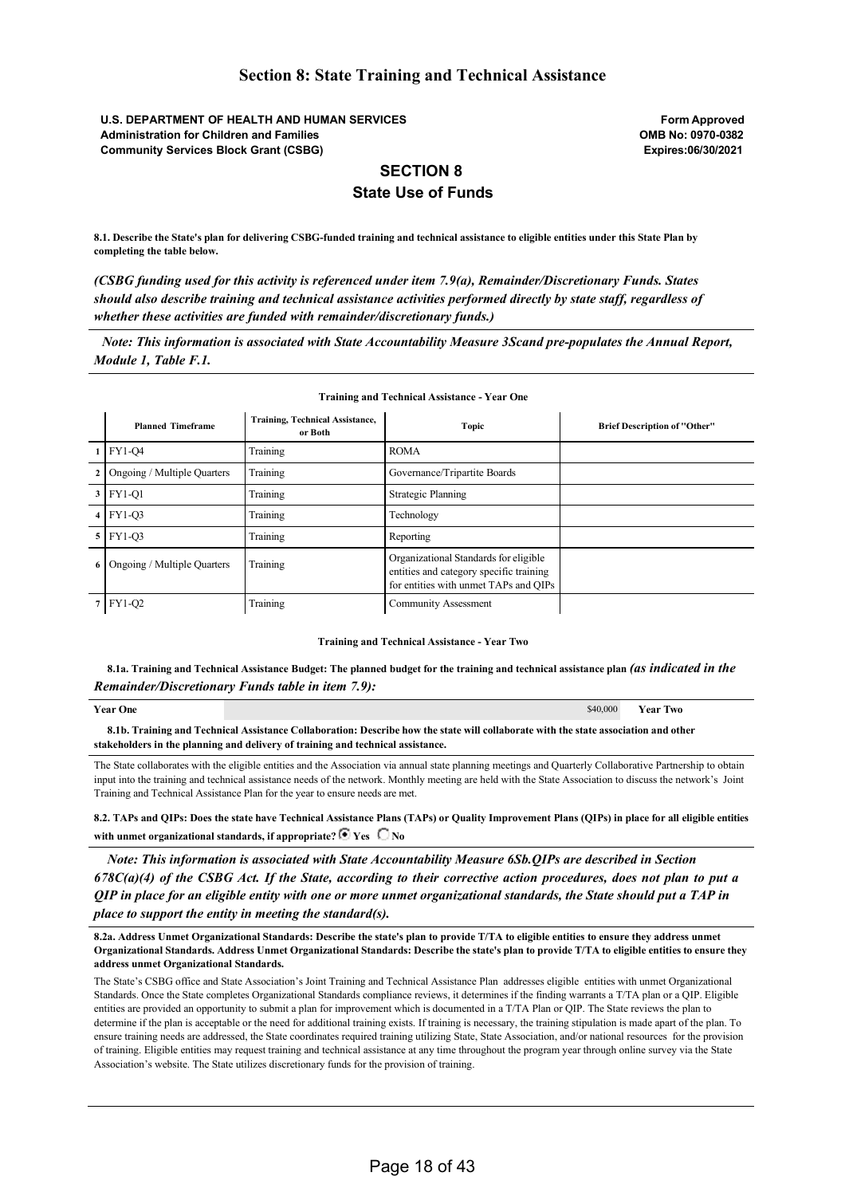## Section 8: State Training and Technical Assistance

**U.S. DEPARTMENT OF HEALTH AND HUMAN SERVICES**
**Administration for Children and Families**
**Community Services Block Grant (CSBG)**

**Form Approved**
**OMB No: 0970-0382**
**Expires:06/30/2021**

## SECTION 8

### State Use of Funds

**8.1. Describe the State's plan for delivering CSBG-funded training and technical assistance to eligible entities under this State Plan by completing the table below.**

***(CSBG funding used for this activity is referenced under item 7.9(a), Remainder/Discretionary Funds. States should also describe training and technical assistance activities performed directly by state staff, regardless of whether these activities are funded with remainder/discretionary funds.)***

***Note: This information is associated with State Accountability Measure 3Scand pre-populates the Annual Report, Module 1, Table F.1.***

**Training and Technical Assistance - Year One**

| | Planned Timeframe | Training, Technical Assistance, or Both | Topic | Brief Description of "Other" |
|---|---|---|---|---|
| 1 | FY1-Q4 | Training | ROMA | |
| 2 | Ongoing / Multiple Quarters | Training | Governance/Tripartite Boards | |
| 3 | FY1-Q1 | Training | Strategic Planning | |
| 4 | FY1-Q3 | Training | Technology | |
| 5 | FY1-Q3 | Training | Reporting | |
| 6 | Ongoing / Multiple Quarters | Training | Organizational Standards for eligible entities and category specific training for entities with unmet TAPs and QIPs | |
| 7 | FY1-Q2 | Training | Community Assessment | |

**Training and Technical Assistance - Year Two**

**8.1a. Training and Technical Assistance Budget: The planned budget for the training and technical assistance plan *(as indicated in the Remainder/Discretionary Funds table in item 7.9):***

| Year One | $40,000 | Year Two |
|---|---|---|

**8.1b. Training and Technical Assistance Collaboration: Describe how the state will collaborate with the state association and other stakeholders in the planning and delivery of training and technical assistance.**

The State collaborates with the eligible entities and the Association via annual state planning meetings and Quarterly Collaborative Partnership to obtain input into the training and technical assistance needs of the network. Monthly meeting are held with the State Association to discuss the network's Joint Training and Technical Assistance Plan for the year to ensure needs are met.

**8.2. TAPs and QIPs: Does the state have Technical Assistance Plans (TAPs) or Quality Improvement Plans (QIPs) in place for all eligible entities with unmet organizational standards, if appropriate?** ◉ **Yes** ○ **No**

***Note: This information is associated with State Accountability Measure 6Sb.QIPs are described in Section 678C(a)(4) of the CSBG Act. If the State, according to their corrective action procedures, does not plan to put a QIP in place for an eligible entity with one or more unmet organizational standards, the State should put a TAP in place to support the entity in meeting the standard(s).***

**8.2a. Address Unmet Organizational Standards: Describe the state's plan to provide T/TA to eligible entities to ensure they address unmet Organizational Standards. Address Unmet Organizational Standards: Describe the state's plan to provide T/TA to eligible entities to ensure they address unmet Organizational Standards.**

The State's CSBG office and State Association's Joint Training and Technical Assistance Plan addresses eligible entities with unmet Organizational Standards. Once the State completes Organizational Standards compliance reviews, it determines if the finding warrants a T/TA plan or a QIP. Eligible entities are provided an opportunity to submit a plan for improvement which is documented in a T/TA Plan or QIP. The State reviews the plan to determine if the plan is acceptable or the need for additional training exists. If training is necessary, the training stipulation is made apart of the plan. To ensure training needs are addressed, the State coordinates required training utilizing State, State Association, and/or national resources for the provision of training. Eligible entities may request training and technical assistance at any time throughout the program year through online survey via the State Association's website. The State utilizes discretionary funds for the provision of training.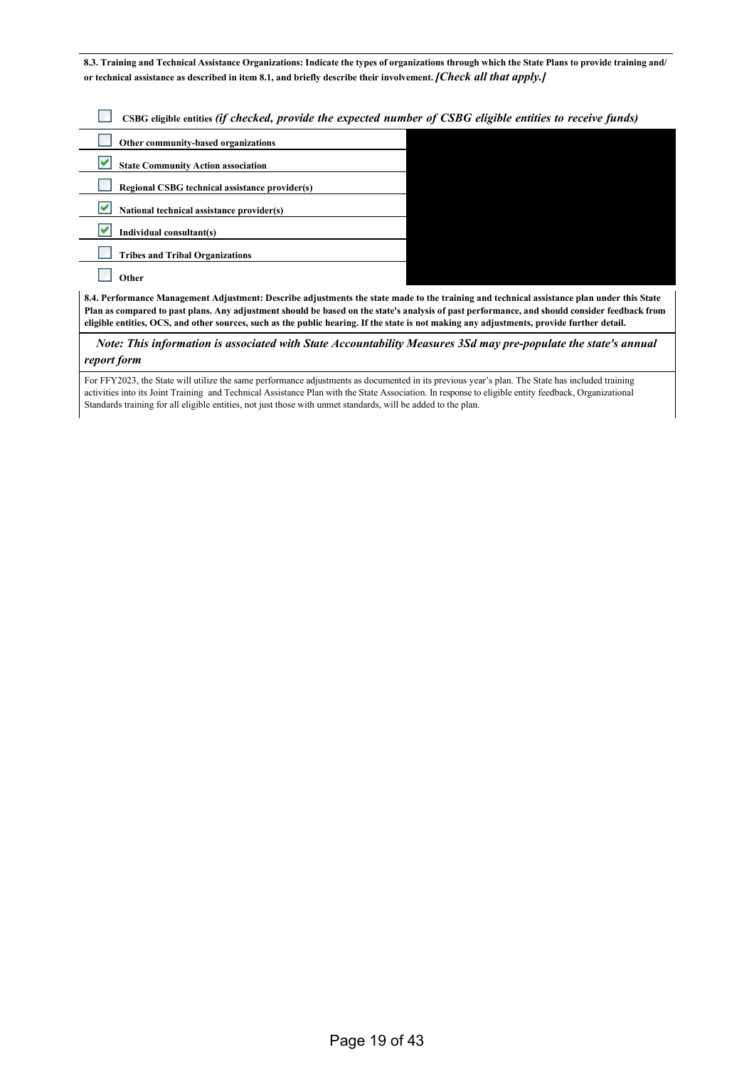**8.3. Training and Technical Assistance Organizations: Indicate the types of organizations through which the State Plans to provide training and/ or technical assistance as described in item 8.1, and briefly describe their involvement.** ***[Check all that apply.]***

- [ ] **CSBG eligible entities** ***(if checked, provide the expected number of CSBG eligible entities to receive funds)***
- [ ] **Other community-based organizations**
- [x] **State Community Action association**
- [ ] **Regional CSBG technical assistance provider(s)**
- [x] **National technical assistance provider(s)**
- [x] **Individual consultant(s)**
- [ ] **Tribes and Tribal Organizations**
- [ ] **Other**

**8.4. Performance Management Adjustment: Describe adjustments the state made to the training and technical assistance plan under this State Plan as compared to past plans. Any adjustment should be based on the state's analysis of past performance, and should consider feedback from eligible entities, OCS, and other sources, such as the public hearing. If the state is not making any adjustments, provide further detail.**

***Note: This information is associated with State Accountability Measures 3Sd may pre-populate the state's annual report form***

For FFY2023, the State will utilize the same performance adjustments as documented in its previous year's plan. The State has included training activities into its Joint Training and Technical Assistance Plan with the State Association. In response to eligible entity feedback, Organizational Standards training for all eligible entities, not just those with unmet standards, will be added to the plan.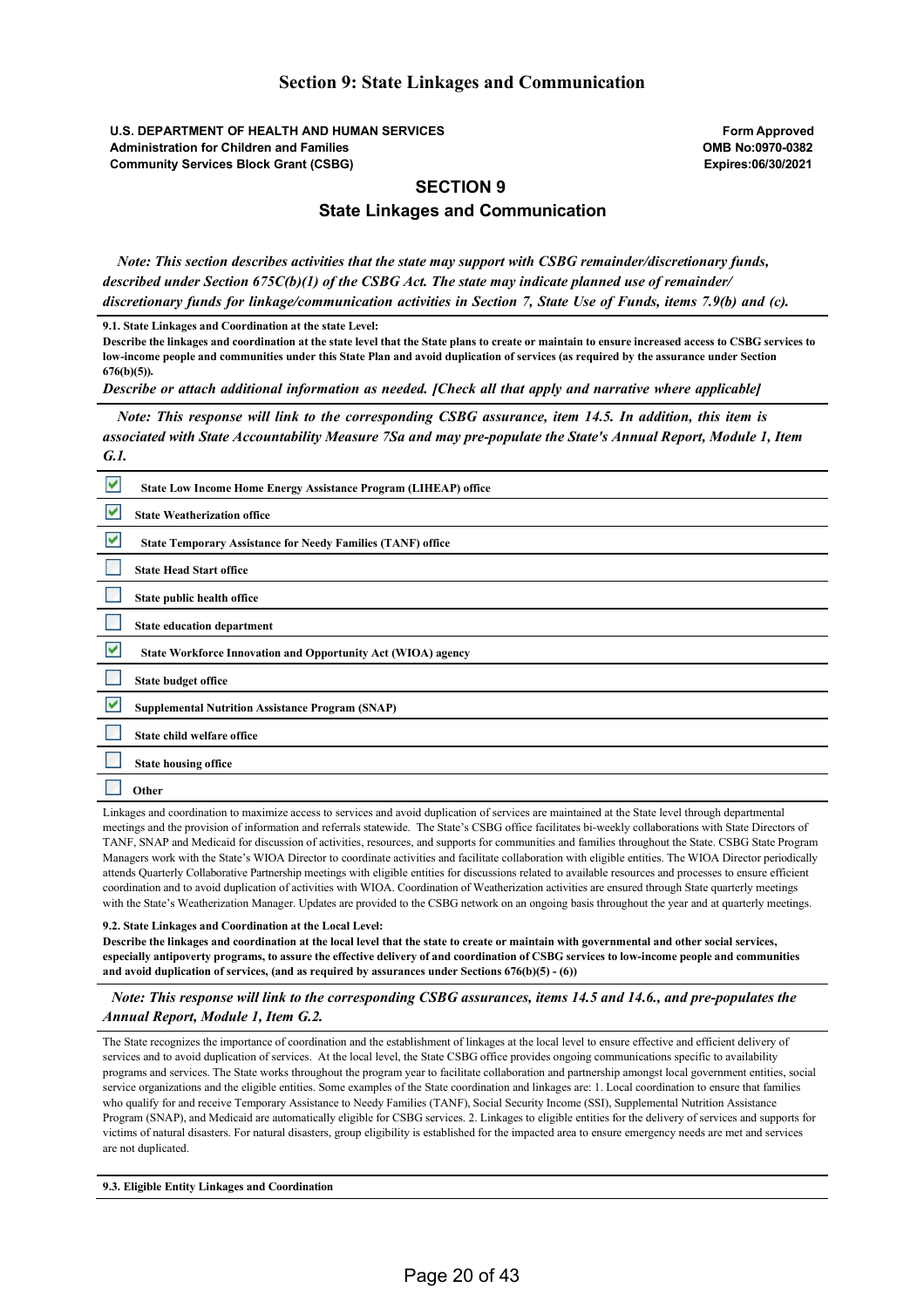# Section 9: State Linkages and Communication

**U.S. DEPARTMENT OF HEALTH AND HUMAN SERVICES**
**Administration for Children and Families**
**Community Services Block Grant (CSBG)**

**Form Approved**
**OMB No:0970-0382**
**Expires:06/30/2021**

## SECTION 9

## State Linkages and Communication

*Note: This section describes activities that the state may support with CSBG remainder/discretionary funds, described under Section 675C(b)(1) of the CSBG Act. The state may indicate planned use of remainder/ discretionary funds for linkage/communication activities in Section 7, State Use of Funds, items 7.9(b) and (c).*

**9.1. State Linkages and Coordination at the state Level:**
**Describe the linkages and coordination at the state level that the State plans to create or maintain to ensure increased access to CSBG services to low-income people and communities under this State Plan and avoid duplication of services (as required by the assurance under Section 676(b)(5)).**

***Describe or attach additional information as needed. [Check all that apply and narrative where applicable]***

*Note: This response will link to the corresponding CSBG assurance, item 14.5. In addition, this item is associated with State Accountability Measure 7Sa and may pre-populate the State's Annual Report, Module 1, Item G.1.*

- [x] **State Low Income Home Energy Assistance Program (LIHEAP) office**
- [x] **State Weatherization office**
- [x] **State Temporary Assistance for Needy Families (TANF) office**
- [ ] **State Head Start office**
- [ ] **State public health office**
- [ ] **State education department**
- [x] **State Workforce Innovation and Opportunity Act (WIOA) agency**
- [ ] **State budget office**
- [x] **Supplemental Nutrition Assistance Program (SNAP)**
- [ ] **State child welfare office**
- [ ] **State housing office**
- [ ] **Other**

Linkages and coordination to maximize access to services and avoid duplication of services are maintained at the State level through departmental meetings and the provision of information and referrals statewide. The State's CSBG office facilitates bi-weekly collaborations with State Directors of TANF, SNAP and Medicaid for discussion of activities, resources, and supports for communities and families throughout the State. CSBG State Program Managers work with the State's WIOA Director to coordinate activities and facilitate collaboration with eligible entities. The WIOA Director periodically attends Quarterly Collaborative Partnership meetings with eligible entities for discussions related to available resources and processes to ensure efficient coordination and to avoid duplication of activities with WIOA. Coordination of Weatherization activities are ensured through State quarterly meetings with the State's Weatherization Manager. Updates are provided to the CSBG network on an ongoing basis throughout the year and at quarterly meetings.

**9.2. State Linkages and Coordination at the Local Level:**
**Describe the linkages and coordination at the local level that the state to create or maintain with governmental and other social services, especially antipoverty programs, to assure the effective delivery of and coordination of CSBG services to low-income people and communities and avoid duplication of services, (and as required by assurances under Sections 676(b)(5) - (6))**

*Note: This response will link to the corresponding CSBG assurances, items 14.5 and 14.6., and pre-populates the Annual Report, Module 1, Item G.2.*

The State recognizes the importance of coordination and the establishment of linkages at the local level to ensure effective and efficient delivery of services and to avoid duplication of services. At the local level, the State CSBG office provides ongoing communications specific to availability programs and services. The State works throughout the program year to facilitate collaboration and partnership amongst local government entities, social service organizations and the eligible entities. Some examples of the State coordination and linkages are: 1. Local coordination to ensure that families who qualify for and receive Temporary Assistance to Needy Families (TANF), Social Security Income (SSI), Supplemental Nutrition Assistance Program (SNAP), and Medicaid are automatically eligible for CSBG services. 2. Linkages to eligible entities for the delivery of services and supports for victims of natural disasters. For natural disasters, group eligibility is established for the impacted area to ensure emergency needs are met and services are not duplicated.

**9.3. Eligible Entity Linkages and Coordination**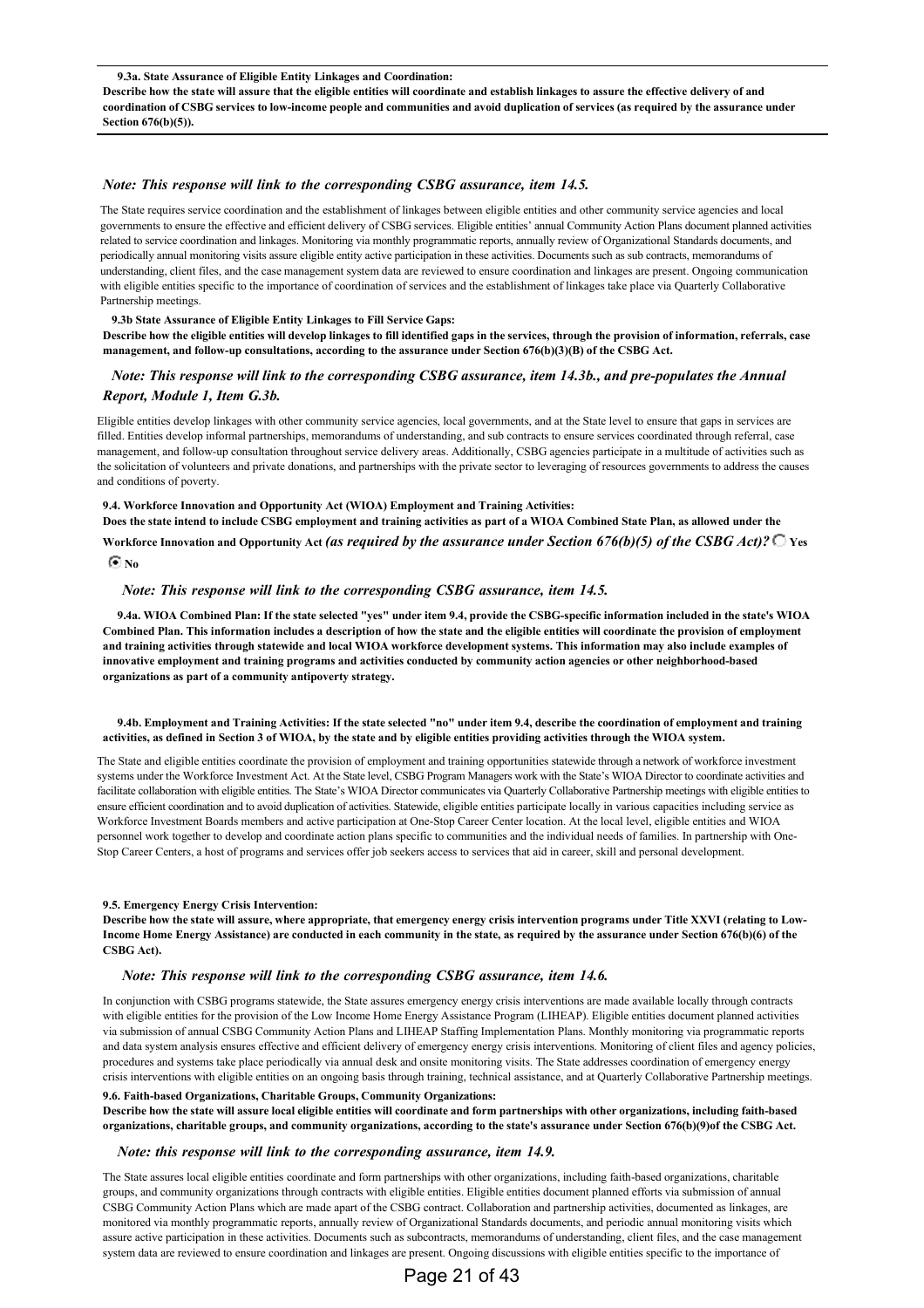**9.3a. State Assurance of Eligible Entity Linkages and Coordination:**
**Describe how the state will assure that the eligible entities will coordinate and establish linkages to assure the effective delivery of and coordination of CSBG services to low-income people and communities and avoid duplication of services (as required by the assurance under Section 676(b)(5)).**

*Note: This response will link to the corresponding CSBG assurance, item 14.5.*

The State requires service coordination and the establishment of linkages between eligible entities and other community service agencies and local governments to ensure the effective and efficient delivery of CSBG services. Eligible entities' annual Community Action Plans document planned activities related to service coordination and linkages. Monitoring via monthly programmatic reports, annually review of Organizational Standards documents, and periodically annual monitoring visits assure eligible entity active participation in these activities. Documents such as sub contracts, memorandums of understanding, client files, and the case management system data are reviewed to ensure coordination and linkages are present. Ongoing communication with eligible entities specific to the importance of coordination of services and the establishment of linkages take place via Quarterly Collaborative Partnership meetings.

**9.3b State Assurance of Eligible Entity Linkages to Fill Service Gaps:**
**Describe how the eligible entities will develop linkages to fill identified gaps in the services, through the provision of information, referrals, case management, and follow-up consultations, according to the assurance under Section 676(b)(3)(B) of the CSBG Act.**

*Note: This response will link to the corresponding CSBG assurance, item 14.3b., and pre-populates the Annual Report, Module 1, Item G.3b.*

Eligible entities develop linkages with other community service agencies, local governments, and at the State level to ensure that gaps in services are filled. Entities develop informal partnerships, memorandums of understanding, and sub contracts to ensure services coordinated through referral, case management, and follow-up consultation throughout service delivery areas. Additionally, CSBG agencies participate in a multitude of activities such as the solicitation of volunteers and private donations, and partnerships with the private sector to leveraging of resources governments to address the causes and conditions of poverty.

**9.4. Workforce Innovation and Opportunity Act (WIOA) Employment and Training Activities:**
**Does the state intend to include CSBG employment and training activities as part of a WIOA Combined State Plan, as allowed under the Workforce Innovation and Opportunity Act** ***(as required by the assurance under Section 676(b)(5) of the CSBG Act)?*** ○ **Yes** ◉ **No**

*Note: This response will link to the corresponding CSBG assurance, item 14.5.*

**9.4a. WIOA Combined Plan: If the state selected "yes" under item 9.4, provide the CSBG-specific information included in the state's WIOA Combined Plan. This information includes a description of how the state and the eligible entities will coordinate the provision of employment and training activities through statewide and local WIOA workforce development systems. This information may also include examples of innovative employment and training programs and activities conducted by community action agencies or other neighborhood-based organizations as part of a community antipoverty strategy.**

**9.4b. Employment and Training Activities: If the state selected "no" under item 9.4, describe the coordination of employment and training activities, as defined in Section 3 of WIOA, by the state and by eligible entities providing activities through the WIOA system.**

The State and eligible entities coordinate the provision of employment and training opportunities statewide through a network of workforce investment systems under the Workforce Investment Act. At the State level, CSBG Program Managers work with the State's WIOA Director to coordinate activities and facilitate collaboration with eligible entities. The State's WIOA Director communicates via Quarterly Collaborative Partnership meetings with eligible entities to ensure efficient coordination and to avoid duplication of activities. Statewide, eligible entities participate locally in various capacities including service as Workforce Investment Boards members and active participation at One-Stop Career Center location. At the local level, eligible entities and WIOA personnel work together to develop and coordinate action plans specific to communities and the individual needs of families. In partnership with One-Stop Career Centers, a host of programs and services offer job seekers access to services that aid in career, skill and personal development.

**9.5. Emergency Energy Crisis Intervention:**
**Describe how the state will assure, where appropriate, that emergency energy crisis intervention programs under Title XXVI (relating to Low-Income Home Energy Assistance) are conducted in each community in the state, as required by the assurance under Section 676(b)(6) of the CSBG Act).**

*Note: This response will link to the corresponding CSBG assurance, item 14.6.*

In conjunction with CSBG programs statewide, the State assures emergency energy crisis interventions are made available locally through contracts with eligible entities for the provision of the Low Income Home Energy Assistance Program (LIHEAP). Eligible entities document planned activities via submission of annual CSBG Community Action Plans and LIHEAP Staffing Implementation Plans. Monthly monitoring via programmatic reports and data system analysis ensures effective and efficient delivery of emergency energy crisis interventions. Monitoring of client files and agency policies, procedures and systems take place periodically via annual desk and onsite monitoring visits. The State addresses coordination of emergency energy crisis interventions with eligible entities on an ongoing basis through training, technical assistance, and at Quarterly Collaborative Partnership meetings.

**9.6. Faith-based Organizations, Charitable Groups, Community Organizations:**
**Describe how the state will assure local eligible entities will coordinate and form partnerships with other organizations, including faith-based organizations, charitable groups, and community organizations, according to the state's assurance under Section 676(b)(9)of the CSBG Act.**

*Note: this response will link to the corresponding assurance, item 14.9.*

The State assures local eligible entities coordinate and form partnerships with other organizations, including faith-based organizations, charitable groups, and community organizations through contracts with eligible entities. Eligible entities document planned efforts via submission of annual CSBG Community Action Plans which are made apart of the CSBG contract. Collaboration and partnership activities, documented as linkages, are monitored via monthly programmatic reports, annually review of Organizational Standards documents, and periodic annual monitoring visits which assure active participation in these activities. Documents such as subcontracts, memorandums of understanding, client files, and the case management system data are reviewed to ensure coordination and linkages are present. Ongoing discussions with eligible entities specific to the importance of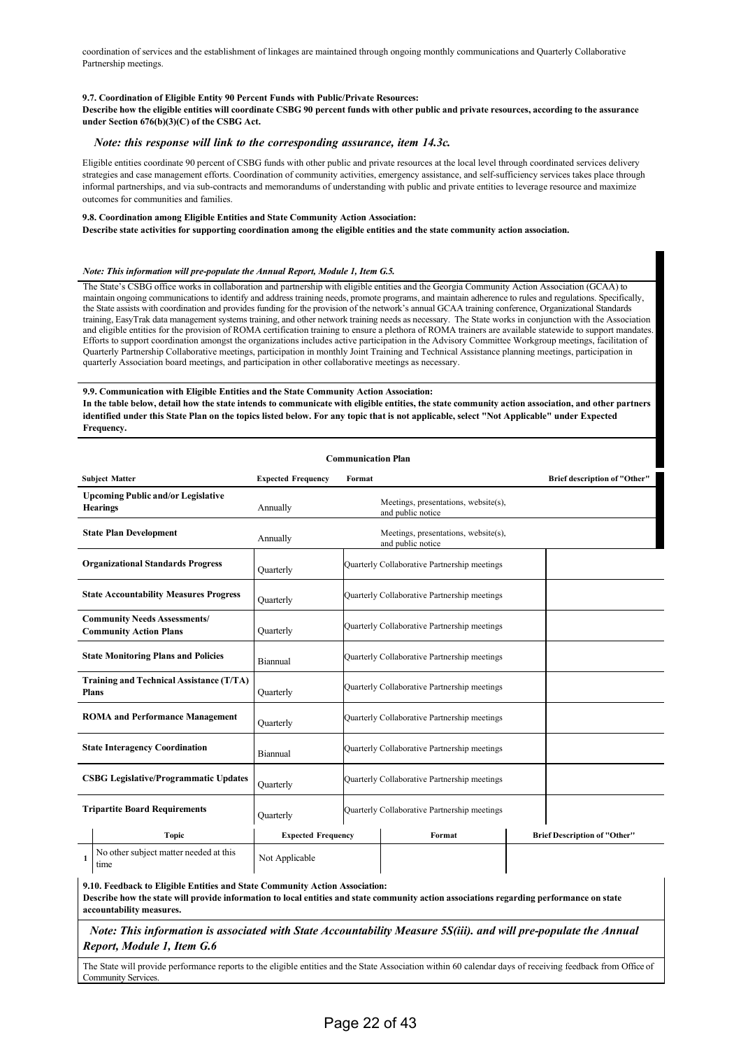coordination of services and the establishment of linkages are maintained through ongoing monthly communications and Quarterly Collaborative Partnership meetings.

**9.7. Coordination of Eligible Entity 90 Percent Funds with Public/Private Resources:**
**Describe how the eligible entities will coordinate CSBG 90 percent funds with other public and private resources, according to the assurance under Section 676(b)(3)(C) of the CSBG Act.**

***Note: this response will link to the corresponding assurance, item 14.3c.***

Eligible entities coordinate 90 percent of CSBG funds with other public and private resources at the local level through coordinated services delivery strategies and case management efforts. Coordination of community activities, emergency assistance, and self-sufficiency services takes place through informal partnerships, and via sub-contracts and memorandums of understanding with public and private entities to leverage resource and maximize outcomes for communities and families.

**9.8. Coordination among Eligible Entities and State Community Action Association:**
**Describe state activities for supporting coordination among the eligible entities and the state community action association.**

***Note: This information will pre-populate the Annual Report, Module 1, Item G.5.***

The State's CSBG office works in collaboration and partnership with eligible entities and the Georgia Community Action Association (GCAA) to maintain ongoing communications to identify and address training needs, promote programs, and maintain adherence to rules and regulations. Specifically, the State assists with coordination and provides funding for the provision of the network's annual GCAA training conference, Organizational Standards training, EasyTrak data management systems training, and other network training needs as necessary. The State works in conjunction with the Association and eligible entities for the provision of ROMA certification training to ensure a plethora of ROMA trainers are available statewide to support mandates. Efforts to support coordination amongst the organizations includes active participation in the Advisory Committee Workgroup meetings, facilitation of Quarterly Partnership Collaborative meetings, participation in monthly Joint Training and Technical Assistance planning meetings, participation in quarterly Association board meetings, and participation in other collaborative meetings as necessary.

**9.9. Communication with Eligible Entities and the State Community Action Association:**
**In the table below, detail how the state intends to communicate with eligible entities, the state community action association, and other partners identified under this State Plan on the topics listed below. For any topic that is not applicable, select "Not Applicable" under Expected Frequency.**

**Communication Plan**

| Subject Matter | Expected Frequency | Format | Brief description of "Other" |
|---|---|---|---|
| **Upcoming Public and/or Legislative Hearings** | Annually | Meetings, presentations, website(s), and public notice | |
| **State Plan Development** | Annually | Meetings, presentations, website(s), and public notice | |
| **Organizational Standards Progress** | Quarterly | Quarterly Collaborative Partnership meetings | |
| **State Accountability Measures Progress** | Quarterly | Quarterly Collaborative Partnership meetings | |
| **Community Needs Assessments/ Community Action Plans** | Quarterly | Quarterly Collaborative Partnership meetings | |
| **State Monitoring Plans and Policies** | Biannual | Quarterly Collaborative Partnership meetings | |
| **Training and Technical Assistance (T/TA) Plans** | Quarterly | Quarterly Collaborative Partnership meetings | |
| **ROMA and Performance Management** | Quarterly | Quarterly Collaborative Partnership meetings | |
| **State Interagency Coordination** | Biannual | Quarterly Collaborative Partnership meetings | |
| **CSBG Legislative/Programmatic Updates** | Quarterly | Quarterly Collaborative Partnership meetings | |
| **Tripartite Board Requirements** | Quarterly | Quarterly Collaborative Partnership meetings | |

| | Topic | Expected Frequency | Format | Brief Description of "Other" |
|---|---|---|---|---|
| 1 | No other subject matter needed at this time | Not Applicable | | |

**9.10. Feedback to Eligible Entities and State Community Action Association:**
**Describe how the state will provide information to local entities and state community action associations regarding performance on state accountability measures.**

***Note: This information is associated with State Accountability Measure 5S(iii). and will pre-populate the Annual Report, Module 1, Item G.6***

The State will provide performance reports to the eligible entities and the State Association within 60 calendar days of receiving feedback from Office of Community Services.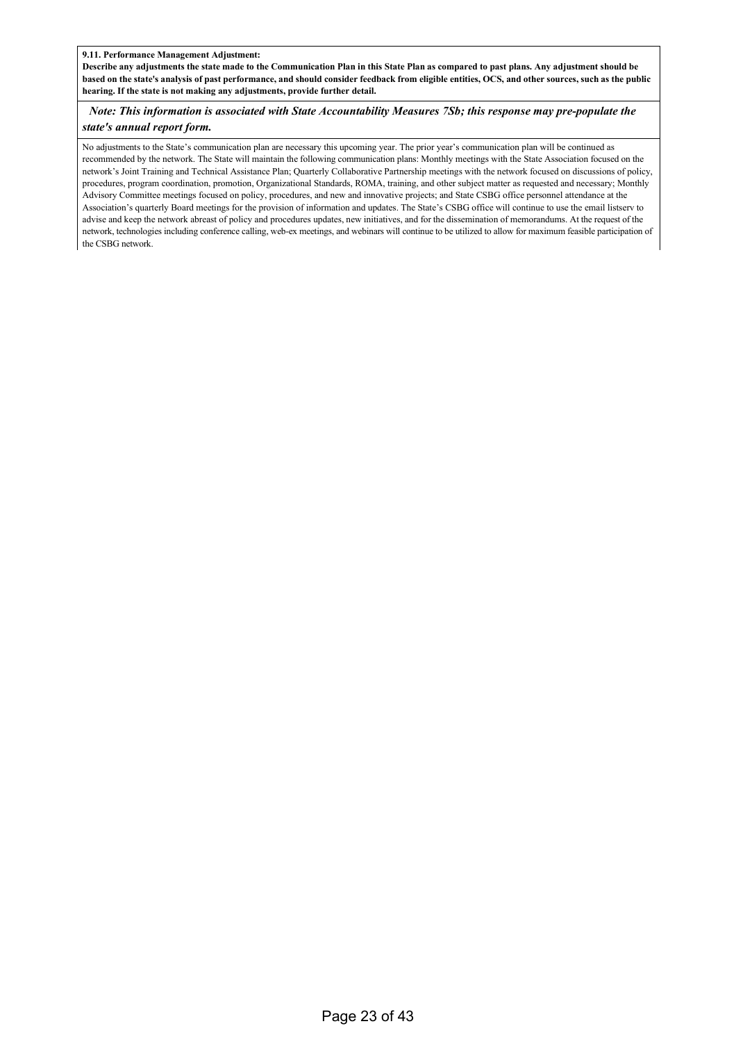**9.11. Performance Management Adjustment:**

**Describe any adjustments the state made to the Communication Plan in this State Plan as compared to past plans. Any adjustment should be based on the state's analysis of past performance, and should consider feedback from eligible entities, OCS, and other sources, such as the public hearing. If the state is not making any adjustments, provide further detail.**

***Note: This information is associated with State Accountability Measures 7Sb; this response may pre-populate the state's annual report form.***

No adjustments to the State's communication plan are necessary this upcoming year. The prior year's communication plan will be continued as recommended by the network. The State will maintain the following communication plans: Monthly meetings with the State Association focused on the network's Joint Training and Technical Assistance Plan; Quarterly Collaborative Partnership meetings with the network focused on discussions of policy, procedures, program coordination, promotion, Organizational Standards, ROMA, training, and other subject matter as requested and necessary; Monthly Advisory Committee meetings focused on policy, procedures, and new and innovative projects; and State CSBG office personnel attendance at the Association's quarterly Board meetings for the provision of information and updates. The State's CSBG office will continue to use the email listserv to advise and keep the network abreast of policy and procedures updates, new initiatives, and for the dissemination of memorandums. At the request of the network, technologies including conference calling, web-ex meetings, and webinars will continue to be utilized to allow for maximum feasible participation of the CSBG network.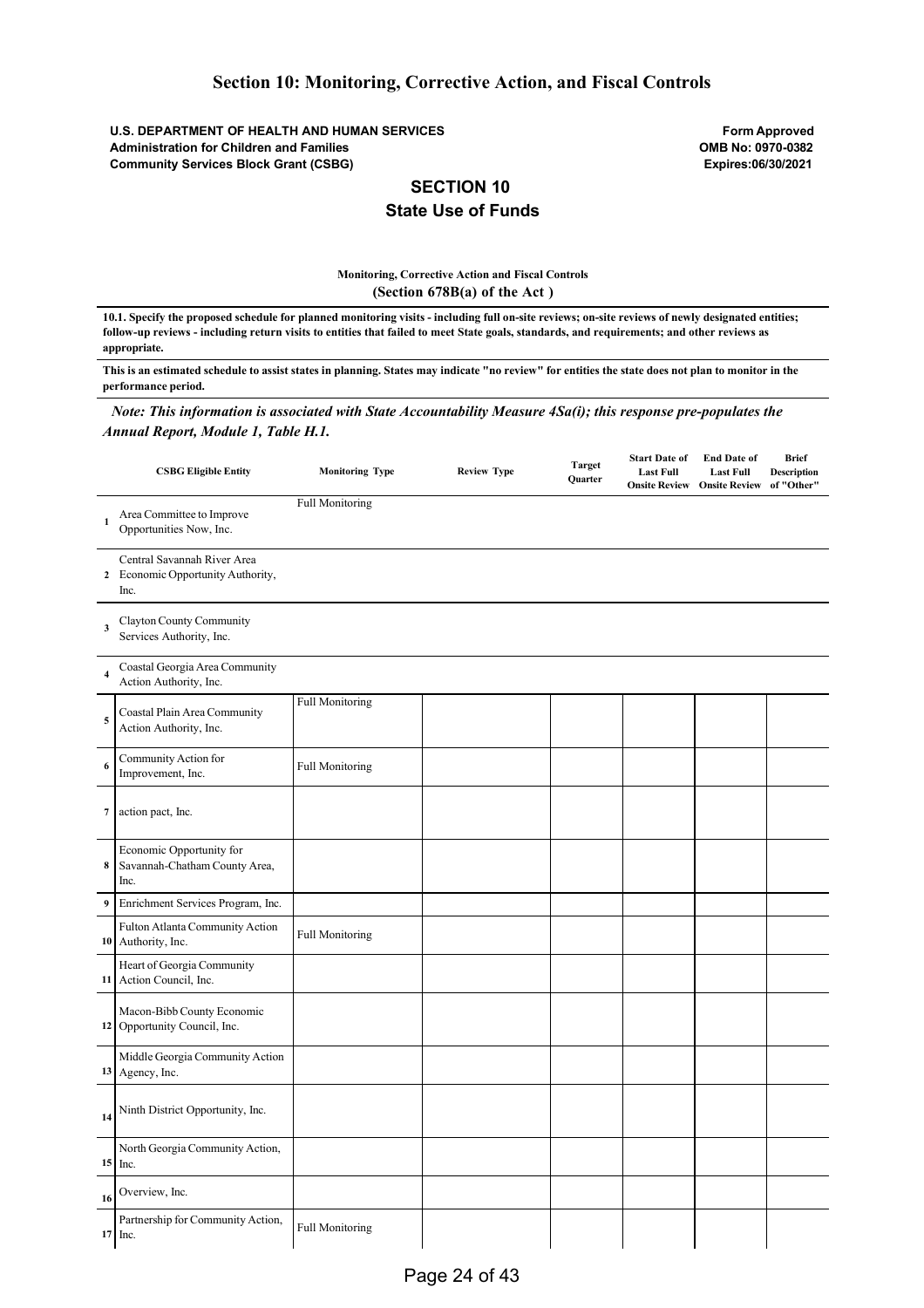# Section 10: Monitoring, Corrective Action, and Fiscal Controls

**U.S. DEPARTMENT OF HEALTH AND HUMAN SERVICES**
**Administration for Children and Families**
**Community Services Block Grant (CSBG)**

**Form Approved**
**OMB No: 0970-0382**
**Expires:06/30/2021**

## SECTION 10
## State Use of Funds

**Monitoring, Corrective Action and Fiscal Controls**
**(Section 678B(a) of the Act )**

**10.1. Specify the proposed schedule for planned monitoring visits - including full on-site reviews; on-site reviews of newly designated entities; follow-up reviews - including return visits to entities that failed to meet State goals, standards, and requirements; and other reviews as appropriate.**

**This is an estimated schedule to assist states in planning. States may indicate "no review" for entities the state does not plan to monitor in the performance period.**

***Note: This information is associated with State Accountability Measure 4Sa(i); this response pre-populates the Annual Report, Module 1, Table H.1.***

| | CSBG Eligible Entity | Monitoring Type | Review Type | Target Quarter | Start Date of Last Full Onsite Review | End Date of Last Full Onsite Review | Brief Description of "Other" |
|---|---|---|---|---|---|---|---|
| 1 | Area Committee to Improve Opportunities Now, Inc. | Full Monitoring | | | | | |
| 2 | Central Savannah River Area Economic Opportunity Authority, Inc. | | | | | | |
| 3 | Clayton County Community Services Authority, Inc. | | | | | | |
| 4 | Coastal Georgia Area Community Action Authority, Inc. | | | | | | |
| 5 | Coastal Plain Area Community Action Authority, Inc. | Full Monitoring | | | | | |
| 6 | Community Action for Improvement, Inc. | Full Monitoring | | | | | |
| 7 | action pact, Inc. | | | | | | |
| 8 | Economic Opportunity for Savannah-Chatham County Area, Inc. | | | | | | |
| 9 | Enrichment Services Program, Inc. | | | | | | |
| 10 | Fulton Atlanta Community Action Authority, Inc. | Full Monitoring | | | | | |
| 11 | Heart of Georgia Community Action Council, Inc. | | | | | | |
| 12 | Macon-Bibb County Economic Opportunity Council, Inc. | | | | | | |
| 13 | Middle Georgia Community Action Agency, Inc. | | | | | | |
| 14 | Ninth District Opportunity, Inc. | | | | | | |
| 15 | North Georgia Community Action, Inc. | | | | | | |
| 16 | Overview, Inc. | | | | | | |
| 17 | Partnership for Community Action, Inc. | Full Monitoring | | | | | |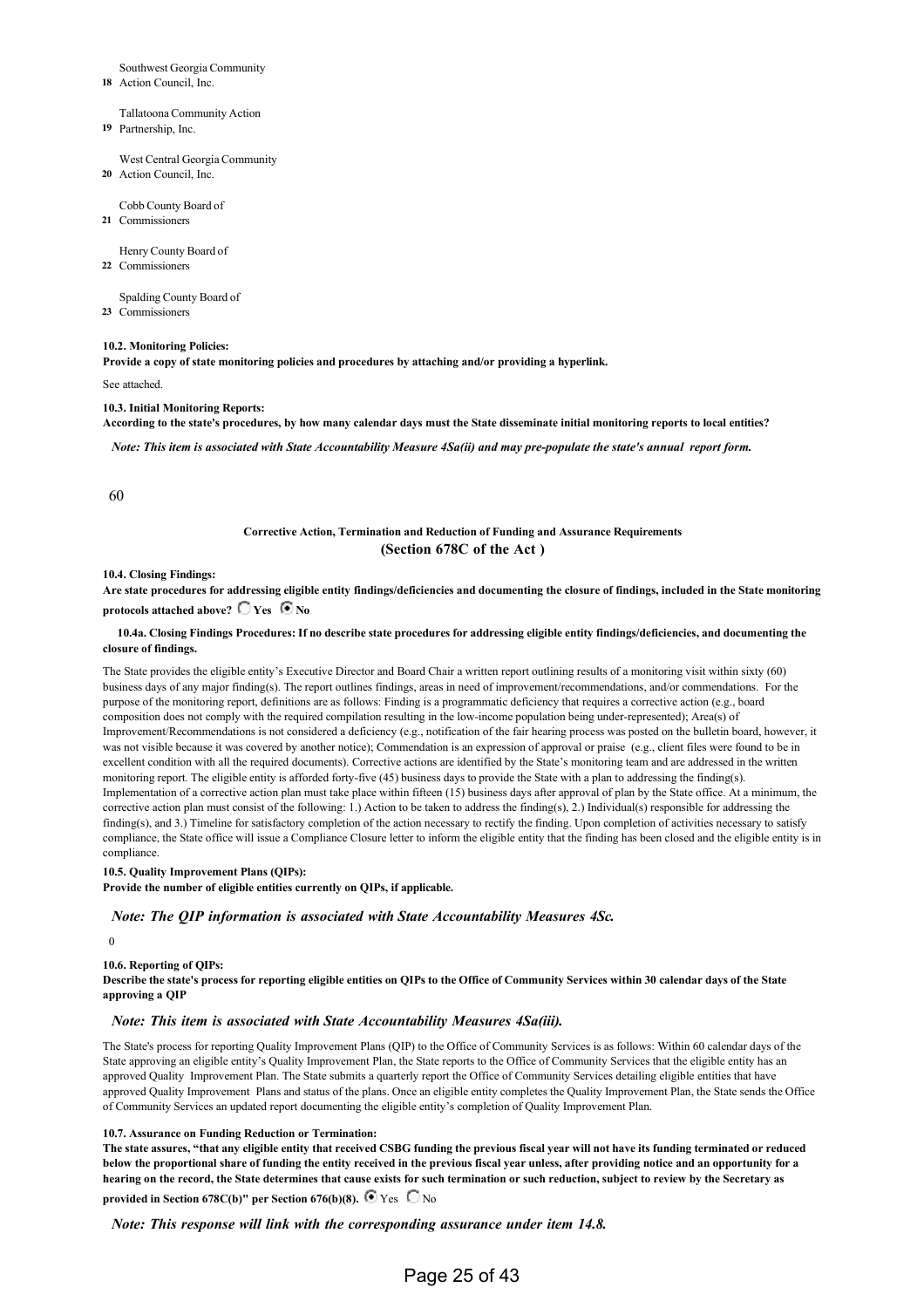| | |
|---|---|
| 18 | Southwest Georgia Community Action Council, Inc. |
| 19 | Tallatoona Community Action Partnership, Inc. |
| 20 | West Central Georgia Community Action Council, Inc. |
| 21 | Cobb County Board of Commissioners |
| 22 | Henry County Board of Commissioners |
| 23 | Spalding County Board of Commissioners |

**10.2. Monitoring Policies:**
**Provide a copy of state monitoring policies and procedures by attaching and/or providing a hyperlink.**

See attached.

**10.3. Initial Monitoring Reports:**
**According to the state's procedures, by how many calendar days must the State disseminate initial monitoring reports to local entities?**

***Note: This item is associated with State Accountability Measure 4Sa(ii) and may pre-populate the state's annual report form.***

60

**Corrective Action, Termination and Reduction of Funding and Assurance Requirements**
**(Section 678C of the Act )**

**10.4. Closing Findings:**
**Are state procedures for addressing eligible entity findings/deficiencies and documenting the closure of findings, included in the State monitoring protocols attached above?** ☐ Yes ☒ No

**10.4a. Closing Findings Procedures: If no describe state procedures for addressing eligible entity findings/deficiencies, and documenting the closure of findings.**

The State provides the eligible entity's Executive Director and Board Chair a written report outlining results of a monitoring visit within sixty (60) business days of any major finding(s). The report outlines findings, areas in need of improvement/recommendations, and/or commendations. For the purpose of the monitoring report, definitions are as follows: Finding is a programmatic deficiency that requires a corrective action (e.g., board composition does not comply with the required compilation resulting in the low-income population being under-represented); Area(s) of Improvement/Recommendations is not considered a deficiency (e.g., notification of the fair hearing process was posted on the bulletin board, however, it was not visible because it was covered by another notice); Commendation is an expression of approval or praise (e.g., client files were found to be in excellent condition with all the required documents). Corrective actions are identified by the State's monitoring team and are addressed in the written monitoring report. The eligible entity is afforded forty-five (45) business days to provide the State with a plan to addressing the finding(s). Implementation of a corrective action plan must take place within fifteen (15) business days after approval of plan by the State office. At a minimum, the corrective action plan must consist of the following: 1.) Action to be taken to address the finding(s), 2.) Individual(s) responsible for addressing the finding(s), and 3.) Timeline for satisfactory completion of the action necessary to rectify the finding. Upon completion of activities necessary to satisfy compliance, the State office will issue a Compliance Closure letter to inform the eligible entity that the finding has been closed and the eligible entity is in compliance.

**10.5. Quality Improvement Plans (QIPs):**
**Provide the number of eligible entities currently on QIPs, if applicable.**

***Note: The QIP information is associated with State Accountability Measures 4Sc.***

0

**10.6. Reporting of QIPs:**
**Describe the state's process for reporting eligible entities on QIPs to the Office of Community Services within 30 calendar days of the State approving a QIP**

***Note: This item is associated with State Accountability Measures 4Sa(iii).***

The State's process for reporting Quality Improvement Plans (QIP) to the Office of Community Services is as follows: Within 60 calendar days of the State approving an eligible entity's Quality Improvement Plan, the State reports to the Office of Community Services that the eligible entity has an approved Quality Improvement Plan. The State submits a quarterly report the Office of Community Services detailing eligible entities that have approved Quality Improvement Plans and status of the plans. Once an eligible entity completes the Quality Improvement Plan, the State sends the Office of Community Services an updated report documenting the eligible entity's completion of Quality Improvement Plan.

**10.7. Assurance on Funding Reduction or Termination:**
**The state assures, "that any eligible entity that received CSBG funding the previous fiscal year will not have its funding terminated or reduced below the proportional share of funding the entity received in the previous fiscal year unless, after providing notice and an opportunity for a hearing on the record, the State determines that cause exists for such termination or such reduction, subject to review by the Secretary as provided in Section 678C(b)" per Section 676(b)(8).** ☒ Yes ☐ No

***Note: This response will link with the corresponding assurance under item 14.8.***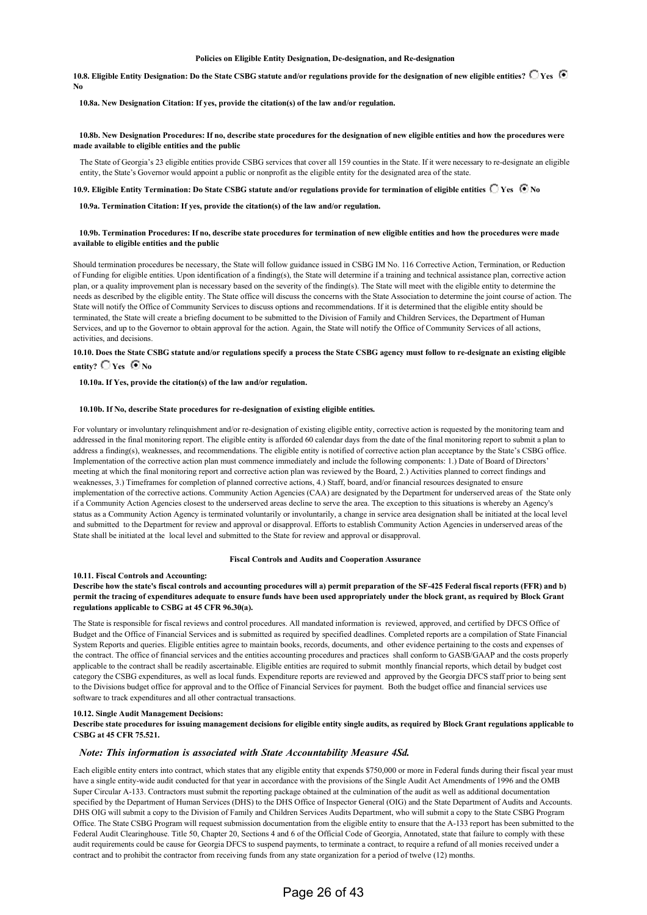### Policies on Eligible Entity Designation, De-designation, and Re-designation

**10.8. Eligible Entity Designation: Do the State CSBG statute and/or regulations provide for the designation of new eligible entities?** ☐ Yes ☒ No

**10.8a. New Designation Citation: If yes, provide the citation(s) of the law and/or regulation.**

**10.8b. New Designation Procedures: If no, describe state procedures for the designation of new eligible entities and how the procedures were made available to eligible entities and the public**

The State of Georgia's 23 eligible entities provide CSBG services that cover all 159 counties in the State. If it were necessary to re-designate an eligible entity, the State's Governor would appoint a public or nonprofit as the eligible entity for the designated area of the state.

**10.9. Eligible Entity Termination: Do State CSBG statute and/or regulations provide for termination of eligible entities** ☐ Yes ☒ No

**10.9a. Termination Citation: If yes, provide the citation(s) of the law and/or regulation.**

**10.9b. Termination Procedures: If no, describe state procedures for termination of new eligible entities and how the procedures were made available to eligible entities and the public**

Should termination procedures be necessary, the State will follow guidance issued in CSBG IM No. 116 Corrective Action, Termination, or Reduction of Funding for eligible entities. Upon identification of a finding(s), the State will determine if a training and technical assistance plan, corrective action plan, or a quality improvement plan is necessary based on the severity of the finding(s). The State will meet with the eligible entity to determine the needs as described by the eligible entity. The State office will discuss the concerns with the State Association to determine the joint course of action. The State will notify the Office of Community Services to discuss options and recommendations. If it is determined that the eligible entity should be terminated, the State will create a briefing document to be submitted to the Division of Family and Children Services, the Department of Human Services, and up to the Governor to obtain approval for the action. Again, the State will notify the Office of Community Services of all actions, activities, and decisions.

**10.10. Does the State CSBG statute and/or regulations specify a process the State CSBG agency must follow to re-designate an existing eligible entity?** ☐ Yes ☒ No

**10.10a. If Yes, provide the citation(s) of the law and/or regulation.**

**10.10b. If No, describe State procedures for re-designation of existing eligible entities.**

For voluntary or involuntary relinquishment and/or re-designation of existing eligible entity, corrective action is requested by the monitoring team and addressed in the final monitoring report. The eligible entity is afforded 60 calendar days from the date of the final monitoring report to submit a plan to address a finding(s), weaknesses, and recommendations. The eligible entity is notified of corrective action plan acceptance by the State's CSBG office. Implementation of the corrective action plan must commence immediately and include the following components: 1.) Date of Board of Directors' meeting at which the final monitoring report and corrective action plan was reviewed by the Board, 2.) Activities planned to correct findings and weaknesses, 3.) Timeframes for completion of planned corrective actions, 4.) Staff, board, and/or financial resources designated to ensure implementation of the corrective actions. Community Action Agencies (CAA) are designated by the Department for underserved areas of the State only if a Community Action Agencies closest to the underserved areas decline to serve the area. The exception to this situations is whereby an Agency's status as a Community Action Agency is terminated voluntarily or involuntarily, a change in service area designation shall be initiated at the local level and submitted to the Department for review and approval or disapproval. Efforts to establish Community Action Agencies in underserved areas of the State shall be initiated at the local level and submitted to the State for review and approval or disapproval.

### Fiscal Controls and Audits and Cooperation Assurance

**10.11. Fiscal Controls and Accounting:**

**Describe how the state's fiscal controls and accounting procedures will a) permit preparation of the SF-425 Federal fiscal reports (FFR) and b) permit the tracing of expenditures adequate to ensure funds have been used appropriately under the block grant, as required by Block Grant regulations applicable to CSBG at 45 CFR 96.30(a).**

The State is responsible for fiscal reviews and control procedures. All mandated information is reviewed, approved, and certified by DFCS Office of Budget and the Office of Financial Services and is submitted as required by specified deadlines. Completed reports are a compilation of State Financial System Reports and queries. Eligible entities agree to maintain books, records, documents, and other evidence pertaining to the costs and expenses of the contract. The office of financial services and the entities accounting procedures and practices shall conform to GASB/GAAP and the costs properly applicable to the contract shall be readily ascertainable. Eligible entities are required to submit monthly financial reports, which detail by budget cost category the CSBG expenditures, as well as local funds. Expenditure reports are reviewed and approved by the Georgia DFCS staff prior to being sent to the Divisions budget office for approval and to the Office of Financial Services for payment. Both the budget office and financial services use software to track expenditures and all other contractual transactions.

**10.12. Single Audit Management Decisions:**

**Describe state procedures for issuing management decisions for eligible entity single audits, as required by Block Grant regulations applicable to CSBG at 45 CFR 75.521.**

*Note: This information is associated with State Accountability Measure 4Sd.*

Each eligible entity enters into contract, which states that any eligible entity that expends $750,000 or more in Federal funds during their fiscal year must have a single entity-wide audit conducted for that year in accordance with the provisions of the Single Audit Act Amendments of 1996 and the OMB Super Circular A-133. Contractors must submit the reporting package obtained at the culmination of the audit as well as additional documentation specified by the Department of Human Services (DHS) to the DHS Office of Inspector General (OIG) and the State Department of Audits and Accounts. DHS OIG will submit a copy to the Division of Family and Children Services Audits Department, who will submit a copy to the State CSBG Program Office. The State CSBG Program will request submission documentation from the eligible entity to ensure that the A-133 report has been submitted to the Federal Audit Clearinghouse. Title 50, Chapter 20, Sections 4 and 6 of the Official Code of Georgia, Annotated, state that failure to comply with these audit requirements could be cause for Georgia DFCS to suspend payments, to terminate a contract, to require a refund of all monies received under a contract and to prohibit the contractor from receiving funds from any state organization for a period of twelve (12) months.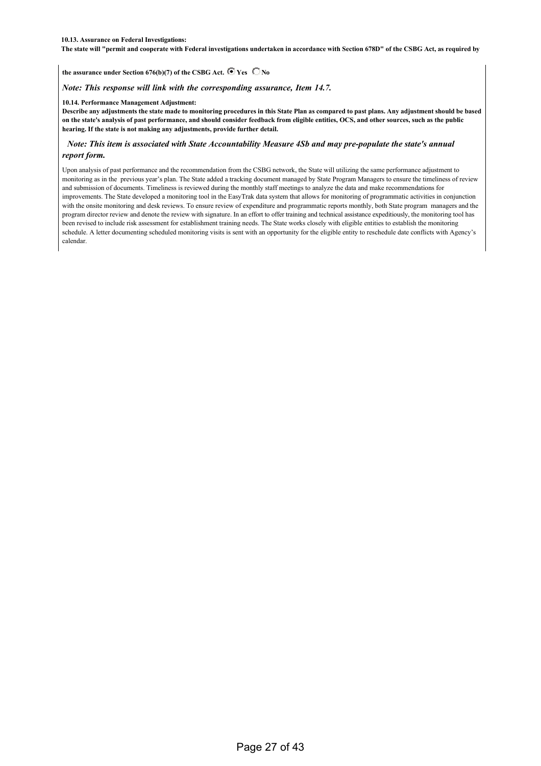**10.13. Assurance on Federal Investigations:**

**The state will "permit and cooperate with Federal investigations undertaken in accordance with Section 678D" of the CSBG Act, as required by the assurance under Section 676(b)(7) of the CSBG Act.** ◉ **Yes** ○ **No**

*Note: This response will link with the corresponding assurance, Item 14.7.*

**10.14. Performance Management Adjustment:**

**Describe any adjustments the state made to monitoring procedures in this State Plan as compared to past plans. Any adjustment should be based on the state's analysis of past performance, and should consider feedback from eligible entities, OCS, and other sources, such as the public hearing. If the state is not making any adjustments, provide further detail.**

***Note: This item is associated with State Accountability Measure 4Sb and may pre-populate the state's annual report form.***

Upon analysis of past performance and the recommendation from the CSBG network, the State will utilizing the same performance adjustment to monitoring as in the previous year's plan. The State added a tracking document managed by State Program Managers to ensure the timeliness of review and submission of documents. Timeliness is reviewed during the monthly staff meetings to analyze the data and make recommendations for improvements. The State developed a monitoring tool in the EasyTrak data system that allows for monitoring of programmatic activities in conjunction with the onsite monitoring and desk reviews. To ensure review of expenditure and programmatic reports monthly, both State program managers and the program director review and denote the review with signature. In an effort to offer training and technical assistance expeditiously, the monitoring tool has been revised to include risk assessment for establishment training needs. The State works closely with eligible entities to establish the monitoring schedule. A letter documenting scheduled monitoring visits is sent with an opportunity for the eligible entity to reschedule date conflicts with Agency's calendar.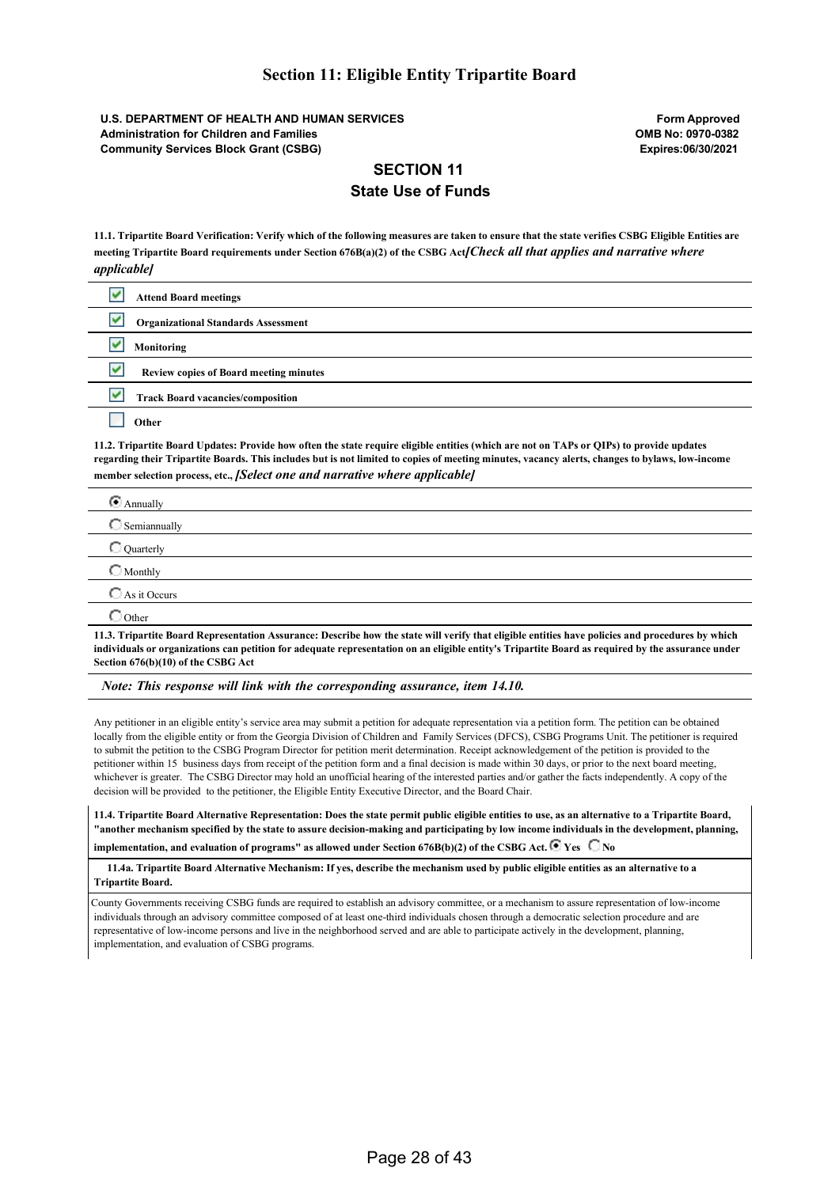# Section 11: Eligible Entity Tripartite Board

**U.S. DEPARTMENT OF HEALTH AND HUMAN SERVICES**
**Administration for Children and Families**
**Community Services Block Grant (CSBG)**

**Form Approved**
**OMB No: 0970-0382**
**Expires:06/30/2021**

## SECTION 11

## State Use of Funds

**11.1. Tripartite Board Verification: Verify which of the following measures are taken to ensure that the state verifies CSBG Eligible Entities are meeting Tripartite Board requirements under Section 676B(a)(2) of the CSBG Act*[Check all that applies and narrative where applicable]***

- [x] **Attend Board meetings**
- [x] **Organizational Standards Assessment**
- [x] **Monitoring**
- [x] **Review copies of Board meeting minutes**
- [x] **Track Board vacancies/composition**
- [ ] **Other**

**11.2. Tripartite Board Updates: Provide how often the state require eligible entities (which are not on TAPs or QIPs) to provide updates regarding their Tripartite Boards. This includes but is not limited to copies of meeting minutes, vacancy alerts, changes to bylaws, low-income member selection process, etc., *[Select one and narrative where applicable]***

- (•) Annually
- ( ) Semiannually
- ( ) Quarterly
- ( ) Monthly
- ( ) As it Occurs
- ( ) Other

**11.3. Tripartite Board Representation Assurance: Describe how the state will verify that eligible entities have policies and procedures by which individuals or organizations can petition for adequate representation on an eligible entity's Tripartite Board as required by the assurance under Section 676(b)(10) of the CSBG Act**

***Note: This response will link with the corresponding assurance, item 14.10.***

Any petitioner in an eligible entity's service area may submit a petition for adequate representation via a petition form. The petition can be obtained locally from the eligible entity or from the Georgia Division of Children and Family Services (DFCS), CSBG Programs Unit. The petitioner is required to submit the petition to the CSBG Program Director for petition merit determination. Receipt acknowledgement of the petition is provided to the petitioner within 15 business days from receipt of the petition form and a final decision is made within 30 days, or prior to the next board meeting, whichever is greater. The CSBG Director may hold an unofficial hearing of the interested parties and/or gather the facts independently. A copy of the decision will be provided to the petitioner, the Eligible Entity Executive Director, and the Board Chair.

**11.4. Tripartite Board Alternative Representation: Does the state permit public eligible entities to use, as an alternative to a Tripartite Board, "another mechanism specified by the state to assure decision-making and participating by low income individuals in the development, planning, implementation, and evaluation of programs" as allowed under Section 676B(b)(2) of the CSBG Act.** (•) **Yes** ( ) **No**

**11.4a. Tripartite Board Alternative Mechanism: If yes, describe the mechanism used by public eligible entities as an alternative to a Tripartite Board.**

County Governments receiving CSBG funds are required to establish an advisory committee, or a mechanism to assure representation of low-income individuals through an advisory committee composed of at least one-third individuals chosen through a democratic selection procedure and are representative of low-income persons and live in the neighborhood served and are able to participate actively in the development, planning, implementation, and evaluation of CSBG programs.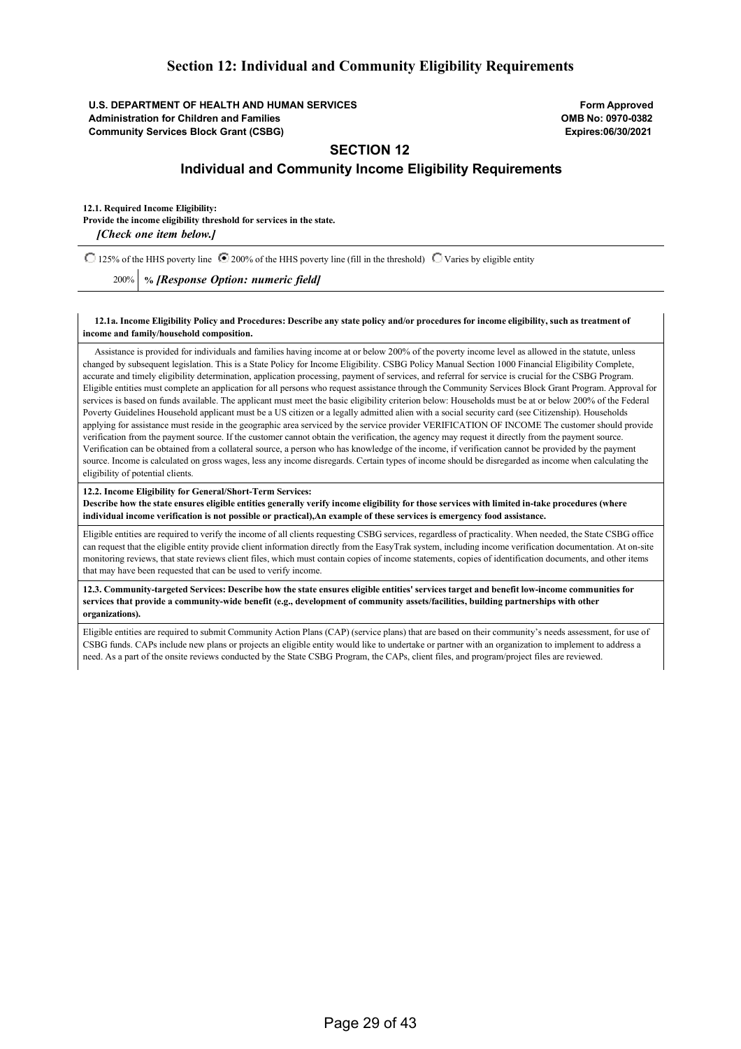## Section 12: Individual and Community Eligibility Requirements

**U.S. DEPARTMENT OF HEALTH AND HUMAN SERVICES**
**Administration for Children and Families**
**Community Services Block Grant (CSBG)**

**Form Approved**
**OMB No: 0970-0382**
**Expires:06/30/2021**

### SECTION 12

### Individual and Community Income Eligibility Requirements

**12.1. Required Income Eligibility:**
**Provide the income eligibility threshold for services in the state.**
***[Check one item below.]***

○ 125% of the HHS poverty line ◉ 200% of the HHS poverty line (fill in the threshold) ○ Varies by eligible entity

200% ***% [Response Option: numeric field]***

**12.1a. Income Eligibility Policy and Procedures: Describe any state policy and/or procedures for income eligibility, such as treatment of income and family/household composition.**

Assistance is provided for individuals and families having income at or below 200% of the poverty income level as allowed in the statute, unless changed by subsequent legislation. This is a State Policy for Income Eligibility. CSBG Policy Manual Section 1000 Financial Eligibility Complete, accurate and timely eligibility determination, application processing, payment of services, and referral for service is crucial for the CSBG Program. Eligible entities must complete an application for all persons who request assistance through the Community Services Block Grant Program. Approval for services is based on funds available. The applicant must meet the basic eligibility criterion below: Households must be at or below 200% of the Federal Poverty Guidelines Household applicant must be a US citizen or a legally admitted alien with a social security card (see Citizenship). Households applying for assistance must reside in the geographic area serviced by the service provider VERIFICATION OF INCOME The customer should provide verification from the payment source. If the customer cannot obtain the verification, the agency may request it directly from the payment source. Verification can be obtained from a collateral source, a person who has knowledge of the income, if verification cannot be provided by the payment source. Income is calculated on gross wages, less any income disregards. Certain types of income should be disregarded as income when calculating the eligibility of potential clients.

**12.2. Income Eligibility for General/Short-Term Services:**
**Describe how the state ensures eligible entities generally verify income eligibility for those services with limited in-take procedures (where individual income verification is not possible or practical),An example of these services is emergency food assistance.**

Eligible entities are required to verify the income of all clients requesting CSBG services, regardless of practicality. When needed, the State CSBG office can request that the eligible entity provide client information directly from the EasyTrak system, including income verification documentation. At on-site monitoring reviews, that state reviews client files, which must contain copies of income statements, copies of identification documents, and other items that may have been requested that can be used to verify income.

**12.3. Community-targeted Services: Describe how the state ensures eligible entities' services target and benefit low-income communities for services that provide a community-wide benefit (e.g., development of community assets/facilities, building partnerships with other organizations).**

Eligible entities are required to submit Community Action Plans (CAP) (service plans) that are based on their community's needs assessment, for use of CSBG funds. CAPs include new plans or projects an eligible entity would like to undertake or partner with an organization to implement to address a need. As a part of the onsite reviews conducted by the State CSBG Program, the CAPs, client files, and program/project files are reviewed.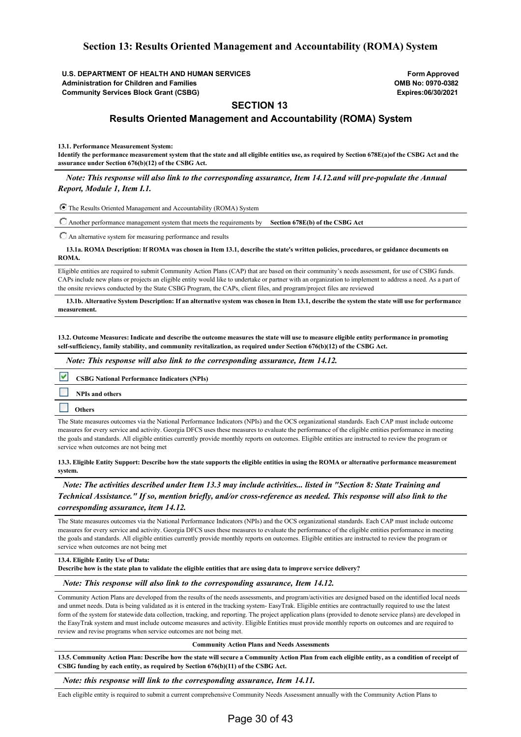## Section 13: Results Oriented Management and Accountability (ROMA) System

**U.S. DEPARTMENT OF HEALTH AND HUMAN SERVICES**
**Administration for Children and Families**
**Community Services Block Grant (CSBG)**

**Form Approved**
**OMB No: 0970-0382**
**Expires:06/30/2021**

### SECTION 13

### Results Oriented Management and Accountability (ROMA) System

**13.1. Performance Measurement System:**
**Identify the performance measurement system that the state and all eligible entities use, as required by Section 678E(a)of the CSBG Act and the assurance under Section 676(b)(12) of the CSBG Act.**

***Note: This response will also link to the corresponding assurance, Item 14.12.and will pre-populate the Annual Report, Module 1, Item I.1.***

- (●) The Results Oriented Management and Accountability (ROMA) System
- ( ) Another performance management system that meets the requirements by **Section 678E(b) of the CSBG Act**
- ( ) An alternative system for measuring performance and results

**13.1a. ROMA Description: If ROMA was chosen in Item 13.1, describe the state's written policies, procedures, or guidance documents on ROMA.**

Eligible entities are required to submit Community Action Plans (CAP) that are based on their community's needs assessment, for use of CSBG funds. CAPs include new plans or projects an eligible entity would like to undertake or partner with an organization to implement to address a need. As a part of the onsite reviews conducted by the State CSBG Program, the CAPs, client files, and program/project files are reviewed

**13.1b. Alternative System Description: If an alternative system was chosen in Item 13.1, describe the system the state will use for performance measurement.**

**13.2. Outcome Measures: Indicate and describe the outcome measures the state will use to measure eligible entity performance in promoting self-sufficiency, family stability, and community revitalization, as required under Section 676(b)(12) of the CSBG Act.**

***Note: This response will also link to the corresponding assurance, Item 14.12.***

- [x] **CSBG National Performance Indicators (NPIs)**
- [ ] **NPIs and others**
- [ ] **Others**

The State measures outcomes via the National Performance Indicators (NPIs) and the OCS organizational standards. Each CAP must include outcome measures for every service and activity. Georgia DFCS uses these measures to evaluate the performance of the eligible entities performance in meeting the goals and standards. All eligible entities currently provide monthly reports on outcomes. Eligible entities are instructed to review the program or service when outcomes are not being met

**13.3. Eligible Entity Support: Describe how the state supports the eligible entities in using the ROMA or alternative performance measurement system.**

***Note: The activities described under Item 13.3 may include activities... listed in "Section 8: State Training and Technical Assistance." If so, mention briefly, and/or cross-reference as needed. This response will also link to the corresponding assurance, item 14.12.***

The State measures outcomes via the National Performance Indicators (NPIs) and the OCS organizational standards. Each CAP must include outcome measures for every service and activity. Georgia DFCS uses these measures to evaluate the performance of the eligible entities performance in meeting the goals and standards. All eligible entities currently provide monthly reports on outcomes. Eligible entities are instructed to review the program or service when outcomes are not being met

**13.4. Eligible Entity Use of Data:**
**Describe how is the state plan to validate the eligible entities that are using data to improve service delivery?**

***Note: This response will also link to the corresponding assurance, Item 14.12.***

Community Action Plans are developed from the results of the needs assessments, and program/activities are designed based on the identified local needs and unmet needs. Data is being validated as it is entered in the tracking system- EasyTrak. Eligible entities are contractually required to use the latest form of the system for statewide data collection, tracking, and reporting. The project application plans (provided to denote service plans) are developed in the EasyTrak system and must include outcome measures and activity. Eligible Entities must provide monthly reports on outcomes and are required to review and revise programs when service outcomes are not being met.

**Community Action Plans and Needs Assessments**

**13.5. Community Action Plan: Describe how the state will secure a Community Action Plan from each eligible entity, as a condition of receipt of CSBG funding by each entity, as required by Section 676(b)(11) of the CSBG Act.**

***Note: this response will link to the corresponding assurance, Item 14.11.***

Each eligible entity is required to submit a current comprehensive Community Needs Assessment annually with the Community Action Plans to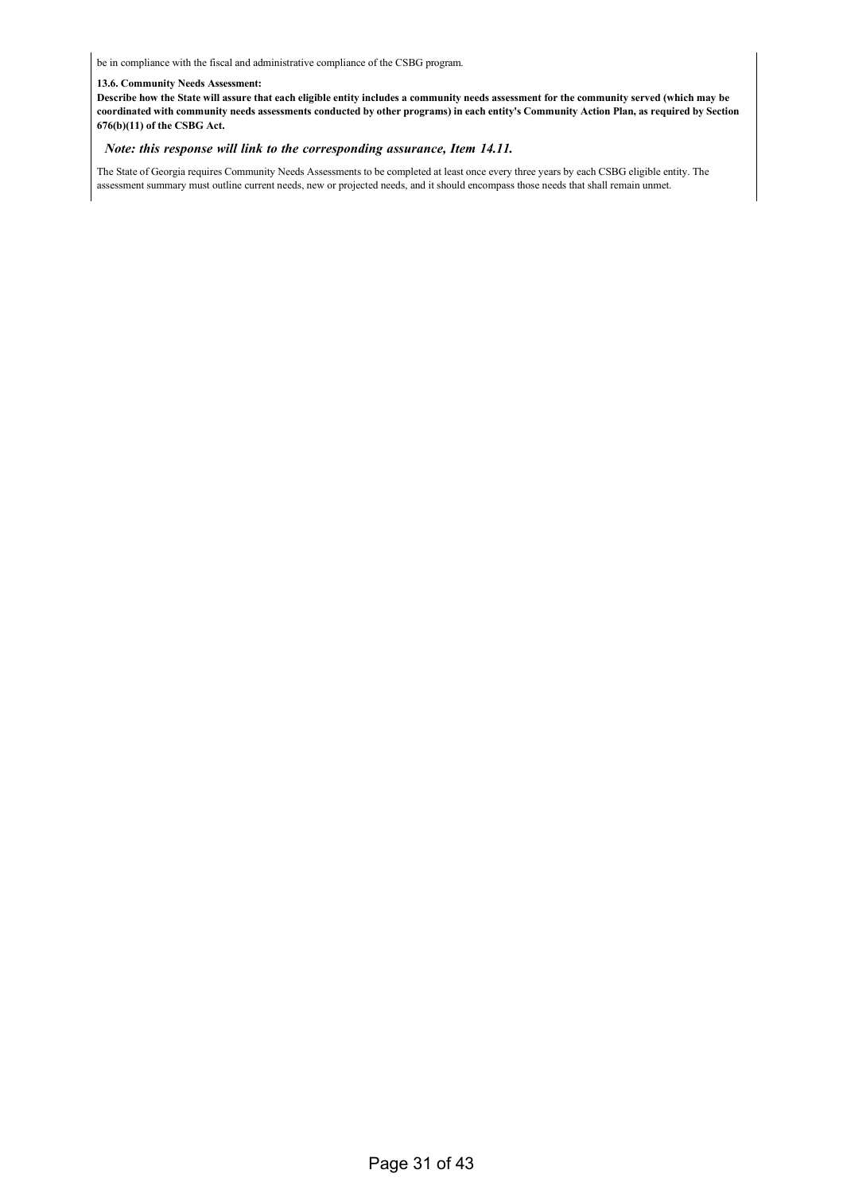be in compliance with the fiscal and administrative compliance of the CSBG program.

**13.6. Community Needs Assessment:**

**Describe how the State will assure that each eligible entity includes a community needs assessment for the community served (which may be coordinated with community needs assessments conducted by other programs) in each entity's Community Action Plan, as required by Section 676(b)(11) of the CSBG Act.**

***Note: this response will link to the corresponding assurance, Item 14.11.***

The State of Georgia requires Community Needs Assessments to be completed at least once every three years by each CSBG eligible entity. The assessment summary must outline current needs, new or projected needs, and it should encompass those needs that shall remain unmet.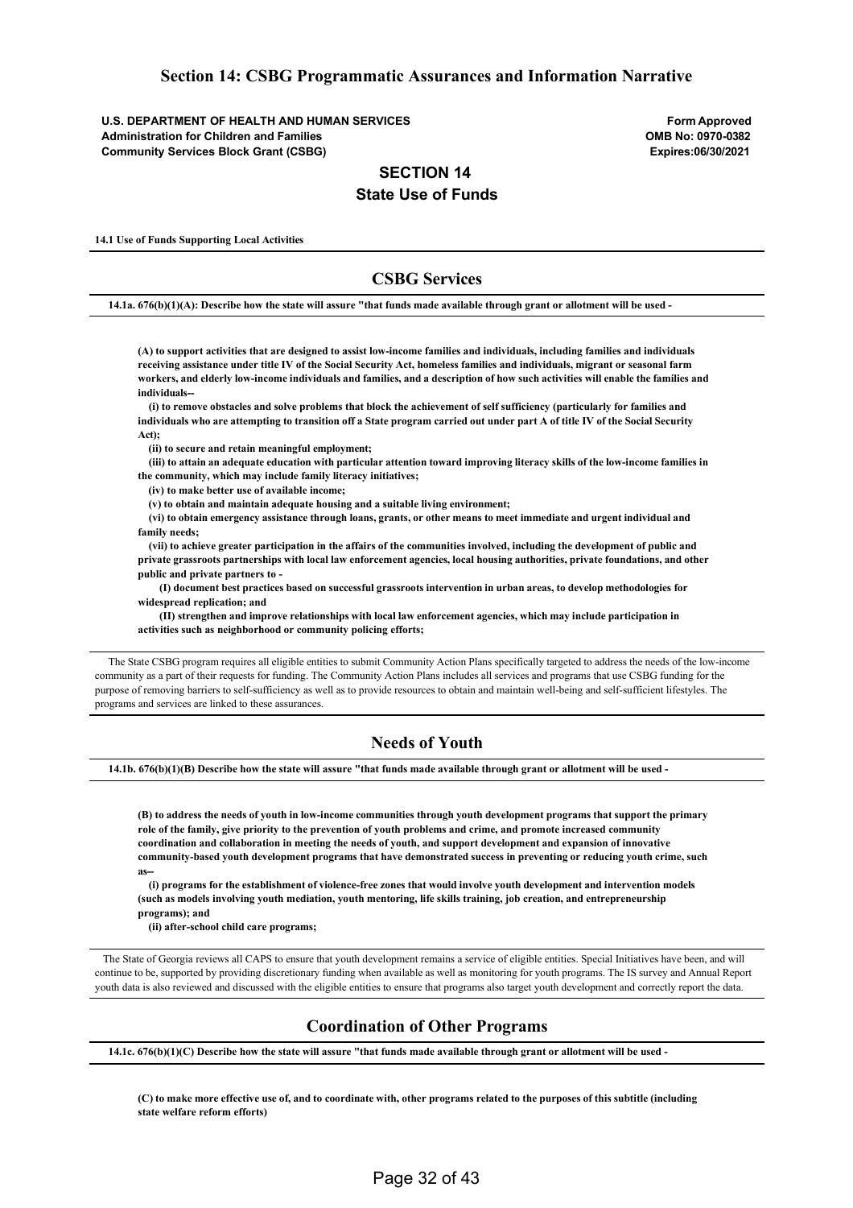## Section 14: CSBG Programmatic Assurances and Information Narrative

**U.S. DEPARTMENT OF HEALTH AND HUMAN SERVICES**
**Administration for Children and Families**
**Community Services Block Grant (CSBG)**

**Form Approved**
**OMB No: 0970-0382**
**Expires:06/30/2021**

## SECTION 14
## State Use of Funds

**14.1 Use of Funds Supporting Local Activities**

### CSBG Services

**14.1a. 676(b)(1)(A): Describe how the state will assure "that funds made available through grant or allotment will be used -**

**(A) to support activities that are designed to assist low-income families and individuals, including families and individuals receiving assistance under title IV of the Social Security Act, homeless families and individuals, migrant or seasonal farm workers, and elderly low-income individuals and families, and a description of how such activities will enable the families and individuals--**

**(i) to remove obstacles and solve problems that block the achievement of self sufficiency (particularly for families and individuals who are attempting to transition off a State program carried out under part A of title IV of the Social Security Act);**

**(ii) to secure and retain meaningful employment;**

**(iii) to attain an adequate education with particular attention toward improving literacy skills of the low-income families in the community, which may include family literacy initiatives;**

**(iv) to make better use of available income;**

**(v) to obtain and maintain adequate housing and a suitable living environment;**

**(vi) to obtain emergency assistance through loans, grants, or other means to meet immediate and urgent individual and family needs;**

**(vii) to achieve greater participation in the affairs of the communities involved, including the development of public and private grassroots partnerships with local law enforcement agencies, local housing authorities, private foundations, and other public and private partners to -**

**(I) document best practices based on successful grassroots intervention in urban areas, to develop methodologies for widespread replication; and**

**(II) strengthen and improve relationships with local law enforcement agencies, which may include participation in activities such as neighborhood or community policing efforts;**

The State CSBG program requires all eligible entities to submit Community Action Plans specifically targeted to address the needs of the low-income community as a part of their requests for funding. The Community Action Plans includes all services and programs that use CSBG funding for the purpose of removing barriers to self-sufficiency as well as to provide resources to obtain and maintain well-being and self-sufficient lifestyles. The programs and services are linked to these assurances.

### Needs of Youth

**14.1b. 676(b)(1)(B) Describe how the state will assure "that funds made available through grant or allotment will be used -**

**(B) to address the needs of youth in low-income communities through youth development programs that support the primary role of the family, give priority to the prevention of youth problems and crime, and promote increased community coordination and collaboration in meeting the needs of youth, and support development and expansion of innovative community-based youth development programs that have demonstrated success in preventing or reducing youth crime, such as--**

**(i) programs for the establishment of violence-free zones that would involve youth development and intervention models (such as models involving youth mediation, youth mentoring, life skills training, job creation, and entrepreneurship programs); and**

**(ii) after-school child care programs;**

The State of Georgia reviews all CAPS to ensure that youth development remains a service of eligible entities. Special Initiatives have been, and will continue to be, supported by providing discretionary funding when available as well as monitoring for youth programs. The IS survey and Annual Report youth data is also reviewed and discussed with the eligible entities to ensure that programs also target youth development and correctly report the data.

### Coordination of Other Programs

**14.1c. 676(b)(1)(C) Describe how the state will assure "that funds made available through grant or allotment will be used -**

**(C) to make more effective use of, and to coordinate with, other programs related to the purposes of this subtitle (including state welfare reform efforts)**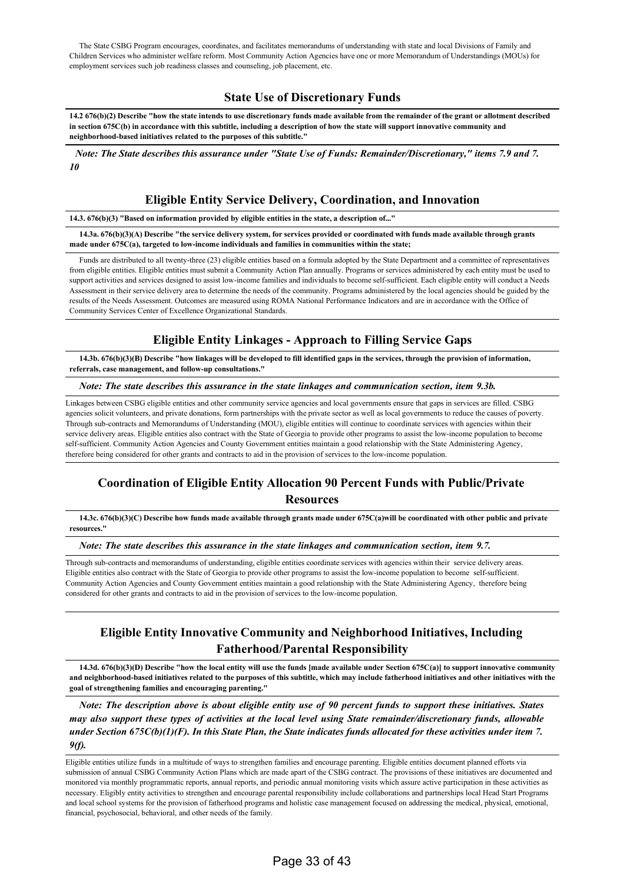The State CSBG Program encourages, coordinates, and facilitates memorandums of understanding with state and local Divisions of Family and Children Services who administer welfare reform. Most Community Action Agencies have one or more Memorandum of Understandings (MOUs) for employment services such job readiness classes and counseling, job placement, etc.

## State Use of Discretionary Funds

**14.2 676(b)(2) Describe "how the state intends to use discretionary funds made available from the remainder of the grant or allotment described in section 675C(b) in accordance with this subtitle, including a description of how the state will support innovative community and neighborhood-based initiatives related to the purposes of this subtitle."**

***Note: The State describes this assurance under "State Use of Funds: Remainder/Discretionary," items 7.9 and 7.10***

## Eligible Entity Service Delivery, Coordination, and Innovation

**14.3. 676(b)(3) "Based on information provided by eligible entities in the state, a description of..."**

**14.3a. 676(b)(3)(A) Describe "the service delivery system, for services provided or coordinated with funds made available through grants made under 675C(a), targeted to low-income individuals and families in communities within the state;**

Funds are distributed to all twenty-three (23) eligible entities based on a formula adopted by the State Department and a committee of representatives from eligible entities. Eligible entities must submit a Community Action Plan annually. Programs or services administered by each entity must be used to support activities and services designed to assist low-income families and individuals to become self-sufficient. Each eligible entity will conduct a Needs Assessment in their service delivery area to determine the needs of the community. Programs administered by the local agencies should be guided by the results of the Needs Assessment. Outcomes are measured using ROMA National Performance Indicators and are in accordance with the Office of Community Services Center of Excellence Organizational Standards.

## Eligible Entity Linkages - Approach to Filling Service Gaps

**14.3b. 676(b)(3)(B) Describe "how linkages will be developed to fill identified gaps in the services, through the provision of information, referrals, case management, and follow-up consultations."**

***Note: The state describes this assurance in the state linkages and communication section, item 9.3b.***

Linkages between CSBG eligible entities and other community service agencies and local governments ensure that gaps in services are filled. CSBG agencies solicit volunteers, and private donations, form partnerships with the private sector as well as local governments to reduce the causes of poverty. Through sub-contracts and Memorandums of Understanding (MOU), eligible entities will continue to coordinate services with agencies within their service delivery areas. Eligible entities also contract with the State of Georgia to provide other programs to assist the low-income population to become self-sufficient. Community Action Agencies and County Government entities maintain a good relationship with the State Administering Agency, therefore being considered for other grants and contracts to aid in the provision of services to the low-income population.

## Coordination of Eligible Entity Allocation 90 Percent Funds with Public/Private Resources

**14.3c. 676(b)(3)(C) Describe how funds made available through grants made under 675C(a)will be coordinated with other public and private resources."**

***Note: The state describes this assurance in the state linkages and communication section, item 9.7.***

Through sub-contracts and memorandums of understanding, eligible entities coordinate services with agencies within their service delivery areas. Eligible entities also contract with the State of Georgia to provide other programs to assist the low-income population to become self-sufficient. Community Action Agencies and County Government entities maintain a good relationship with the State Administering Agency, therefore being considered for other grants and contracts to aid in the provision of services to the low-income population.

## Eligible Entity Innovative Community and Neighborhood Initiatives, Including Fatherhood/Parental Responsibility

**14.3d. 676(b)(3)(D) Describe "how the local entity will use the funds [made available under Section 675C(a)] to support innovative community and neighborhood-based initiatives related to the purposes of this subtitle, which may include fatherhood initiatives and other initiatives with the goal of strengthening families and encouraging parenting."**

***Note: The description above is about eligible entity use of 90 percent funds to support these initiatives. States may also support these types of activities at the local level using State remainder/discretionary funds, allowable under Section 675C(b)(1)(F). In this State Plan, the State indicates funds allocated for these activities under item 7.9(f).***

Eligible entities utilize funds in a multitude of ways to strengthen families and encourage parenting. Eligible entities document planned efforts via submission of annual CSBG Community Action Plans which are made apart of the CSBG contract. The provisions of these initiatives are documented and monitored via monthly programmatic reports, annual reports, and periodic annual monitoring visits which assure active participation in these activities as necessary. Eligibly entity activities to strengthen and encourage parental responsibility include collaborations and partnerships local Head Start Programs and local school systems for the provision of fatherhood programs and holistic case management focused on addressing the medical, physical, emotional, financial, psychosocial, behavioral, and other needs of the family.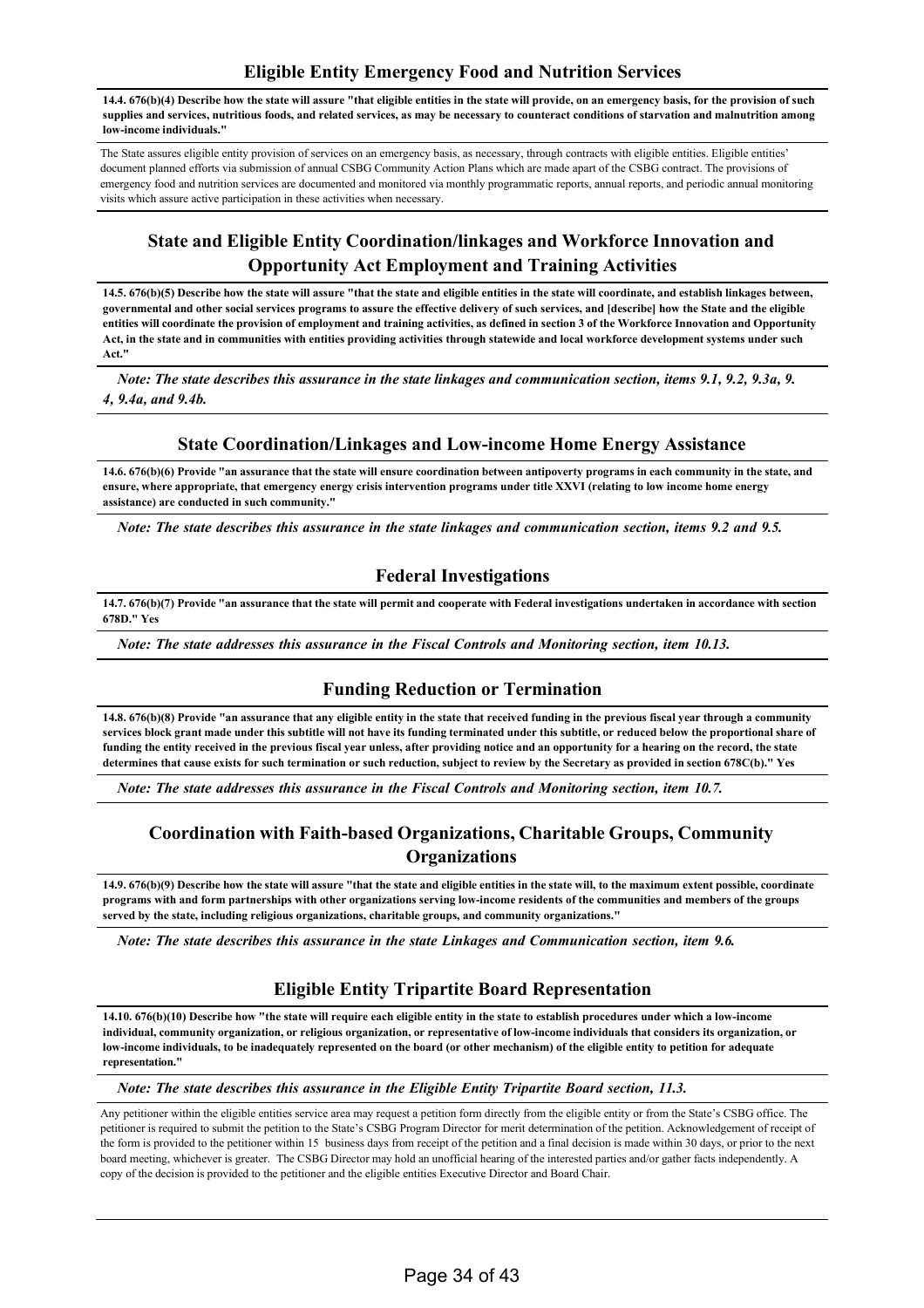## Eligible Entity Emergency Food and Nutrition Services

**14.4. 676(b)(4) Describe how the state will assure "that eligible entities in the state will provide, on an emergency basis, for the provision of such supplies and services, nutritious foods, and related services, as may be necessary to counteract conditions of starvation and malnutrition among low-income individuals."**

The State assures eligible entity provision of services on an emergency basis, as necessary, through contracts with eligible entities. Eligible entities' document planned efforts via submission of annual CSBG Community Action Plans which are made apart of the CSBG contract. The provisions of emergency food and nutrition services are documented and monitored via monthly programmatic reports, annual reports, and periodic annual monitoring visits which assure active participation in these activities when necessary.

## State and Eligible Entity Coordination/linkages and Workforce Innovation and Opportunity Act Employment and Training Activities

**14.5. 676(b)(5) Describe how the state will assure "that the state and eligible entities in the state will coordinate, and establish linkages between, governmental and other social services programs to assure the effective delivery of such services, and [describe] how the State and the eligible entities will coordinate the provision of employment and training activities, as defined in section 3 of the Workforce Innovation and Opportunity Act, in the state and in communities with entities providing activities through statewide and local workforce development systems under such Act."**

***Note: The state describes this assurance in the state linkages and communication section, items 9.1, 9.2, 9.3a, 9. 4, 9.4a, and 9.4b.***

## State Coordination/Linkages and Low-income Home Energy Assistance

**14.6. 676(b)(6) Provide "an assurance that the state will ensure coordination between antipoverty programs in each community in the state, and ensure, where appropriate, that emergency energy crisis intervention programs under title XXVI (relating to low income home energy assistance) are conducted in such community."**

***Note: The state describes this assurance in the state linkages and communication section, items 9.2 and 9.5.***

## Federal Investigations

**14.7. 676(b)(7) Provide "an assurance that the state will permit and cooperate with Federal investigations undertaken in accordance with section 678D." Yes**

***Note: The state addresses this assurance in the Fiscal Controls and Monitoring section, item 10.13.***

## Funding Reduction or Termination

**14.8. 676(b)(8) Provide "an assurance that any eligible entity in the state that received funding in the previous fiscal year through a community services block grant made under this subtitle will not have its funding terminated under this subtitle, or reduced below the proportional share of funding the entity received in the previous fiscal year unless, after providing notice and an opportunity for a hearing on the record, the state determines that cause exists for such termination or such reduction, subject to review by the Secretary as provided in section 678C(b)." Yes**

***Note: The state addresses this assurance in the Fiscal Controls and Monitoring section, item 10.7.***

## Coordination with Faith-based Organizations, Charitable Groups, Community Organizations

**14.9. 676(b)(9) Describe how the state will assure "that the state and eligible entities in the state will, to the maximum extent possible, coordinate programs with and form partnerships with other organizations serving low-income residents of the communities and members of the groups served by the state, including religious organizations, charitable groups, and community organizations."**

***Note: The state describes this assurance in the state Linkages and Communication section, item 9.6.***

## Eligible Entity Tripartite Board Representation

**14.10. 676(b)(10) Describe how "the state will require each eligible entity in the state to establish procedures under which a low-income individual, community organization, or religious organization, or representative of low-income individuals that considers its organization, or low-income individuals, to be inadequately represented on the board (or other mechanism) of the eligible entity to petition for adequate representation."**

***Note: The state describes this assurance in the Eligible Entity Tripartite Board section, 11.3.***

Any petitioner within the eligible entities service area may request a petition form directly from the eligible entity or from the State's CSBG office. The petitioner is required to submit the petition to the State's CSBG Program Director for merit determination of the petition. Acknowledgement of receipt of the form is provided to the petitioner within 15 business days from receipt of the petition and a final decision is made within 30 days, or prior to the next board meeting, whichever is greater. The CSBG Director may hold an unofficial hearing of the interested parties and/or gather facts independently. A copy of the decision is provided to the petitioner and the eligible entities Executive Director and Board Chair.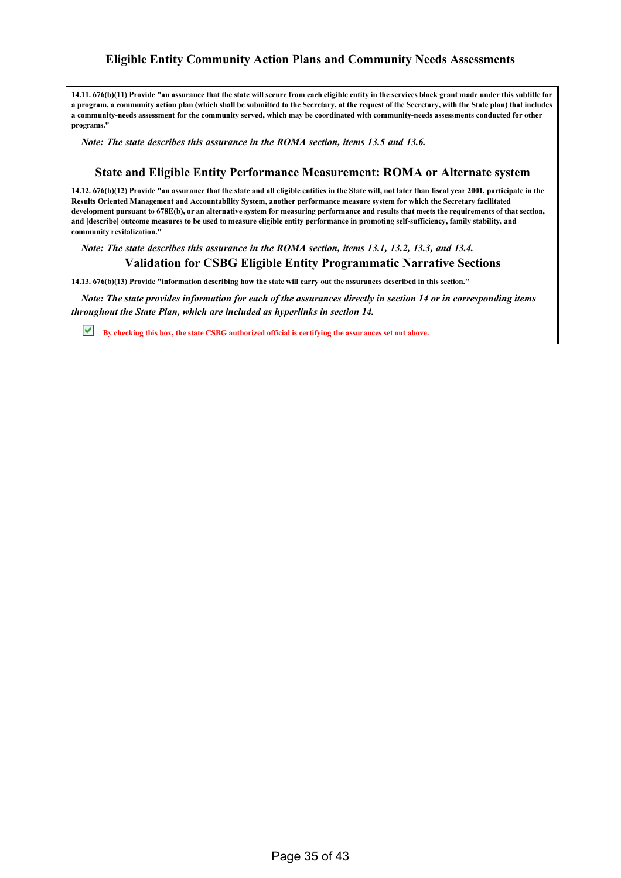## Eligible Entity Community Action Plans and Community Needs Assessments

**14.11. 676(b)(11) Provide "an assurance that the state will secure from each eligible entity in the services block grant made under this subtitle for a program, a community action plan (which shall be submitted to the Secretary, at the request of the Secretary, with the State plan) that includes a community-needs assessment for the community served, which may be coordinated with community-needs assessments conducted for other programs."**

*Note: The state describes this assurance in the ROMA section, items 13.5 and 13.6.*

## State and Eligible Entity Performance Measurement: ROMA or Alternate system

**14.12. 676(b)(12) Provide "an assurance that the state and all eligible entities in the State will, not later than fiscal year 2001, participate in the Results Oriented Management and Accountability System, another performance measure system for which the Secretary facilitated development pursuant to 678E(b), or an alternative system for measuring performance and results that meets the requirements of that section, and [describe] outcome measures to be used to measure eligible entity performance in promoting self-sufficiency, family stability, and community revitalization."**

*Note: The state describes this assurance in the ROMA section, items 13.1, 13.2, 13.3, and 13.4.*

## Validation for CSBG Eligible Entity Programmatic Narrative Sections

**14.13. 676(b)(13) Provide "information describing how the state will carry out the assurances described in this section."**

*Note: The state provides information for each of the assurances directly in section 14 or in corresponding items throughout the State Plan, which are included as hyperlinks in section 14.*

☑ **By checking this box, the state CSBG authorized official is certifying the assurances set out above.**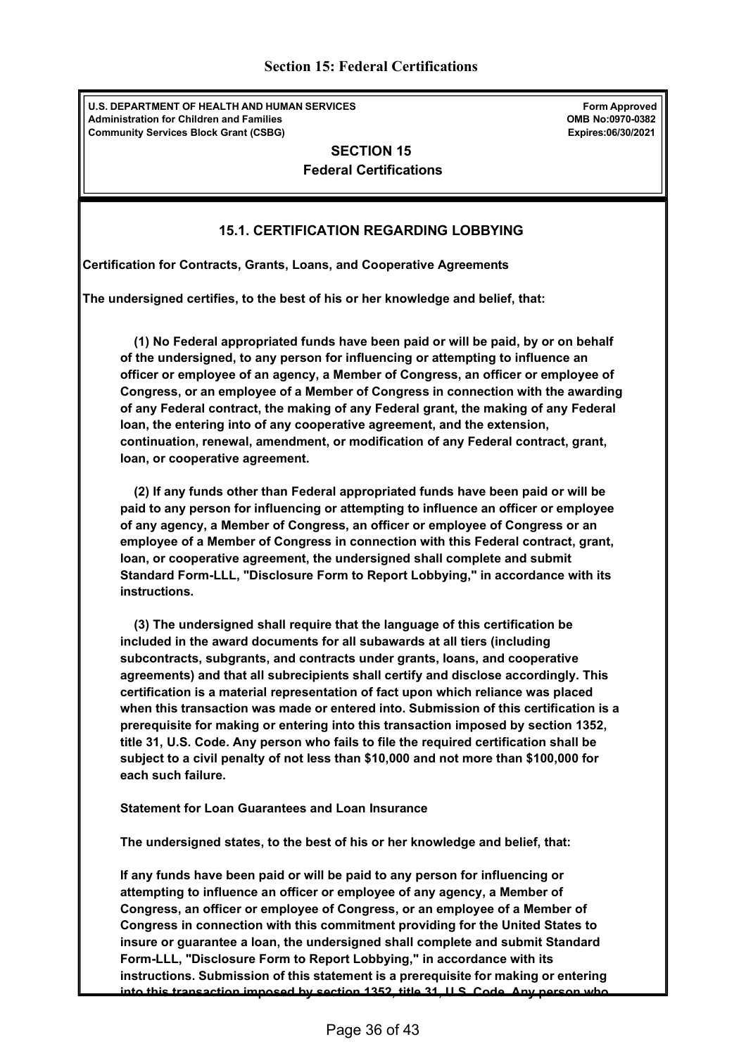## Section 15: Federal Certifications

**U.S. DEPARTMENT OF HEALTH AND HUMAN SERVICES**
**Administration for Children and Families**
**Community Services Block Grant (CSBG)**

**Form Approved**
**OMB No:0970-0382**
**Expires:06/30/2021**

**SECTION 15**
**Federal Certifications**

### 15.1. CERTIFICATION REGARDING LOBBYING

**Certification for Contracts, Grants, Loans, and Cooperative Agreements**

**The undersigned certifies, to the best of his or her knowledge and belief, that:**

**(1) No Federal appropriated funds have been paid or will be paid, by or on behalf of the undersigned, to any person for influencing or attempting to influence an officer or employee of an agency, a Member of Congress, an officer or employee of Congress, or an employee of a Member of Congress in connection with the awarding of any Federal contract, the making of any Federal grant, the making of any Federal loan, the entering into of any cooperative agreement, and the extension, continuation, renewal, amendment, or modification of any Federal contract, grant, loan, or cooperative agreement.**

**(2) If any funds other than Federal appropriated funds have been paid or will be paid to any person for influencing or attempting to influence an officer or employee of any agency, a Member of Congress, an officer or employee of Congress or an employee of a Member of Congress in connection with this Federal contract, grant, loan, or cooperative agreement, the undersigned shall complete and submit Standard Form-LLL, "Disclosure Form to Report Lobbying," in accordance with its instructions.**

**(3) The undersigned shall require that the language of this certification be included in the award documents for all subawards at all tiers (including subcontracts, subgrants, and contracts under grants, loans, and cooperative agreements) and that all subrecipients shall certify and disclose accordingly. This certification is a material representation of fact upon which reliance was placed when this transaction was made or entered into. Submission of this certification is a prerequisite for making or entering into this transaction imposed by section 1352, title 31, U.S. Code. Any person who fails to file the required certification shall be subject to a civil penalty of not less than $10,000 and not more than $100,000 for each such failure.**

**Statement for Loan Guarantees and Loan Insurance**

**The undersigned states, to the best of his or her knowledge and belief, that:**

**If any funds have been paid or will be paid to any person for influencing or attempting to influence an officer or employee of any agency, a Member of Congress, an officer or employee of Congress, or an employee of a Member of Congress in connection with this commitment providing for the United States to insure or guarantee a loan, the undersigned shall complete and submit Standard Form-LLL, "Disclosure Form to Report Lobbying," in accordance with its instructions. Submission of this statement is a prerequisite for making or entering into this transaction imposed by section 1352, title 31, U.S. Code. Any person who**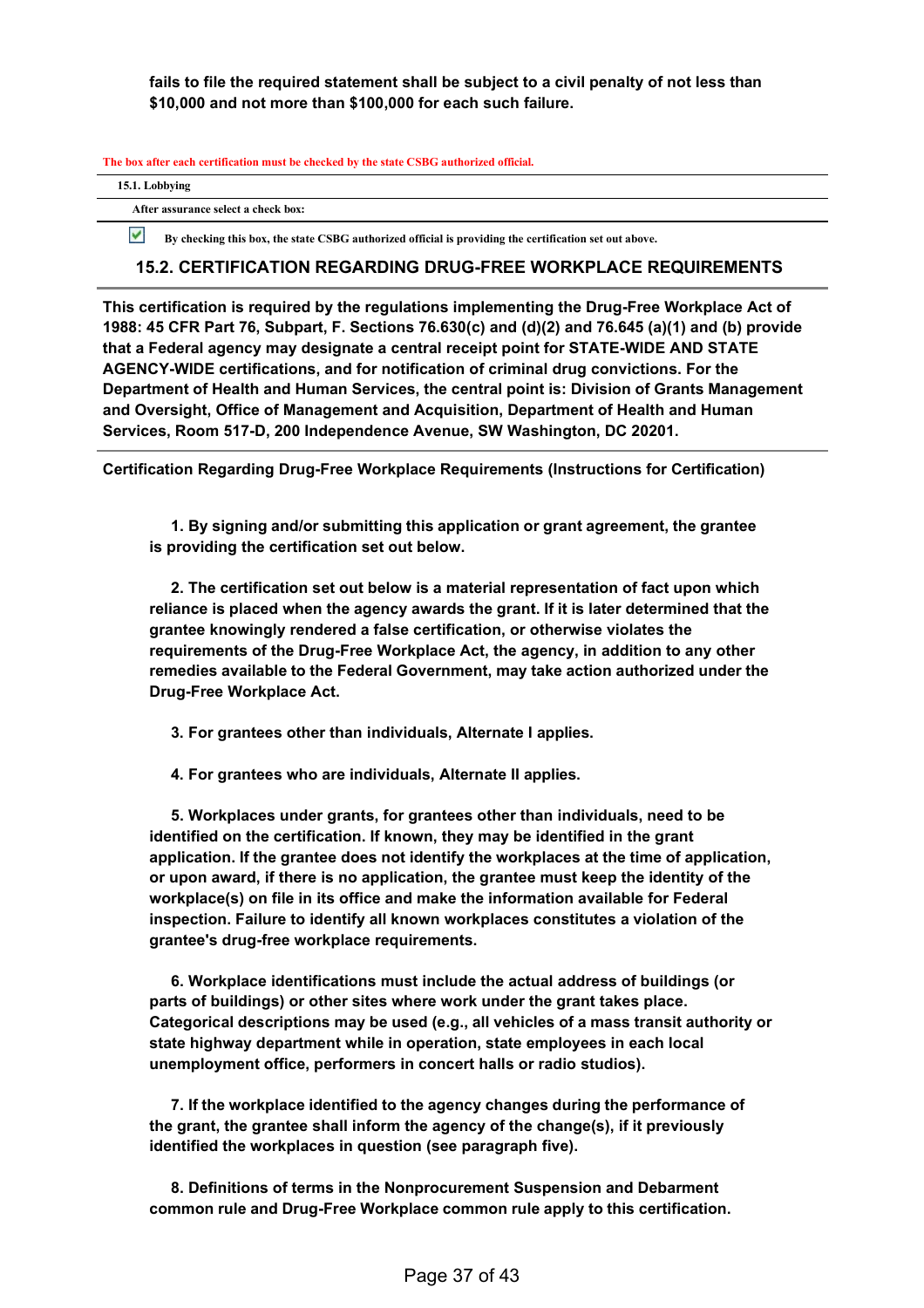**fails to file the required statement shall be subject to a civil penalty of not less than $10,000 and not more than $100,000 for each such failure.**

The box after each certification must be checked by the state CSBG authorized official.

**15.1. Lobbying**

**After assurance select a check box:**

☑ **By checking this box, the state CSBG authorized official is providing the certification set out above.**

## 15.2. CERTIFICATION REGARDING DRUG-FREE WORKPLACE REQUIREMENTS

**This certification is required by the regulations implementing the Drug-Free Workplace Act of 1988: 45 CFR Part 76, Subpart, F. Sections 76.630(c) and (d)(2) and 76.645 (a)(1) and (b) provide that a Federal agency may designate a central receipt point for STATE-WIDE AND STATE AGENCY-WIDE certifications, and for notification of criminal drug convictions. For the Department of Health and Human Services, the central point is: Division of Grants Management and Oversight, Office of Management and Acquisition, Department of Health and Human Services, Room 517-D, 200 Independence Avenue, SW Washington, DC 20201.**

**Certification Regarding Drug-Free Workplace Requirements (Instructions for Certification)**

**1. By signing and/or submitting this application or grant agreement, the grantee is providing the certification set out below.**

**2. The certification set out below is a material representation of fact upon which reliance is placed when the agency awards the grant. If it is later determined that the grantee knowingly rendered a false certification, or otherwise violates the requirements of the Drug-Free Workplace Act, the agency, in addition to any other remedies available to the Federal Government, may take action authorized under the Drug-Free Workplace Act.**

**3. For grantees other than individuals, Alternate I applies.**

**4. For grantees who are individuals, Alternate II applies.**

**5. Workplaces under grants, for grantees other than individuals, need to be identified on the certification. If known, they may be identified in the grant application. If the grantee does not identify the workplaces at the time of application, or upon award, if there is no application, the grantee must keep the identity of the workplace(s) on file in its office and make the information available for Federal inspection. Failure to identify all known workplaces constitutes a violation of the grantee's drug-free workplace requirements.**

**6. Workplace identifications must include the actual address of buildings (or parts of buildings) or other sites where work under the grant takes place. Categorical descriptions may be used (e.g., all vehicles of a mass transit authority or state highway department while in operation, state employees in each local unemployment office, performers in concert halls or radio studios).**

**7. If the workplace identified to the agency changes during the performance of the grant, the grantee shall inform the agency of the change(s), if it previously identified the workplaces in question (see paragraph five).**

**8. Definitions of terms in the Nonprocurement Suspension and Debarment common rule and Drug-Free Workplace common rule apply to this certification.**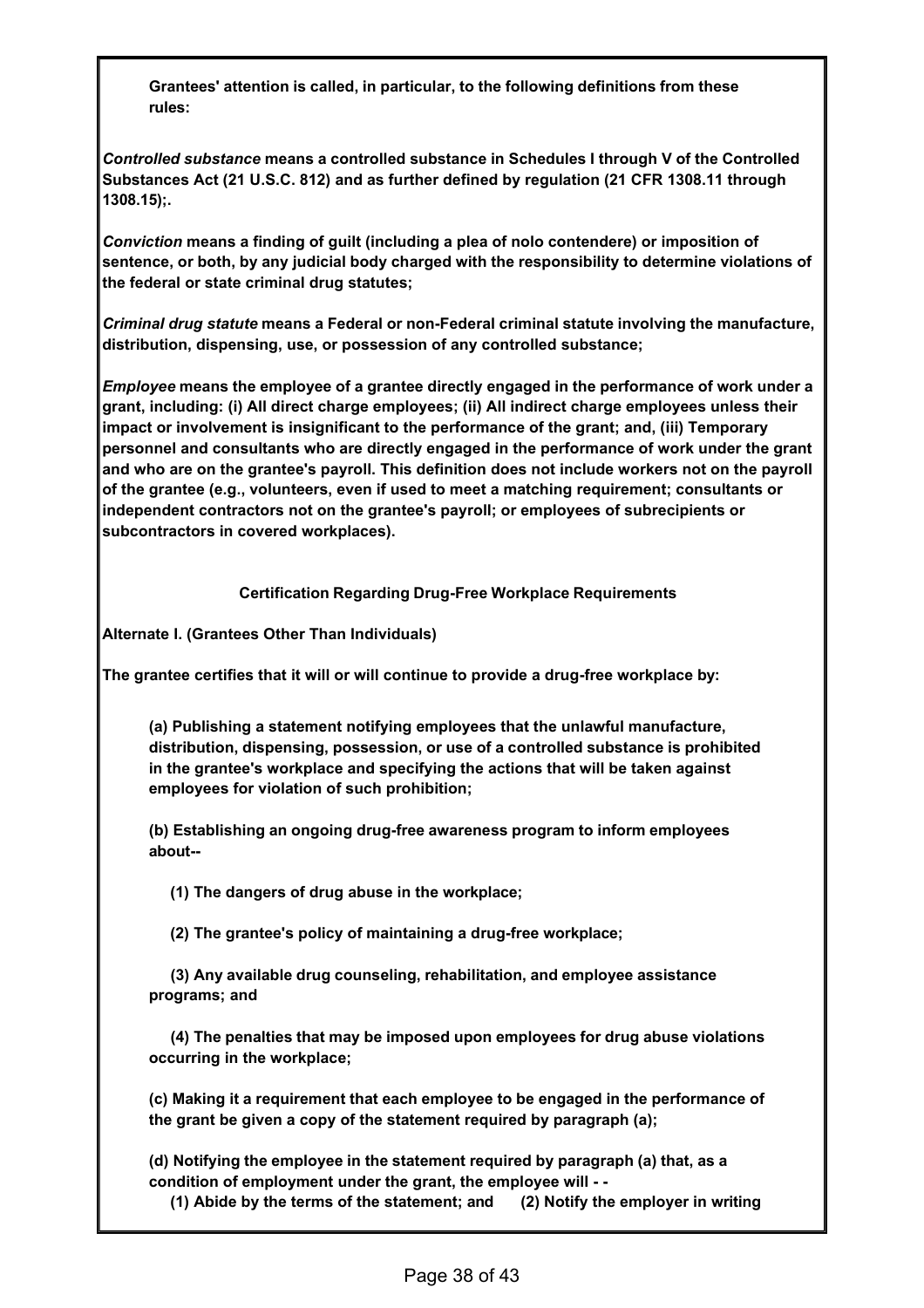**Grantees' attention is called, in particular, to the following definitions from these rules:**

***Controlled substance*** **means a controlled substance in Schedules I through V of the Controlled Substances Act (21 U.S.C. 812) and as further defined by regulation (21 CFR 1308.11 through 1308.15);.**

***Conviction*** **means a finding of guilt (including a plea of nolo contendere) or imposition of sentence, or both, by any judicial body charged with the responsibility to determine violations of the federal or state criminal drug statutes;**

***Criminal drug statute*** **means a Federal or non-Federal criminal statute involving the manufacture, distribution, dispensing, use, or possession of any controlled substance;**

***Employee*** **means the employee of a grantee directly engaged in the performance of work under a grant, including: (i) All direct charge employees; (ii) All indirect charge employees unless their impact or involvement is insignificant to the performance of the grant; and, (iii) Temporary personnel and consultants who are directly engaged in the performance of work under the grant and who are on the grantee's payroll. This definition does not include workers not on the payroll of the grantee (e.g., volunteers, even if used to meet a matching requirement; consultants or independent contractors not on the grantee's payroll; or employees of subrecipients or subcontractors in covered workplaces).**

**Certification Regarding Drug-Free Workplace Requirements**

**Alternate I. (Grantees Other Than Individuals)**

**The grantee certifies that it will or will continue to provide a drug-free workplace by:**

**(a) Publishing a statement notifying employees that the unlawful manufacture, distribution, dispensing, possession, or use of a controlled substance is prohibited in the grantee's workplace and specifying the actions that will be taken against employees for violation of such prohibition;**

**(b) Establishing an ongoing drug-free awareness program to inform employees about--**

**(1) The dangers of drug abuse in the workplace;**

**(2) The grantee's policy of maintaining a drug-free workplace;**

**(3) Any available drug counseling, rehabilitation, and employee assistance programs; and**

**(4) The penalties that may be imposed upon employees for drug abuse violations occurring in the workplace;**

**(c) Making it a requirement that each employee to be engaged in the performance of the grant be given a copy of the statement required by paragraph (a);**

**(d) Notifying the employee in the statement required by paragraph (a) that, as a condition of employment under the grant, the employee will - -**

**(1) Abide by the terms of the statement; and (2) Notify the employer in writing**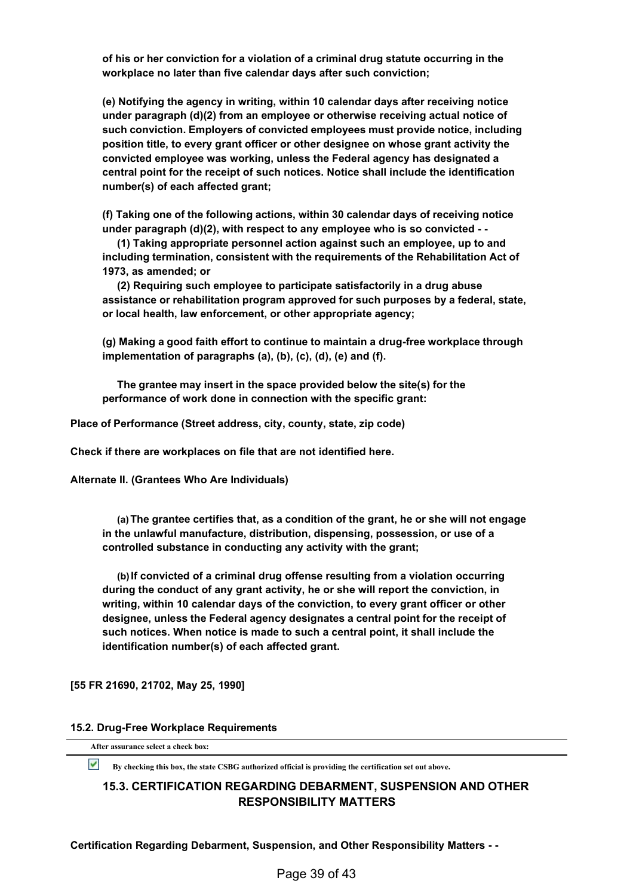**of his or her conviction for a violation of a criminal drug statute occurring in the workplace no later than five calendar days after such conviction;**

**(e) Notifying the agency in writing, within 10 calendar days after receiving notice under paragraph (d)(2) from an employee or otherwise receiving actual notice of such conviction. Employers of convicted employees must provide notice, including position title, to every grant officer or other designee on whose grant activity the convicted employee was working, unless the Federal agency has designated a central point for the receipt of such notices. Notice shall include the identification number(s) of each affected grant;**

**(f) Taking one of the following actions, within 30 calendar days of receiving notice under paragraph (d)(2), with respect to any employee who is so convicted - -**

**(1) Taking appropriate personnel action against such an employee, up to and including termination, consistent with the requirements of the Rehabilitation Act of 1973, as amended; or**

**(2) Requiring such employee to participate satisfactorily in a drug abuse assistance or rehabilitation program approved for such purposes by a federal, state, or local health, law enforcement, or other appropriate agency;**

**(g) Making a good faith effort to continue to maintain a drug-free workplace through implementation of paragraphs (a), (b), (c), (d), (e) and (f).**

**The grantee may insert in the space provided below the site(s) for the performance of work done in connection with the specific grant:**

**Place of Performance (Street address, city, county, state, zip code)**

**Check if there are workplaces on file that are not identified here.**

**Alternate II. (Grantees Who Are Individuals)**

**(a) The grantee certifies that, as a condition of the grant, he or she will not engage in the unlawful manufacture, distribution, dispensing, possession, or use of a controlled substance in conducting any activity with the grant;**

**(b) If convicted of a criminal drug offense resulting from a violation occurring during the conduct of any grant activity, he or she will report the conviction, in writing, within 10 calendar days of the conviction, to every grant officer or other designee, unless the Federal agency designates a central point for the receipt of such notices. When notice is made to such a central point, it shall include the identification number(s) of each affected grant.**

**[55 FR 21690, 21702, May 25, 1990]**

#### 15.2. Drug-Free Workplace Requirements

**After assurance select a check box:**

☑ **By checking this box, the state CSBG authorized official is providing the certification set out above.**

### 15.3. CERTIFICATION REGARDING DEBARMENT, SUSPENSION AND OTHER RESPONSIBILITY MATTERS

**Certification Regarding Debarment, Suspension, and Other Responsibility Matters - -**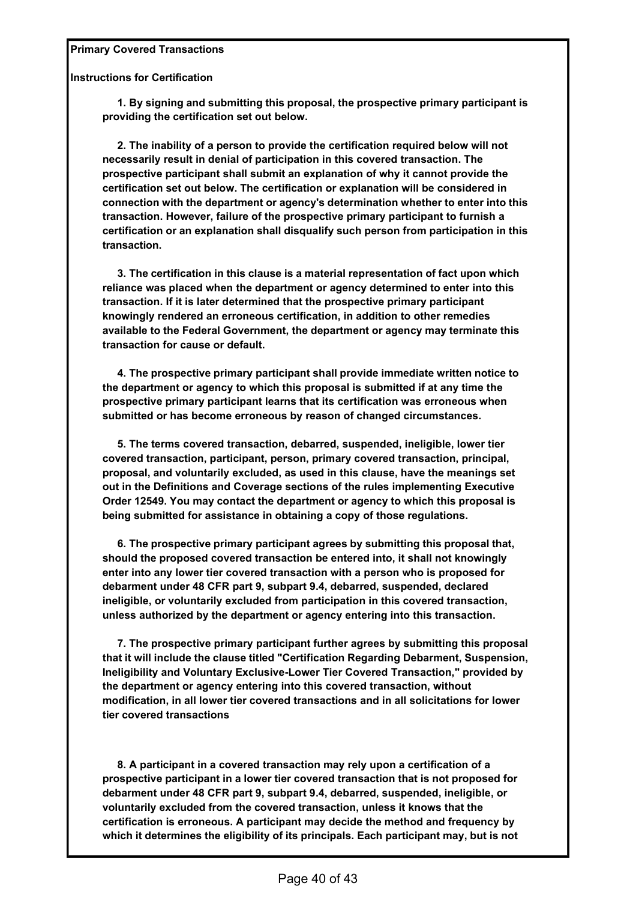**Primary Covered Transactions**

**Instructions for Certification**

**1. By signing and submitting this proposal, the prospective primary participant is providing the certification set out below.**

**2. The inability of a person to provide the certification required below will not necessarily result in denial of participation in this covered transaction. The prospective participant shall submit an explanation of why it cannot provide the certification set out below. The certification or explanation will be considered in connection with the department or agency's determination whether to enter into this transaction. However, failure of the prospective primary participant to furnish a certification or an explanation shall disqualify such person from participation in this transaction.**

**3. The certification in this clause is a material representation of fact upon which reliance was placed when the department or agency determined to enter into this transaction. If it is later determined that the prospective primary participant knowingly rendered an erroneous certification, in addition to other remedies available to the Federal Government, the department or agency may terminate this transaction for cause or default.**

**4. The prospective primary participant shall provide immediate written notice to the department or agency to which this proposal is submitted if at any time the prospective primary participant learns that its certification was erroneous when submitted or has become erroneous by reason of changed circumstances.**

**5. The terms covered transaction, debarred, suspended, ineligible, lower tier covered transaction, participant, person, primary covered transaction, principal, proposal, and voluntarily excluded, as used in this clause, have the meanings set out in the Definitions and Coverage sections of the rules implementing Executive Order 12549. You may contact the department or agency to which this proposal is being submitted for assistance in obtaining a copy of those regulations.**

**6. The prospective primary participant agrees by submitting this proposal that, should the proposed covered transaction be entered into, it shall not knowingly enter into any lower tier covered transaction with a person who is proposed for debarment under 48 CFR part 9, subpart 9.4, debarred, suspended, declared ineligible, or voluntarily excluded from participation in this covered transaction, unless authorized by the department or agency entering into this transaction.**

**7. The prospective primary participant further agrees by submitting this proposal that it will include the clause titled "Certification Regarding Debarment, Suspension, Ineligibility and Voluntary Exclusive-Lower Tier Covered Transaction," provided by the department or agency entering into this covered transaction, without modification, in all lower tier covered transactions and in all solicitations for lower tier covered transactions**

**8. A participant in a covered transaction may rely upon a certification of a prospective participant in a lower tier covered transaction that is not proposed for debarment under 48 CFR part 9, subpart 9.4, debarred, suspended, ineligible, or voluntarily excluded from the covered transaction, unless it knows that the certification is erroneous. A participant may decide the method and frequency by which it determines the eligibility of its principals. Each participant may, but is not**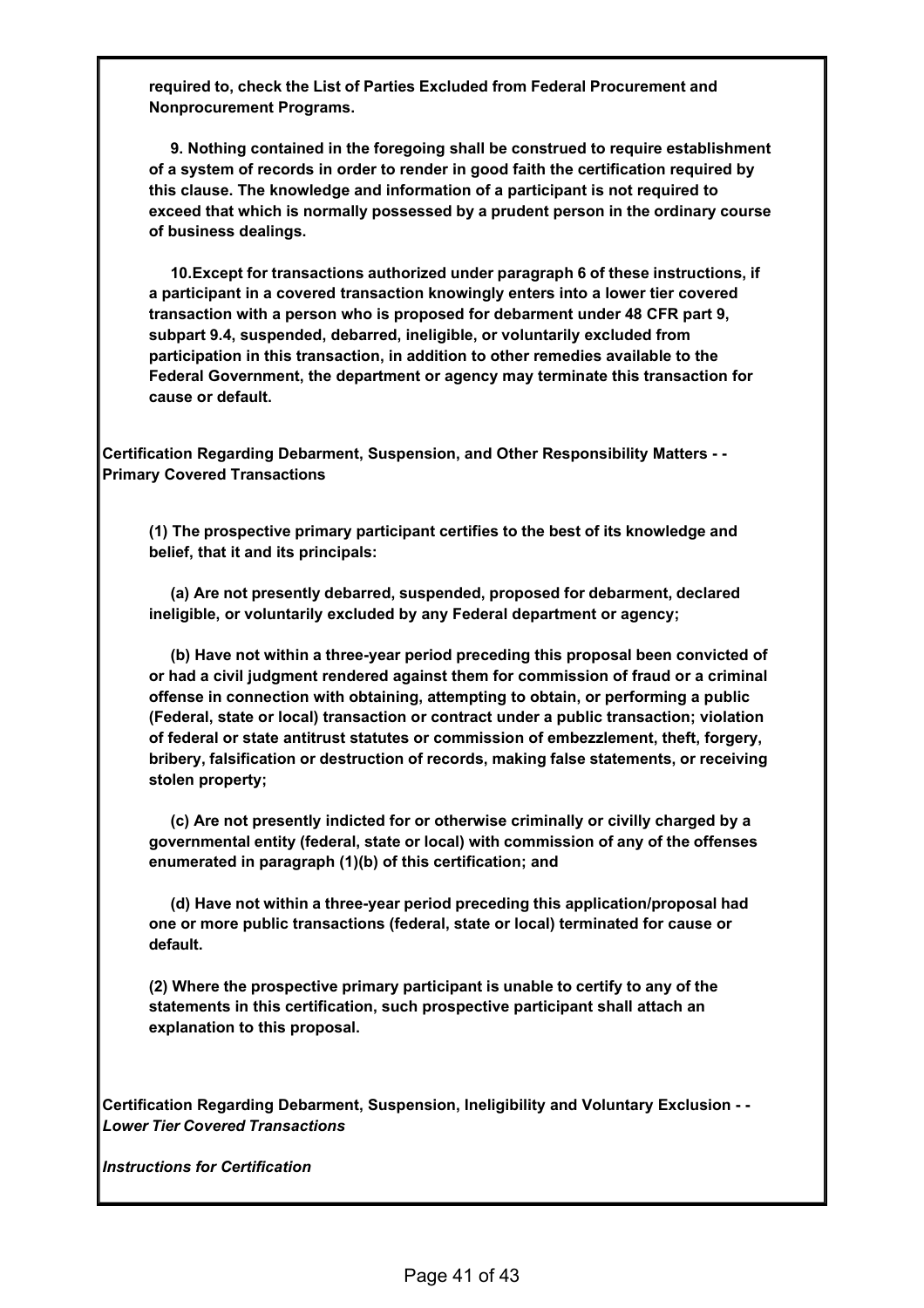**required to, check the List of Parties Excluded from Federal Procurement and Nonprocurement Programs.**

**9. Nothing contained in the foregoing shall be construed to require establishment of a system of records in order to render in good faith the certification required by this clause. The knowledge and information of a participant is not required to exceed that which is normally possessed by a prudent person in the ordinary course of business dealings.**

**10.Except for transactions authorized under paragraph 6 of these instructions, if a participant in a covered transaction knowingly enters into a lower tier covered transaction with a person who is proposed for debarment under 48 CFR part 9, subpart 9.4, suspended, debarred, ineligible, or voluntarily excluded from participation in this transaction, in addition to other remedies available to the Federal Government, the department or agency may terminate this transaction for cause or default.**

**Certification Regarding Debarment, Suspension, and Other Responsibility Matters - - Primary Covered Transactions**

**(1) The prospective primary participant certifies to the best of its knowledge and belief, that it and its principals:**

**(a) Are not presently debarred, suspended, proposed for debarment, declared ineligible, or voluntarily excluded by any Federal department or agency;**

**(b) Have not within a three-year period preceding this proposal been convicted of or had a civil judgment rendered against them for commission of fraud or a criminal offense in connection with obtaining, attempting to obtain, or performing a public (Federal, state or local) transaction or contract under a public transaction; violation of federal or state antitrust statutes or commission of embezzlement, theft, forgery, bribery, falsification or destruction of records, making false statements, or receiving stolen property;**

**(c) Are not presently indicted for or otherwise criminally or civilly charged by a governmental entity (federal, state or local) with commission of any of the offenses enumerated in paragraph (1)(b) of this certification; and**

**(d) Have not within a three-year period preceding this application/proposal had one or more public transactions (federal, state or local) terminated for cause or default.**

**(2) Where the prospective primary participant is unable to certify to any of the statements in this certification, such prospective participant shall attach an explanation to this proposal.**

**Certification Regarding Debarment, Suspension, Ineligibility and Voluntary Exclusion - -** ***Lower Tier Covered Transactions***

***Instructions for Certification***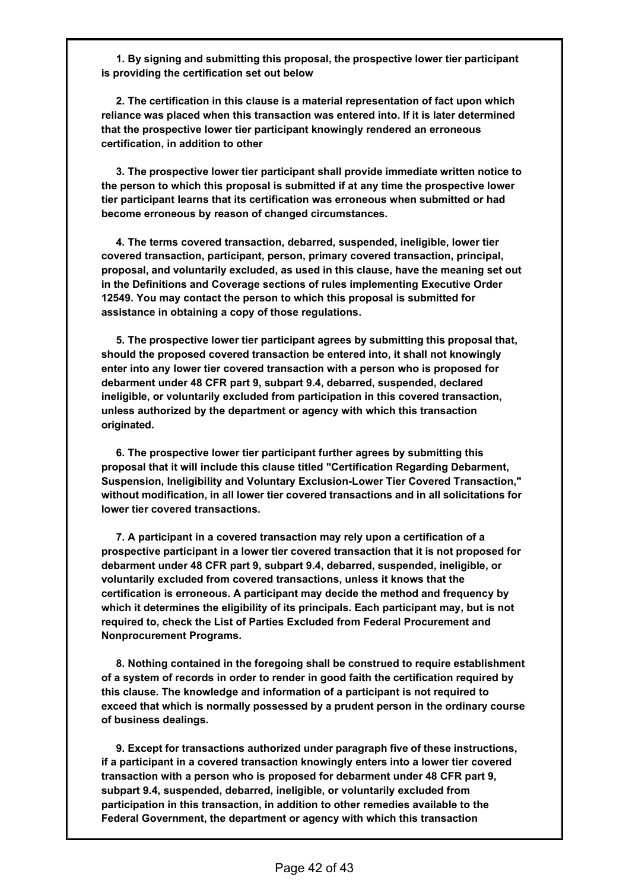**1. By signing and submitting this proposal, the prospective lower tier participant is providing the certification set out below**

**2. The certification in this clause is a material representation of fact upon which reliance was placed when this transaction was entered into. If it is later determined that the prospective lower tier participant knowingly rendered an erroneous certification, in addition to other**

**3. The prospective lower tier participant shall provide immediate written notice to the person to which this proposal is submitted if at any time the prospective lower tier participant learns that its certification was erroneous when submitted or had become erroneous by reason of changed circumstances.**

**4. The terms covered transaction, debarred, suspended, ineligible, lower tier covered transaction, participant, person, primary covered transaction, principal, proposal, and voluntarily excluded, as used in this clause, have the meaning set out in the Definitions and Coverage sections of rules implementing Executive Order 12549. You may contact the person to which this proposal is submitted for assistance in obtaining a copy of those regulations.**

**5. The prospective lower tier participant agrees by submitting this proposal that, should the proposed covered transaction be entered into, it shall not knowingly enter into any lower tier covered transaction with a person who is proposed for debarment under 48 CFR part 9, subpart 9.4, debarred, suspended, declared ineligible, or voluntarily excluded from participation in this covered transaction, unless authorized by the department or agency with which this transaction originated.**

**6. The prospective lower tier participant further agrees by submitting this proposal that it will include this clause titled "Certification Regarding Debarment, Suspension, Ineligibility and Voluntary Exclusion-Lower Tier Covered Transaction," without modification, in all lower tier covered transactions and in all solicitations for lower tier covered transactions.**

**7. A participant in a covered transaction may rely upon a certification of a prospective participant in a lower tier covered transaction that it is not proposed for debarment under 48 CFR part 9, subpart 9.4, debarred, suspended, ineligible, or voluntarily excluded from covered transactions, unless it knows that the certification is erroneous. A participant may decide the method and frequency by which it determines the eligibility of its principals. Each participant may, but is not required to, check the List of Parties Excluded from Federal Procurement and Nonprocurement Programs.**

**8. Nothing contained in the foregoing shall be construed to require establishment of a system of records in order to render in good faith the certification required by this clause. The knowledge and information of a participant is not required to exceed that which is normally possessed by a prudent person in the ordinary course of business dealings.**

**9. Except for transactions authorized under paragraph five of these instructions, if a participant in a covered transaction knowingly enters into a lower tier covered transaction with a person who is proposed for debarment under 48 CFR part 9, subpart 9.4, suspended, debarred, ineligible, or voluntarily excluded from participation in this transaction, in addition to other remedies available to the Federal Government, the department or agency with which this transaction**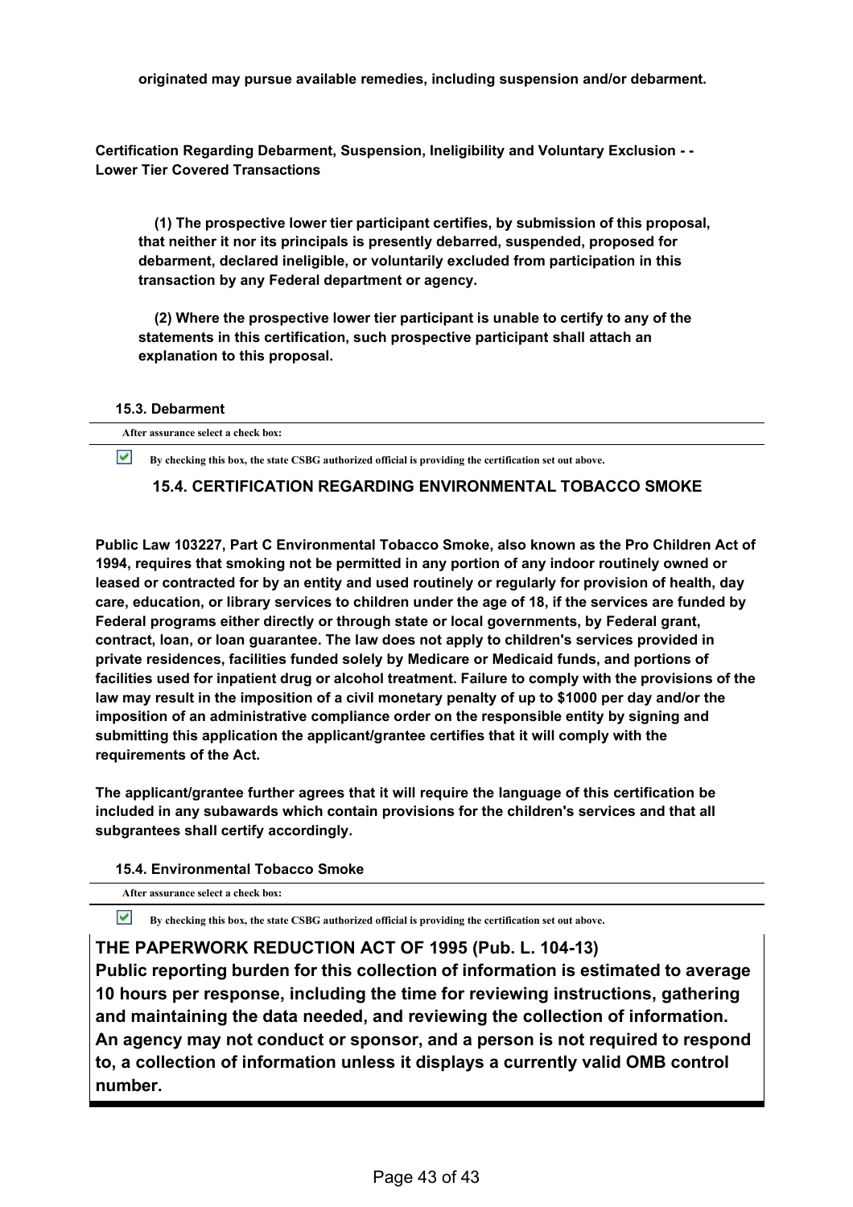**originated may pursue available remedies, including suspension and/or debarment.**

**Certification Regarding Debarment, Suspension, Ineligibility and Voluntary Exclusion - - Lower Tier Covered Transactions**

**(1) The prospective lower tier participant certifies, by submission of this proposal, that neither it nor its principals is presently debarred, suspended, proposed for debarment, declared ineligible, or voluntarily excluded from participation in this transaction by any Federal department or agency.**

**(2) Where the prospective lower tier participant is unable to certify to any of the statements in this certification, such prospective participant shall attach an explanation to this proposal.**

**15.3. Debarment**

**After assurance select a check box:**

☑ **By checking this box, the state CSBG authorized official is providing the certification set out above.**

### 15.4. CERTIFICATION REGARDING ENVIRONMENTAL TOBACCO SMOKE

**Public Law 103227, Part C Environmental Tobacco Smoke, also known as the Pro Children Act of 1994, requires that smoking not be permitted in any portion of any indoor routinely owned or leased or contracted for by an entity and used routinely or regularly for provision of health, day care, education, or library services to children under the age of 18, if the services are funded by Federal programs either directly or through state or local governments, by Federal grant, contract, loan, or loan guarantee. The law does not apply to children's services provided in private residences, facilities funded solely by Medicare or Medicaid funds, and portions of facilities used for inpatient drug or alcohol treatment. Failure to comply with the provisions of the law may result in the imposition of a civil monetary penalty of up to $1000 per day and/or the imposition of an administrative compliance order on the responsible entity by signing and submitting this application the applicant/grantee certifies that it will comply with the requirements of the Act.**

**The applicant/grantee further agrees that it will require the language of this certification be included in any subawards which contain provisions for the children's services and that all subgrantees shall certify accordingly.**

**15.4. Environmental Tobacco Smoke**

**After assurance select a check box:**

☑ **By checking this box, the state CSBG authorized official is providing the certification set out above.**

**THE PAPERWORK REDUCTION ACT OF 1995 (Pub. L. 104-13)**
**Public reporting burden for this collection of information is estimated to average 10 hours per response, including the time for reviewing instructions, gathering and maintaining the data needed, and reviewing the collection of information. An agency may not conduct or sponsor, and a person is not required to respond to, a collection of information unless it displays a currently valid OMB control number.**